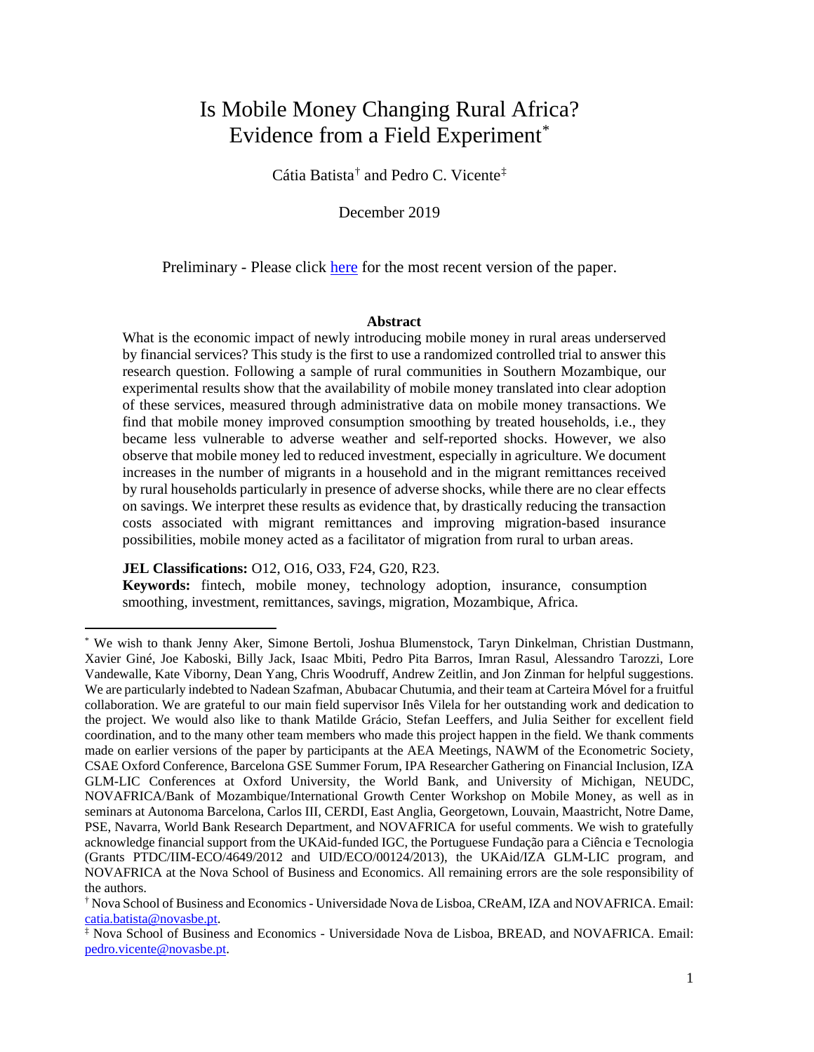# Is Mobile Money Changing Rural Africa? Evidence from a Field Experiment[*]

Cátia Batista[†] and Pedro C. Vicente[‡]

December 2019

Preliminary - Please click here for the most recent version of the paper.

**Abstract**

What is the economic impact of newly introducing mobile money in rural areas underserved by financial services? This study is the first to use a randomized controlled trial to answer this research question. Following a sample of rural communities in Southern Mozambique, our experimental results show that the availability of mobile money translated into clear adoption of these services, measured through administrative data on mobile money transactions. We find that mobile money improved consumption smoothing by treated households, i.e., they became less vulnerable to adverse weather and self-reported shocks. However, we also observe that mobile money led to reduced investment, especially in agriculture. We document increases in the number of migrants in a household and in the migrant remittances received by rural households particularly in presence of adverse shocks, while there are no clear effects on savings. We interpret these results as evidence that, by drastically reducing the transaction costs associated with migrant remittances and improving migration-based insurance possibilities, mobile money acted as a facilitator of migration from rural to urban areas.

**JEL Classifications:** O12, O16, O33, F24, G20, R23.

**Keywords:** fintech, mobile money, technology adoption, insurance, consumption smoothing, investment, remittances, savings, migration, Mozambique, Africa.

---

[*] We wish to thank Jenny Aker, Simone Bertoli, Joshua Blumenstock, Taryn Dinkelman, Christian Dustmann, Xavier Giné, Joe Kaboski, Billy Jack, Isaac Mbiti, Pedro Pita Barros, Imran Rasul, Alessandro Tarozzi, Lore Vandewalle, Kate Viborny, Dean Yang, Chris Woodruff, Andrew Zeitlin, and Jon Zinman for helpful suggestions. We are particularly indebted to Nadean Szafman, Abubacar Chutumia, and their team at Carteira Móvel for a fruitful collaboration. We are grateful to our main field supervisor Inês Vilela for her outstanding work and dedication to the project. We would also like to thank Matilde Grácio, Stefan Leeffers, and Julia Seither for excellent field coordination, and to the many other team members who made this project happen in the field. We thank comments made on earlier versions of the paper by participants at the AEA Meetings, NAWM of the Econometric Society, CSAE Oxford Conference, Barcelona GSE Summer Forum, IPA Researcher Gathering on Financial Inclusion, IZA GLM-LIC Conferences at Oxford University, the World Bank, and University of Michigan, NEUDC, NOVAFRICA/Bank of Mozambique/International Growth Center Workshop on Mobile Money, as well as in seminars at Autonoma Barcelona, Carlos III, CERDI, East Anglia, Georgetown, Louvain, Maastricht, Notre Dame, PSE, Navarra, World Bank Research Department, and NOVAFRICA for useful comments. We wish to gratefully acknowledge financial support from the UKAid-funded IGC, the Portuguese Fundação para a Ciência e Tecnologia (Grants PTDC/IIM-ECO/4649/2012 and UID/ECO/00124/2013), the UKAid/IZA GLM-LIC program, and NOVAFRICA at the Nova School of Business and Economics. All remaining errors are the sole responsibility of the authors.

[†] Nova School of Business and Economics - Universidade Nova de Lisboa, CReAM, IZA and NOVAFRICA. Email: catia.batista@novasbe.pt.

[‡] Nova School of Business and Economics - Universidade Nova de Lisboa, BREAD, and NOVAFRICA. Email: pedro.vicente@novasbe.pt.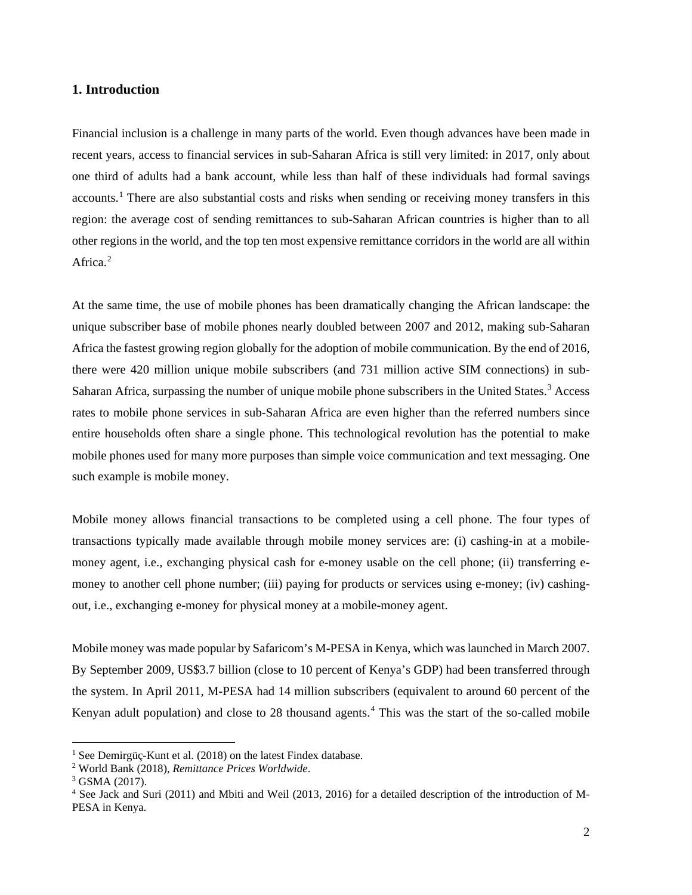## 1. Introduction

Financial inclusion is a challenge in many parts of the world. Even though advances have been made in recent years, access to financial services in sub-Saharan Africa is still very limited: in 2017, only about one third of adults had a bank account, while less than half of these individuals had formal savings accounts.[1] There are also substantial costs and risks when sending or receiving money transfers in this region: the average cost of sending remittances to sub-Saharan African countries is higher than to all other regions in the world, and the top ten most expensive remittance corridors in the world are all within Africa.[2]

At the same time, the use of mobile phones has been dramatically changing the African landscape: the unique subscriber base of mobile phones nearly doubled between 2007 and 2012, making sub-Saharan Africa the fastest growing region globally for the adoption of mobile communication. By the end of 2016, there were 420 million unique mobile subscribers (and 731 million active SIM connections) in sub-Saharan Africa, surpassing the number of unique mobile phone subscribers in the United States.[3] Access rates to mobile phone services in sub-Saharan Africa are even higher than the referred numbers since entire households often share a single phone. This technological revolution has the potential to make mobile phones used for many more purposes than simple voice communication and text messaging. One such example is mobile money.

Mobile money allows financial transactions to be completed using a cell phone. The four types of transactions typically made available through mobile money services are: (i) cashing-in at a mobile-money agent, i.e., exchanging physical cash for e-money usable on the cell phone; (ii) transferring e-money to another cell phone number; (iii) paying for products or services using e-money; (iv) cashing-out, i.e., exchanging e-money for physical money at a mobile-money agent.

Mobile money was made popular by Safaricom's M-PESA in Kenya, which was launched in March 2007. By September 2009, US$3.7 billion (close to 10 percent of Kenya's GDP) had been transferred through the system. In April 2011, M-PESA had 14 million subscribers (equivalent to around 60 percent of the Kenyan adult population) and close to 28 thousand agents.[4] This was the start of the so-called mobile

[1] See Demirgüç-Kunt et al. (2018) on the latest Findex database.

[2] World Bank (2018), *Remittance Prices Worldwide*.

[3] GSMA (2017).

[4] See Jack and Suri (2011) and Mbiti and Weil (2013, 2016) for a detailed description of the introduction of M-PESA in Kenya.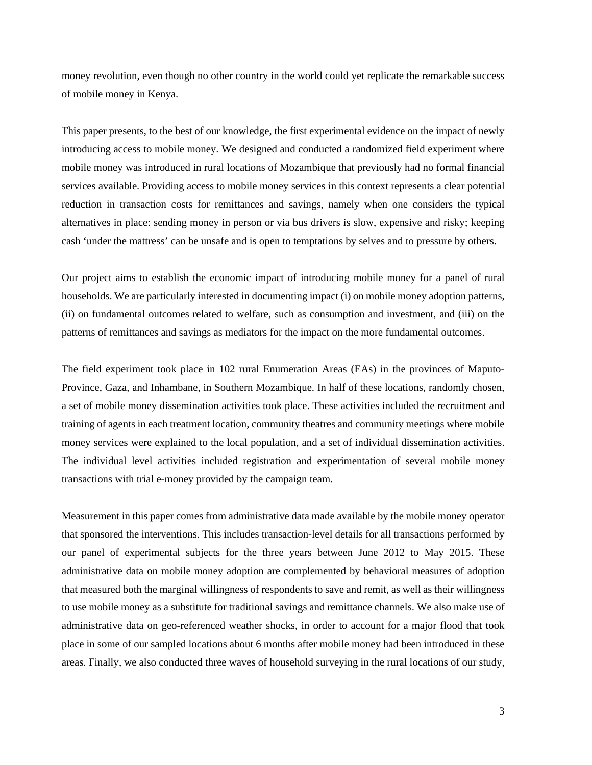money revolution, even though no other country in the world could yet replicate the remarkable success of mobile money in Kenya.

This paper presents, to the best of our knowledge, the first experimental evidence on the impact of newly introducing access to mobile money. We designed and conducted a randomized field experiment where mobile money was introduced in rural locations of Mozambique that previously had no formal financial services available. Providing access to mobile money services in this context represents a clear potential reduction in transaction costs for remittances and savings, namely when one considers the typical alternatives in place: sending money in person or via bus drivers is slow, expensive and risky; keeping cash 'under the mattress' can be unsafe and is open to temptations by selves and to pressure by others.

Our project aims to establish the economic impact of introducing mobile money for a panel of rural households. We are particularly interested in documenting impact (i) on mobile money adoption patterns, (ii) on fundamental outcomes related to welfare, such as consumption and investment, and (iii) on the patterns of remittances and savings as mediators for the impact on the more fundamental outcomes.

The field experiment took place in 102 rural Enumeration Areas (EAs) in the provinces of Maputo-Province, Gaza, and Inhambane, in Southern Mozambique. In half of these locations, randomly chosen, a set of mobile money dissemination activities took place. These activities included the recruitment and training of agents in each treatment location, community theatres and community meetings where mobile money services were explained to the local population, and a set of individual dissemination activities. The individual level activities included registration and experimentation of several mobile money transactions with trial e-money provided by the campaign team.

Measurement in this paper comes from administrative data made available by the mobile money operator that sponsored the interventions. This includes transaction-level details for all transactions performed by our panel of experimental subjects for the three years between June 2012 to May 2015. These administrative data on mobile money adoption are complemented by behavioral measures of adoption that measured both the marginal willingness of respondents to save and remit, as well as their willingness to use mobile money as a substitute for traditional savings and remittance channels. We also make use of administrative data on geo-referenced weather shocks, in order to account for a major flood that took place in some of our sampled locations about 6 months after mobile money had been introduced in these areas. Finally, we also conducted three waves of household surveying in the rural locations of our study,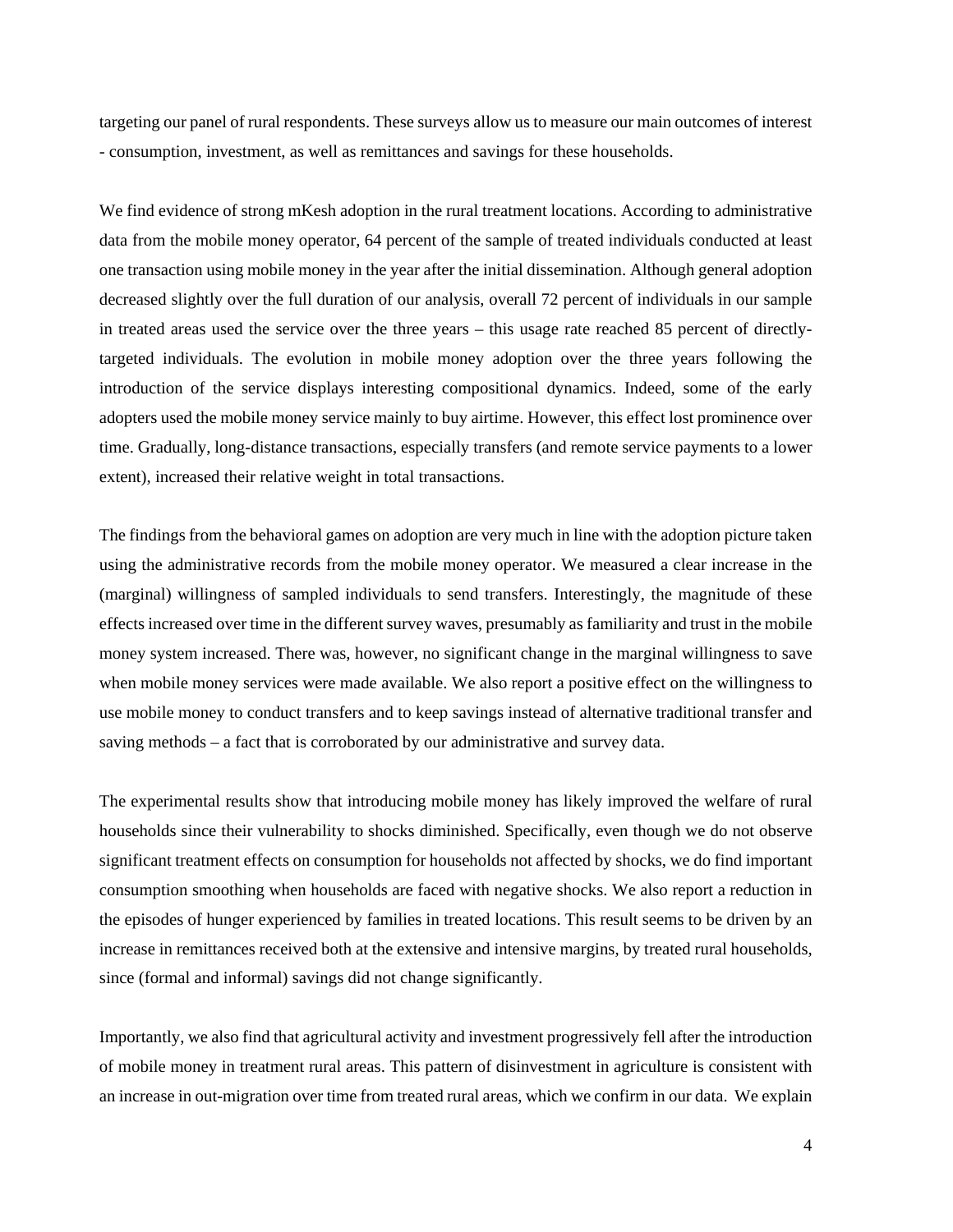targeting our panel of rural respondents. These surveys allow us to measure our main outcomes of interest - consumption, investment, as well as remittances and savings for these households.

We find evidence of strong mKesh adoption in the rural treatment locations. According to administrative data from the mobile money operator, 64 percent of the sample of treated individuals conducted at least one transaction using mobile money in the year after the initial dissemination. Although general adoption decreased slightly over the full duration of our analysis, overall 72 percent of individuals in our sample in treated areas used the service over the three years – this usage rate reached 85 percent of directly-targeted individuals. The evolution in mobile money adoption over the three years following the introduction of the service displays interesting compositional dynamics. Indeed, some of the early adopters used the mobile money service mainly to buy airtime. However, this effect lost prominence over time. Gradually, long-distance transactions, especially transfers (and remote service payments to a lower extent), increased their relative weight in total transactions.

The findings from the behavioral games on adoption are very much in line with the adoption picture taken using the administrative records from the mobile money operator. We measured a clear increase in the (marginal) willingness of sampled individuals to send transfers. Interestingly, the magnitude of these effects increased over time in the different survey waves, presumably as familiarity and trust in the mobile money system increased. There was, however, no significant change in the marginal willingness to save when mobile money services were made available. We also report a positive effect on the willingness to use mobile money to conduct transfers and to keep savings instead of alternative traditional transfer and saving methods – a fact that is corroborated by our administrative and survey data.

The experimental results show that introducing mobile money has likely improved the welfare of rural households since their vulnerability to shocks diminished. Specifically, even though we do not observe significant treatment effects on consumption for households not affected by shocks, we do find important consumption smoothing when households are faced with negative shocks. We also report a reduction in the episodes of hunger experienced by families in treated locations. This result seems to be driven by an increase in remittances received both at the extensive and intensive margins, by treated rural households, since (formal and informal) savings did not change significantly.

Importantly, we also find that agricultural activity and investment progressively fell after the introduction of mobile money in treatment rural areas. This pattern of disinvestment in agriculture is consistent with an increase in out-migration over time from treated rural areas, which we confirm in our data. We explain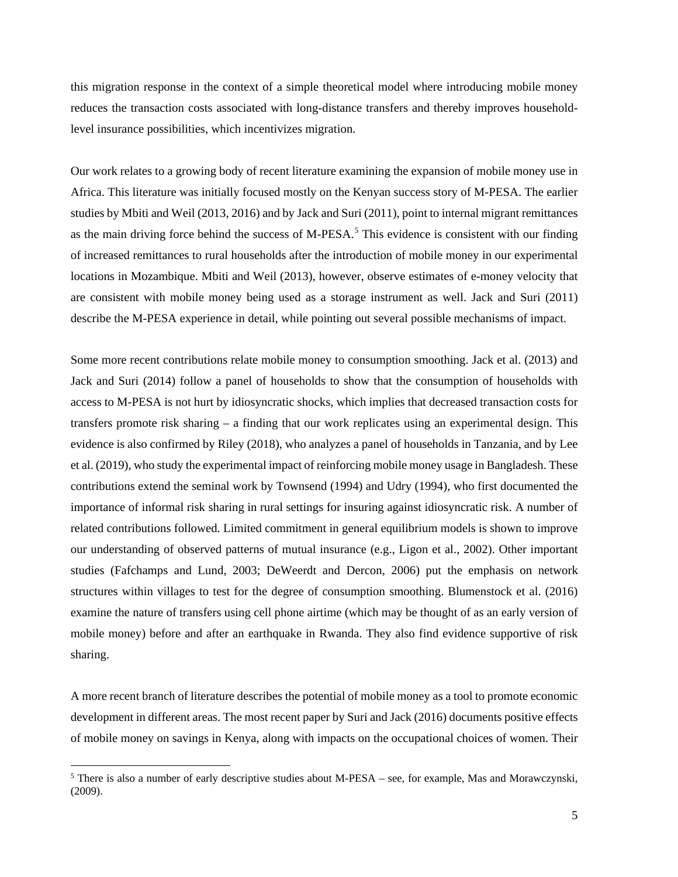this migration response in the context of a simple theoretical model where introducing mobile money reduces the transaction costs associated with long-distance transfers and thereby improves household-level insurance possibilities, which incentivizes migration.

Our work relates to a growing body of recent literature examining the expansion of mobile money use in Africa. This literature was initially focused mostly on the Kenyan success story of M-PESA. The earlier studies by Mbiti and Weil (2013, 2016) and by Jack and Suri (2011), point to internal migrant remittances as the main driving force behind the success of M-PESA.[5] This evidence is consistent with our finding of increased remittances to rural households after the introduction of mobile money in our experimental locations in Mozambique. Mbiti and Weil (2013), however, observe estimates of e-money velocity that are consistent with mobile money being used as a storage instrument as well. Jack and Suri (2011) describe the M-PESA experience in detail, while pointing out several possible mechanisms of impact.

Some more recent contributions relate mobile money to consumption smoothing. Jack et al. (2013) and Jack and Suri (2014) follow a panel of households to show that the consumption of households with access to M-PESA is not hurt by idiosyncratic shocks, which implies that decreased transaction costs for transfers promote risk sharing – a finding that our work replicates using an experimental design. This evidence is also confirmed by Riley (2018), who analyzes a panel of households in Tanzania, and by Lee et al. (2019), who study the experimental impact of reinforcing mobile money usage in Bangladesh. These contributions extend the seminal work by Townsend (1994) and Udry (1994), who first documented the importance of informal risk sharing in rural settings for insuring against idiosyncratic risk. A number of related contributions followed. Limited commitment in general equilibrium models is shown to improve our understanding of observed patterns of mutual insurance (e.g., Ligon et al., 2002). Other important studies (Fafchamps and Lund, 2003; DeWeerdt and Dercon, 2006) put the emphasis on network structures within villages to test for the degree of consumption smoothing. Blumenstock et al. (2016) examine the nature of transfers using cell phone airtime (which may be thought of as an early version of mobile money) before and after an earthquake in Rwanda. They also find evidence supportive of risk sharing.

A more recent branch of literature describes the potential of mobile money as a tool to promote economic development in different areas. The most recent paper by Suri and Jack (2016) documents positive effects of mobile money on savings in Kenya, along with impacts on the occupational choices of women. Their

[5] There is also a number of early descriptive studies about M-PESA – see, for example, Mas and Morawczynski, (2009).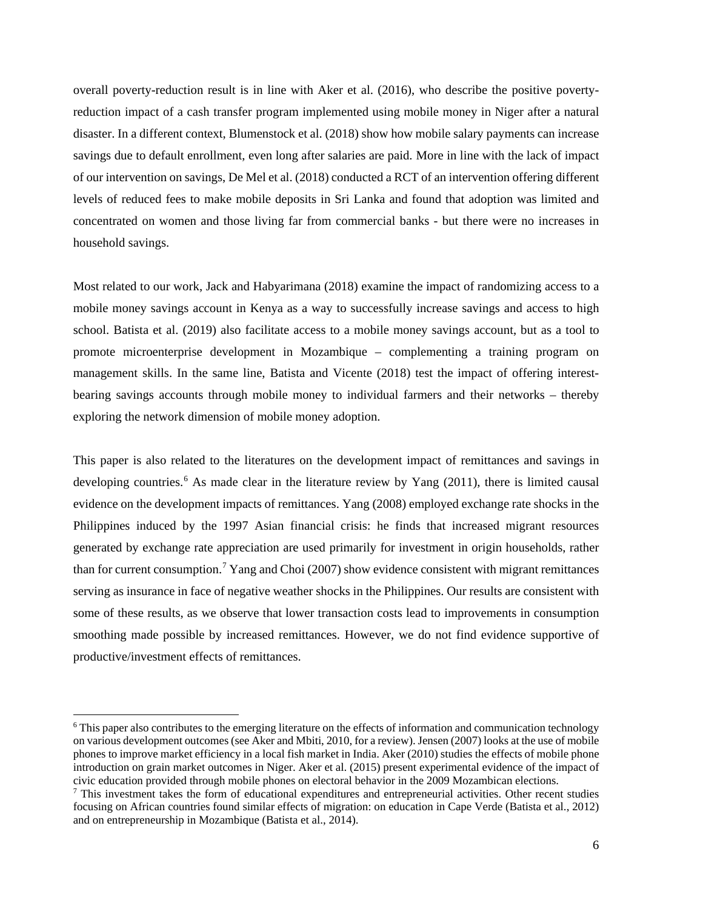overall poverty-reduction result is in line with Aker et al. (2016), who describe the positive poverty-reduction impact of a cash transfer program implemented using mobile money in Niger after a natural disaster. In a different context, Blumenstock et al. (2018) show how mobile salary payments can increase savings due to default enrollment, even long after salaries are paid. More in line with the lack of impact of our intervention on savings, De Mel et al. (2018) conducted a RCT of an intervention offering different levels of reduced fees to make mobile deposits in Sri Lanka and found that adoption was limited and concentrated on women and those living far from commercial banks - but there were no increases in household savings.

Most related to our work, Jack and Habyarimana (2018) examine the impact of randomizing access to a mobile money savings account in Kenya as a way to successfully increase savings and access to high school. Batista et al. (2019) also facilitate access to a mobile money savings account, but as a tool to promote microenterprise development in Mozambique – complementing a training program on management skills. In the same line, Batista and Vicente (2018) test the impact of offering interest-bearing savings accounts through mobile money to individual farmers and their networks – thereby exploring the network dimension of mobile money adoption.

This paper is also related to the literatures on the development impact of remittances and savings in developing countries.[6] As made clear in the literature review by Yang (2011), there is limited causal evidence on the development impacts of remittances. Yang (2008) employed exchange rate shocks in the Philippines induced by the 1997 Asian financial crisis: he finds that increased migrant resources generated by exchange rate appreciation are used primarily for investment in origin households, rather than for current consumption.[7] Yang and Choi (2007) show evidence consistent with migrant remittances serving as insurance in face of negative weather shocks in the Philippines. Our results are consistent with some of these results, as we observe that lower transaction costs lead to improvements in consumption smoothing made possible by increased remittances. However, we do not find evidence supportive of productive/investment effects of remittances.

---

[6] This paper also contributes to the emerging literature on the effects of information and communication technology on various development outcomes (see Aker and Mbiti, 2010, for a review). Jensen (2007) looks at the use of mobile phones to improve market efficiency in a local fish market in India. Aker (2010) studies the effects of mobile phone introduction on grain market outcomes in Niger. Aker et al. (2015) present experimental evidence of the impact of civic education provided through mobile phones on electoral behavior in the 2009 Mozambican elections.

[7] This investment takes the form of educational expenditures and entrepreneurial activities. Other recent studies focusing on African countries found similar effects of migration: on education in Cape Verde (Batista et al., 2012) and on entrepreneurship in Mozambique (Batista et al., 2014).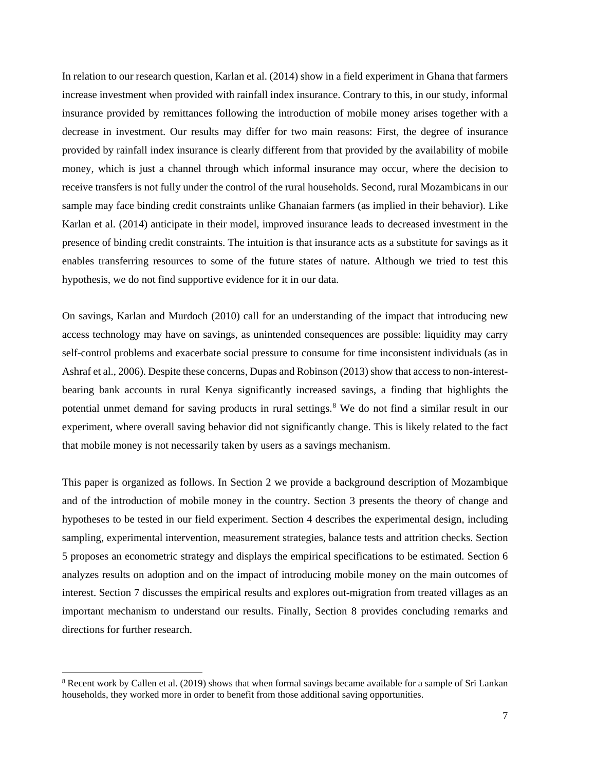In relation to our research question, Karlan et al. (2014) show in a field experiment in Ghana that farmers increase investment when provided with rainfall index insurance. Contrary to this, in our study, informal insurance provided by remittances following the introduction of mobile money arises together with a decrease in investment. Our results may differ for two main reasons: First, the degree of insurance provided by rainfall index insurance is clearly different from that provided by the availability of mobile money, which is just a channel through which informal insurance may occur, where the decision to receive transfers is not fully under the control of the rural households. Second, rural Mozambicans in our sample may face binding credit constraints unlike Ghanaian farmers (as implied in their behavior). Like Karlan et al. (2014) anticipate in their model, improved insurance leads to decreased investment in the presence of binding credit constraints. The intuition is that insurance acts as a substitute for savings as it enables transferring resources to some of the future states of nature. Although we tried to test this hypothesis, we do not find supportive evidence for it in our data.

On savings, Karlan and Murdoch (2010) call for an understanding of the impact that introducing new access technology may have on savings, as unintended consequences are possible: liquidity may carry self-control problems and exacerbate social pressure to consume for time inconsistent individuals (as in Ashraf et al., 2006). Despite these concerns, Dupas and Robinson (2013) show that access to non-interest-bearing bank accounts in rural Kenya significantly increased savings, a finding that highlights the potential unmet demand for saving products in rural settings.[8] We do not find a similar result in our experiment, where overall saving behavior did not significantly change. This is likely related to the fact that mobile money is not necessarily taken by users as a savings mechanism.

This paper is organized as follows. In Section 2 we provide a background description of Mozambique and of the introduction of mobile money in the country. Section 3 presents the theory of change and hypotheses to be tested in our field experiment. Section 4 describes the experimental design, including sampling, experimental intervention, measurement strategies, balance tests and attrition checks. Section 5 proposes an econometric strategy and displays the empirical specifications to be estimated. Section 6 analyzes results on adoption and on the impact of introducing mobile money on the main outcomes of interest. Section 7 discusses the empirical results and explores out-migration from treated villages as an important mechanism to understand our results. Finally, Section 8 provides concluding remarks and directions for further research.

---

[8] Recent work by Callen et al. (2019) shows that when formal savings became available for a sample of Sri Lankan households, they worked more in order to benefit from those additional saving opportunities.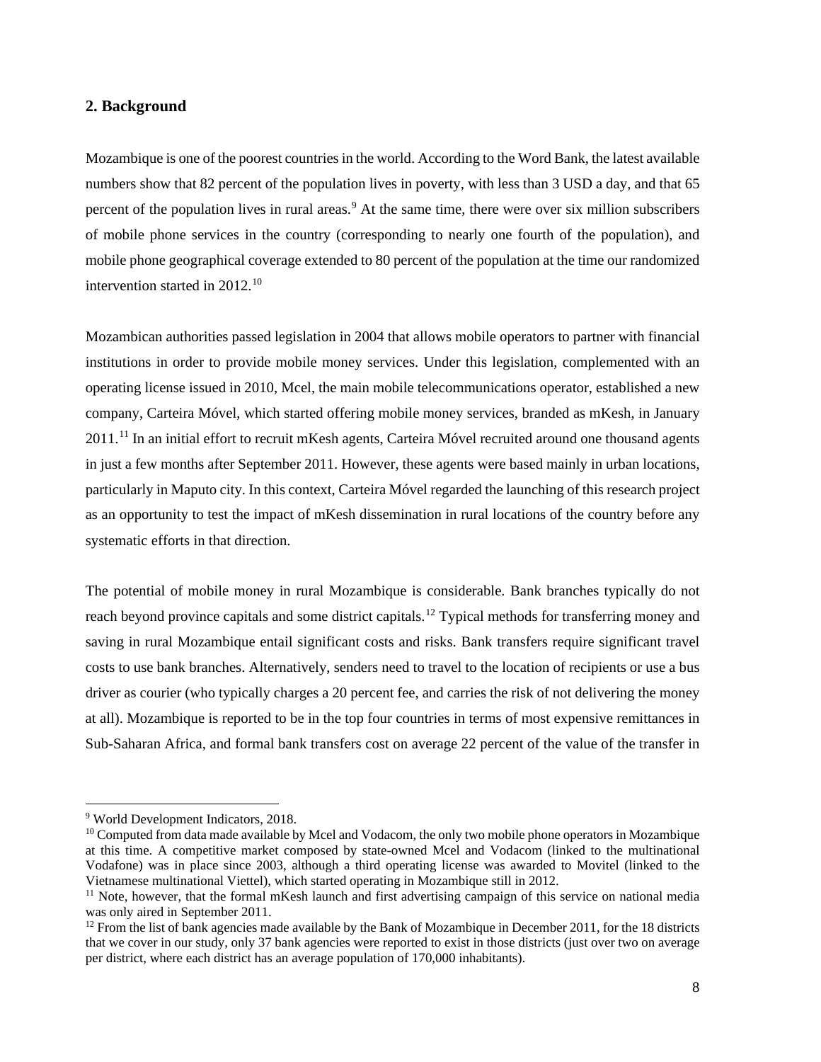## 2. Background

Mozambique is one of the poorest countries in the world. According to the Word Bank, the latest available numbers show that 82 percent of the population lives in poverty, with less than 3 USD a day, and that 65 percent of the population lives in rural areas.[9] At the same time, there were over six million subscribers of mobile phone services in the country (corresponding to nearly one fourth of the population), and mobile phone geographical coverage extended to 80 percent of the population at the time our randomized intervention started in 2012.[10]

Mozambican authorities passed legislation in 2004 that allows mobile operators to partner with financial institutions in order to provide mobile money services. Under this legislation, complemented with an operating license issued in 2010, Mcel, the main mobile telecommunications operator, established a new company, Carteira Móvel, which started offering mobile money services, branded as mKesh, in January 2011.[11] In an initial effort to recruit mKesh agents, Carteira Móvel recruited around one thousand agents in just a few months after September 2011. However, these agents were based mainly in urban locations, particularly in Maputo city. In this context, Carteira Móvel regarded the launching of this research project as an opportunity to test the impact of mKesh dissemination in rural locations of the country before any systematic efforts in that direction.

The potential of mobile money in rural Mozambique is considerable. Bank branches typically do not reach beyond province capitals and some district capitals.[12] Typical methods for transferring money and saving in rural Mozambique entail significant costs and risks. Bank transfers require significant travel costs to use bank branches. Alternatively, senders need to travel to the location of recipients or use a bus driver as courier (who typically charges a 20 percent fee, and carries the risk of not delivering the money at all). Mozambique is reported to be in the top four countries in terms of most expensive remittances in Sub-Saharan Africa, and formal bank transfers cost on average 22 percent of the value of the transfer in

---

[9] World Development Indicators, 2018.

[10] Computed from data made available by Mcel and Vodacom, the only two mobile phone operators in Mozambique at this time. A competitive market composed by state-owned Mcel and Vodacom (linked to the multinational Vodafone) was in place since 2003, although a third operating license was awarded to Movitel (linked to the Vietnamese multinational Viettel), which started operating in Mozambique still in 2012.

[11] Note, however, that the formal mKesh launch and first advertising campaign of this service on national media was only aired in September 2011.

[12] From the list of bank agencies made available by the Bank of Mozambique in December 2011, for the 18 districts that we cover in our study, only 37 bank agencies were reported to exist in those districts (just over two on average per district, where each district has an average population of 170,000 inhabitants).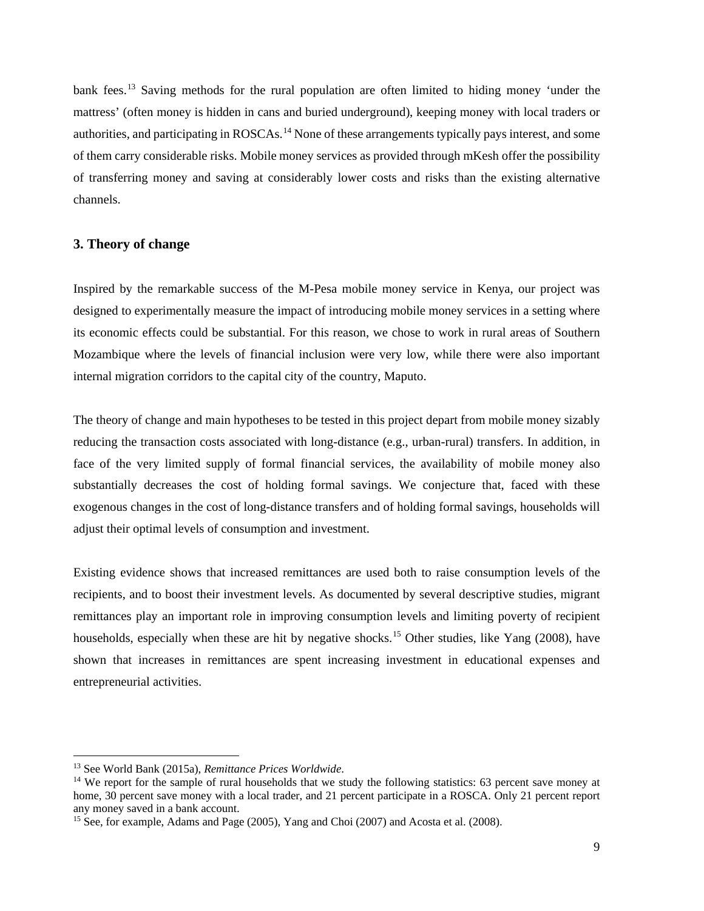bank fees.[13] Saving methods for the rural population are often limited to hiding money 'under the mattress' (often money is hidden in cans and buried underground), keeping money with local traders or authorities, and participating in ROSCAs.[14] None of these arrangements typically pays interest, and some of them carry considerable risks. Mobile money services as provided through mKesh offer the possibility of transferring money and saving at considerably lower costs and risks than the existing alternative channels.

### 3. Theory of change

Inspired by the remarkable success of the M-Pesa mobile money service in Kenya, our project was designed to experimentally measure the impact of introducing mobile money services in a setting where its economic effects could be substantial. For this reason, we chose to work in rural areas of Southern Mozambique where the levels of financial inclusion were very low, while there were also important internal migration corridors to the capital city of the country, Maputo.

The theory of change and main hypotheses to be tested in this project depart from mobile money sizably reducing the transaction costs associated with long-distance (e.g., urban-rural) transfers. In addition, in face of the very limited supply of formal financial services, the availability of mobile money also substantially decreases the cost of holding formal savings. We conjecture that, faced with these exogenous changes in the cost of long-distance transfers and of holding formal savings, households will adjust their optimal levels of consumption and investment.

Existing evidence shows that increased remittances are used both to raise consumption levels of the recipients, and to boost their investment levels. As documented by several descriptive studies, migrant remittances play an important role in improving consumption levels and limiting poverty of recipient households, especially when these are hit by negative shocks.[15] Other studies, like Yang (2008), have shown that increases in remittances are spent increasing investment in educational expenses and entrepreneurial activities.

---

[13] See World Bank (2015a), *Remittance Prices Worldwide*.

[14] We report for the sample of rural households that we study the following statistics: 63 percent save money at home, 30 percent save money with a local trader, and 21 percent participate in a ROSCA. Only 21 percent report any money saved in a bank account.

[15] See, for example, Adams and Page (2005), Yang and Choi (2007) and Acosta et al. (2008).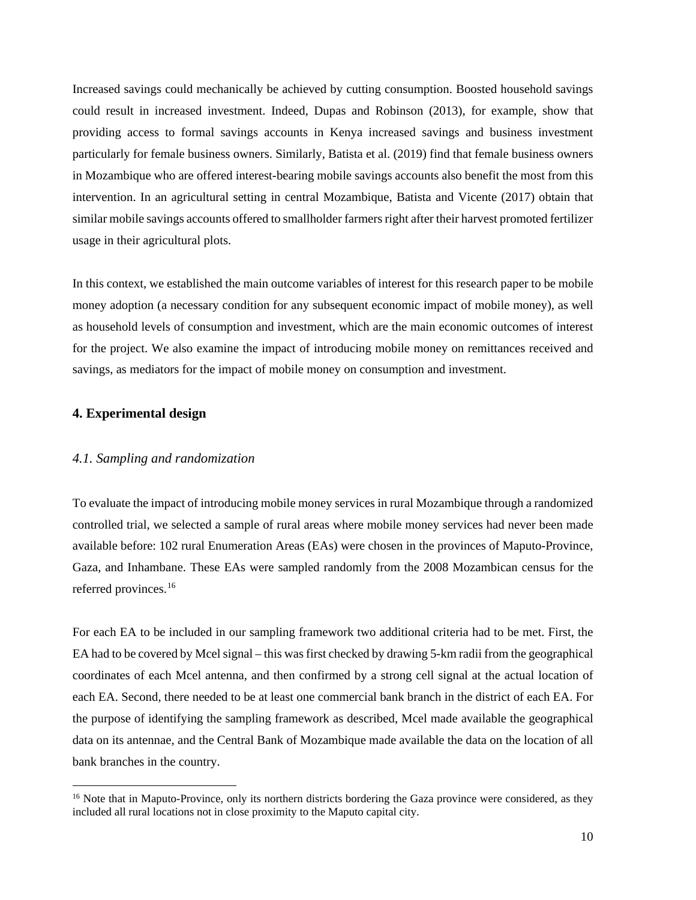Increased savings could mechanically be achieved by cutting consumption. Boosted household savings could result in increased investment. Indeed, Dupas and Robinson (2013), for example, show that providing access to formal savings accounts in Kenya increased savings and business investment particularly for female business owners. Similarly, Batista et al. (2019) find that female business owners in Mozambique who are offered interest-bearing mobile savings accounts also benefit the most from this intervention. In an agricultural setting in central Mozambique, Batista and Vicente (2017) obtain that similar mobile savings accounts offered to smallholder farmers right after their harvest promoted fertilizer usage in their agricultural plots.

In this context, we established the main outcome variables of interest for this research paper to be mobile money adoption (a necessary condition for any subsequent economic impact of mobile money), as well as household levels of consumption and investment, which are the main economic outcomes of interest for the project. We also examine the impact of introducing mobile money on remittances received and savings, as mediators for the impact of mobile money on consumption and investment.

## 4. Experimental design

### *4.1. Sampling and randomization*

To evaluate the impact of introducing mobile money services in rural Mozambique through a randomized controlled trial, we selected a sample of rural areas where mobile money services had never been made available before: 102 rural Enumeration Areas (EAs) were chosen in the provinces of Maputo-Province, Gaza, and Inhambane. These EAs were sampled randomly from the 2008 Mozambican census for the referred provinces.[16]

For each EA to be included in our sampling framework two additional criteria had to be met. First, the EA had to be covered by Mcel signal – this was first checked by drawing 5-km radii from the geographical coordinates of each Mcel antenna, and then confirmed by a strong cell signal at the actual location of each EA. Second, there needed to be at least one commercial bank branch in the district of each EA. For the purpose of identifying the sampling framework as described, Mcel made available the geographical data on its antennae, and the Central Bank of Mozambique made available the data on the location of all bank branches in the country.

[16] Note that in Maputo-Province, only its northern districts bordering the Gaza province were considered, as they included all rural locations not in close proximity to the Maputo capital city.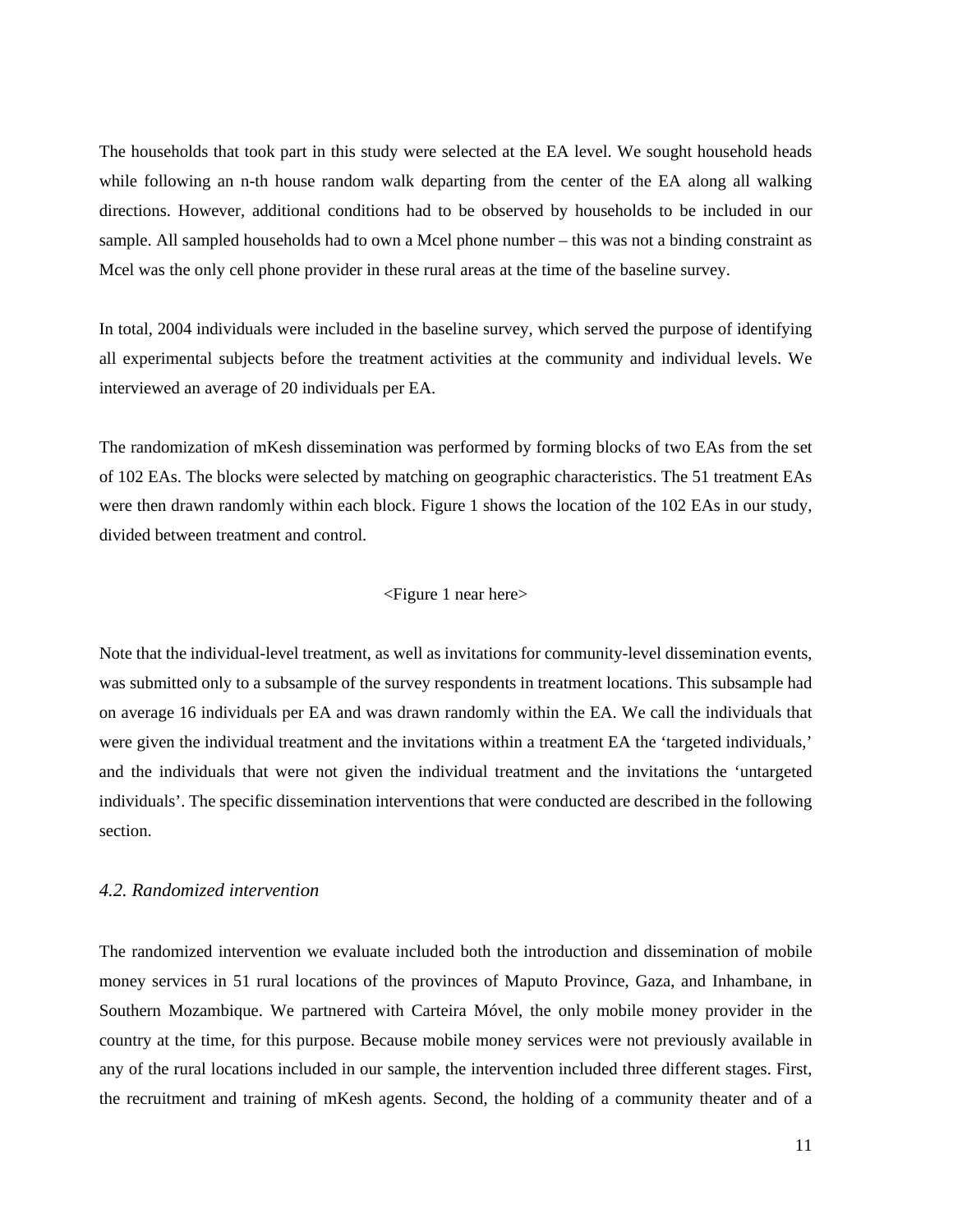The households that took part in this study were selected at the EA level. We sought household heads while following an n-th house random walk departing from the center of the EA along all walking directions. However, additional conditions had to be observed by households to be included in our sample. All sampled households had to own a Mcel phone number – this was not a binding constraint as Mcel was the only cell phone provider in these rural areas at the time of the baseline survey.

In total, 2004 individuals were included in the baseline survey, which served the purpose of identifying all experimental subjects before the treatment activities at the community and individual levels. We interviewed an average of 20 individuals per EA.

The randomization of mKesh dissemination was performed by forming blocks of two EAs from the set of 102 EAs. The blocks were selected by matching on geographic characteristics. The 51 treatment EAs were then drawn randomly within each block. Figure 1 shows the location of the 102 EAs in our study, divided between treatment and control.

<Figure 1 near here>

Note that the individual-level treatment, as well as invitations for community-level dissemination events, was submitted only to a subsample of the survey respondents in treatment locations. This subsample had on average 16 individuals per EA and was drawn randomly within the EA. We call the individuals that were given the individual treatment and the invitations within a treatment EA the 'targeted individuals,' and the individuals that were not given the individual treatment and the invitations the 'untargeted individuals'. The specific dissemination interventions that were conducted are described in the following section.

### *4.2. Randomized intervention*

The randomized intervention we evaluate included both the introduction and dissemination of mobile money services in 51 rural locations of the provinces of Maputo Province, Gaza, and Inhambane, in Southern Mozambique. We partnered with Carteira Móvel, the only mobile money provider in the country at the time, for this purpose. Because mobile money services were not previously available in any of the rural locations included in our sample, the intervention included three different stages. First, the recruitment and training of mKesh agents. Second, the holding of a community theater and of a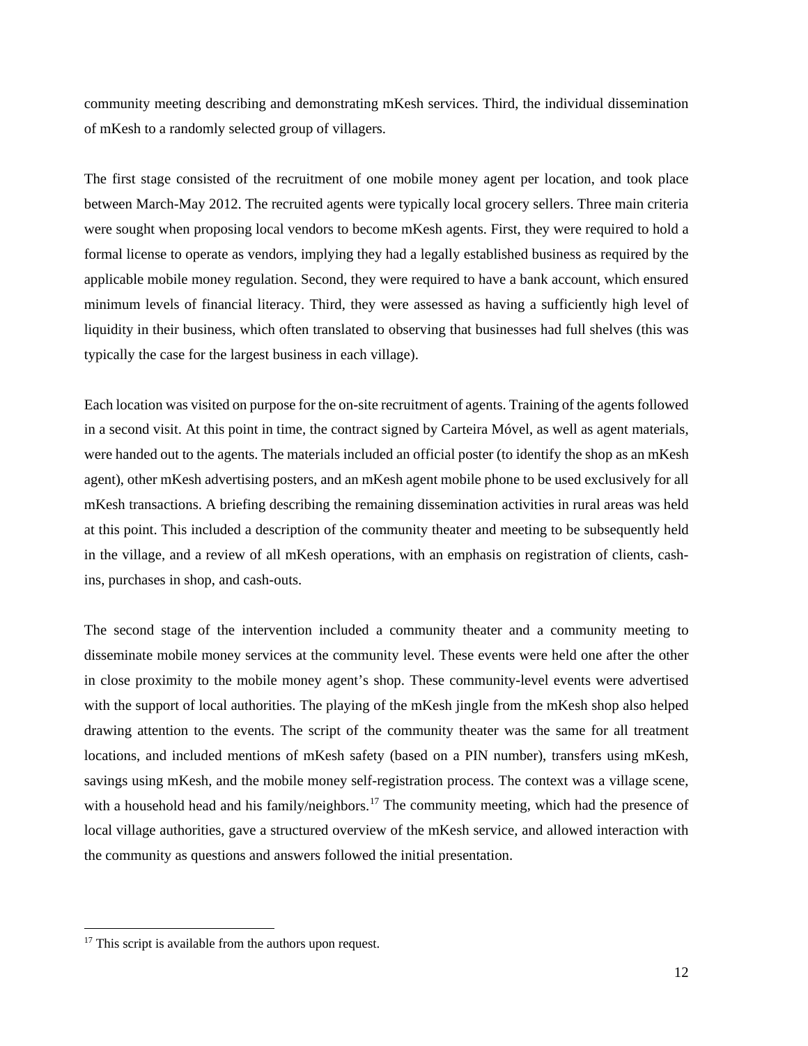community meeting describing and demonstrating mKesh services. Third, the individual dissemination of mKesh to a randomly selected group of villagers.

The first stage consisted of the recruitment of one mobile money agent per location, and took place between March-May 2012. The recruited agents were typically local grocery sellers. Three main criteria were sought when proposing local vendors to become mKesh agents. First, they were required to hold a formal license to operate as vendors, implying they had a legally established business as required by the applicable mobile money regulation. Second, they were required to have a bank account, which ensured minimum levels of financial literacy. Third, they were assessed as having a sufficiently high level of liquidity in their business, which often translated to observing that businesses had full shelves (this was typically the case for the largest business in each village).

Each location was visited on purpose for the on-site recruitment of agents. Training of the agents followed in a second visit. At this point in time, the contract signed by Carteira Móvel, as well as agent materials, were handed out to the agents. The materials included an official poster (to identify the shop as an mKesh agent), other mKesh advertising posters, and an mKesh agent mobile phone to be used exclusively for all mKesh transactions. A briefing describing the remaining dissemination activities in rural areas was held at this point. This included a description of the community theater and meeting to be subsequently held in the village, and a review of all mKesh operations, with an emphasis on registration of clients, cash-ins, purchases in shop, and cash-outs.

The second stage of the intervention included a community theater and a community meeting to disseminate mobile money services at the community level. These events were held one after the other in close proximity to the mobile money agent's shop. These community-level events were advertised with the support of local authorities. The playing of the mKesh jingle from the mKesh shop also helped drawing attention to the events. The script of the community theater was the same for all treatment locations, and included mentions of mKesh safety (based on a PIN number), transfers using mKesh, savings using mKesh, and the mobile money self-registration process. The context was a village scene, with a household head and his family/neighbors.[17] The community meeting, which had the presence of local village authorities, gave a structured overview of the mKesh service, and allowed interaction with the community as questions and answers followed the initial presentation.

[17] This script is available from the authors upon request.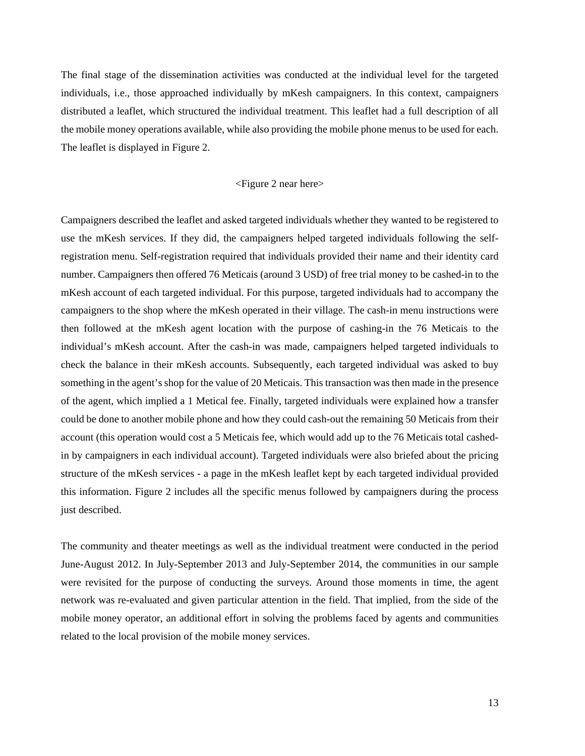The final stage of the dissemination activities was conducted at the individual level for the targeted individuals, i.e., those approached individually by mKesh campaigners. In this context, campaigners distributed a leaflet, which structured the individual treatment. This leaflet had a full description of all the mobile money operations available, while also providing the mobile phone menus to be used for each. The leaflet is displayed in Figure 2.

<Figure 2 near here>

Campaigners described the leaflet and asked targeted individuals whether they wanted to be registered to use the mKesh services. If they did, the campaigners helped targeted individuals following the self-registration menu. Self-registration required that individuals provided their name and their identity card number. Campaigners then offered 76 Meticais (around 3 USD) of free trial money to be cashed-in to the mKesh account of each targeted individual. For this purpose, targeted individuals had to accompany the campaigners to the shop where the mKesh operated in their village. The cash-in menu instructions were then followed at the mKesh agent location with the purpose of cashing-in the 76 Meticais to the individual's mKesh account. After the cash-in was made, campaigners helped targeted individuals to check the balance in their mKesh accounts. Subsequently, each targeted individual was asked to buy something in the agent's shop for the value of 20 Meticais. This transaction was then made in the presence of the agent, which implied a 1 Metical fee. Finally, targeted individuals were explained how a transfer could be done to another mobile phone and how they could cash-out the remaining 50 Meticais from their account (this operation would cost a 5 Meticais fee, which would add up to the 76 Meticais total cashed-in by campaigners in each individual account). Targeted individuals were also briefed about the pricing structure of the mKesh services - a page in the mKesh leaflet kept by each targeted individual provided this information. Figure 2 includes all the specific menus followed by campaigners during the process just described.

The community and theater meetings as well as the individual treatment were conducted in the period June-August 2012. In July-September 2013 and July-September 2014, the communities in our sample were revisited for the purpose of conducting the surveys. Around those moments in time, the agent network was re-evaluated and given particular attention in the field. That implied, from the side of the mobile money operator, an additional effort in solving the problems faced by agents and communities related to the local provision of the mobile money services.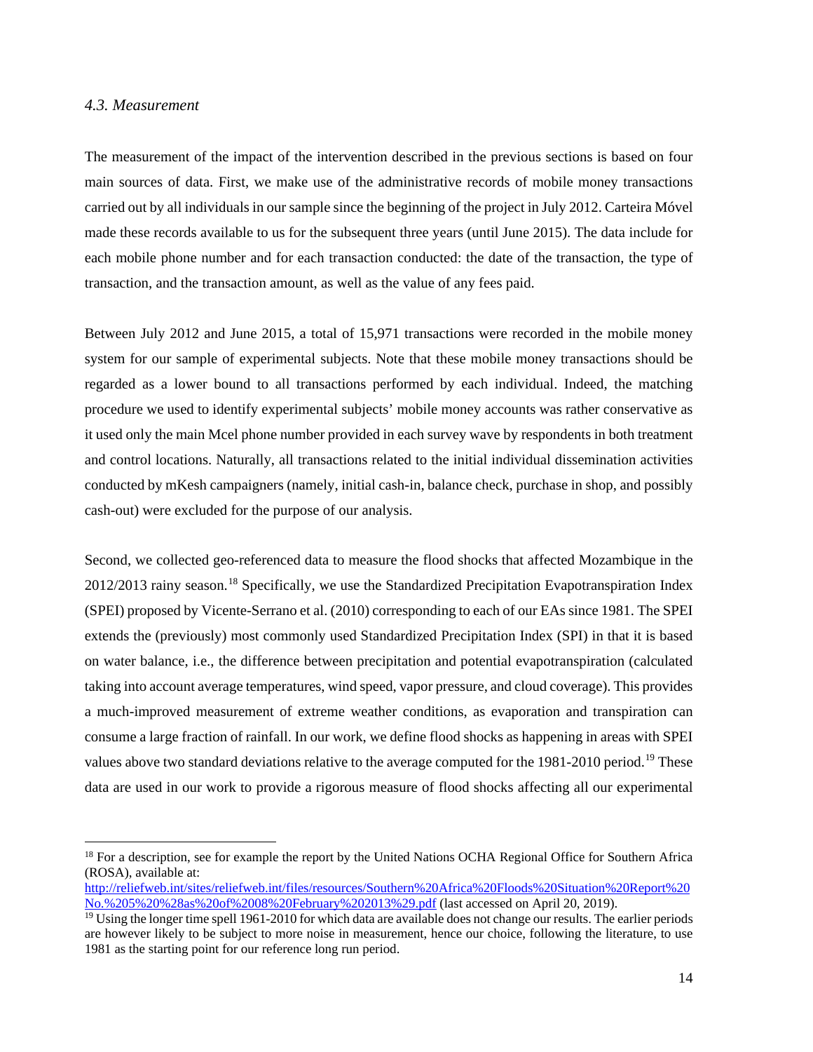### *4.3. Measurement*

The measurement of the impact of the intervention described in the previous sections is based on four main sources of data. First, we make use of the administrative records of mobile money transactions carried out by all individuals in our sample since the beginning of the project in July 2012. Carteira Móvel made these records available to us for the subsequent three years (until June 2015). The data include for each mobile phone number and for each transaction conducted: the date of the transaction, the type of transaction, and the transaction amount, as well as the value of any fees paid.

Between July 2012 and June 2015, a total of 15,971 transactions were recorded in the mobile money system for our sample of experimental subjects. Note that these mobile money transactions should be regarded as a lower bound to all transactions performed by each individual. Indeed, the matching procedure we used to identify experimental subjects' mobile money accounts was rather conservative as it used only the main Mcel phone number provided in each survey wave by respondents in both treatment and control locations. Naturally, all transactions related to the initial individual dissemination activities conducted by mKesh campaigners (namely, initial cash-in, balance check, purchase in shop, and possibly cash-out) were excluded for the purpose of our analysis.

Second, we collected geo-referenced data to measure the flood shocks that affected Mozambique in the 2012/2013 rainy season.[18] Specifically, we use the Standardized Precipitation Evapotranspiration Index (SPEI) proposed by Vicente-Serrano et al. (2010) corresponding to each of our EAs since 1981. The SPEI extends the (previously) most commonly used Standardized Precipitation Index (SPI) in that it is based on water balance, i.e., the difference between precipitation and potential evapotranspiration (calculated taking into account average temperatures, wind speed, vapor pressure, and cloud coverage). This provides a much-improved measurement of extreme weather conditions, as evaporation and transpiration can consume a large fraction of rainfall. In our work, we define flood shocks as happening in areas with SPEI values above two standard deviations relative to the average computed for the 1981-2010 period.[19] These data are used in our work to provide a rigorous measure of flood shocks affecting all our experimental

---

[18] For a description, see for example the report by the United Nations OCHA Regional Office for Southern Africa (ROSA), available at: http://reliefweb.int/sites/reliefweb.int/files/resources/Southern%20Africa%20Floods%20Situation%20Report%20No.%205%20%28as%20of%2008%20February%202013%29.pdf (last accessed on April 20, 2019).

[19] Using the longer time spell 1961-2010 for which data are available does not change our results. The earlier periods are however likely to be subject to more noise in measurement, hence our choice, following the literature, to use 1981 as the starting point for our reference long run period.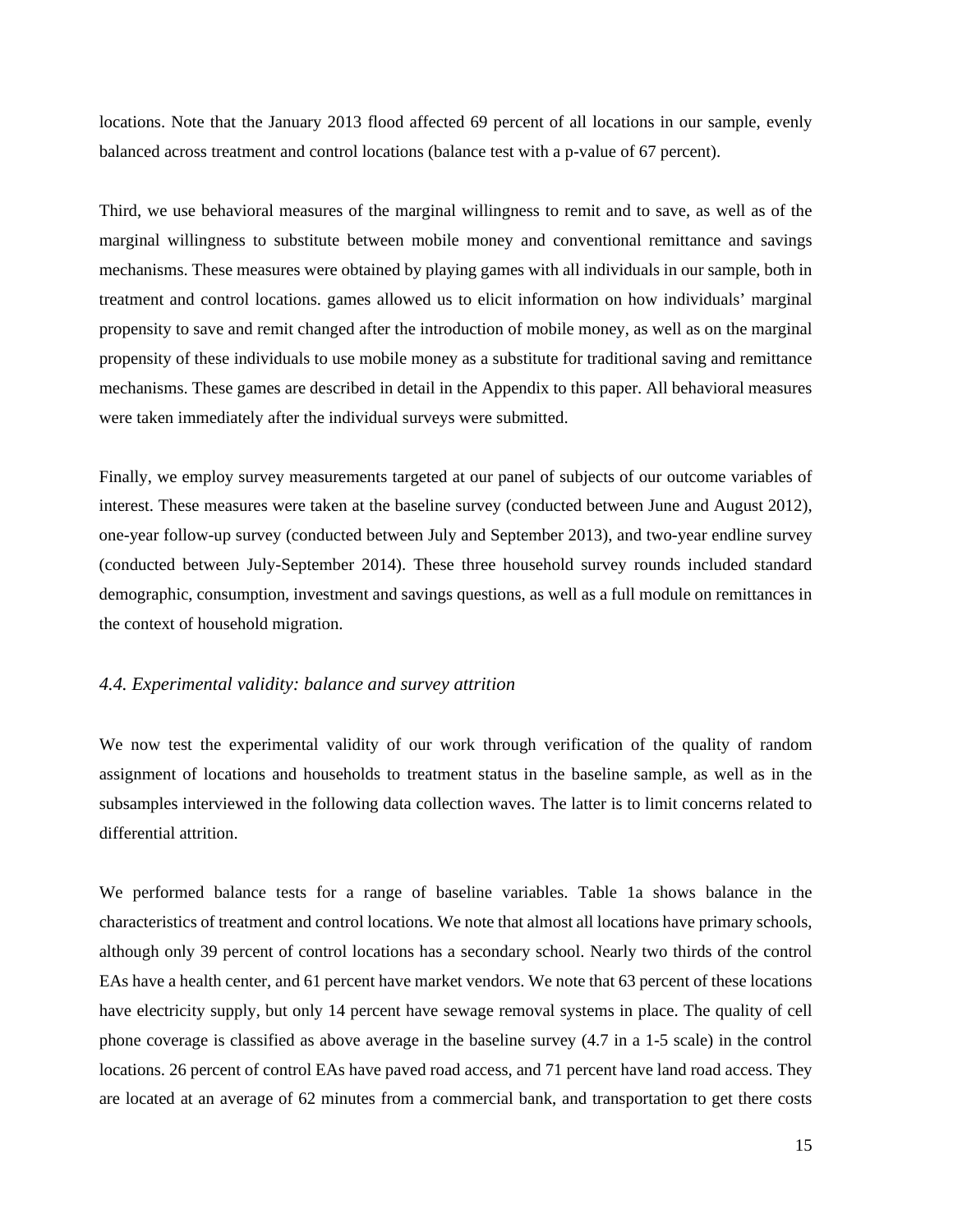locations. Note that the January 2013 flood affected 69 percent of all locations in our sample, evenly balanced across treatment and control locations (balance test with a p-value of 67 percent).

Third, we use behavioral measures of the marginal willingness to remit and to save, as well as of the marginal willingness to substitute between mobile money and conventional remittance and savings mechanisms. These measures were obtained by playing games with all individuals in our sample, both in treatment and control locations. games allowed us to elicit information on how individuals' marginal propensity to save and remit changed after the introduction of mobile money, as well as on the marginal propensity of these individuals to use mobile money as a substitute for traditional saving and remittance mechanisms. These games are described in detail in the Appendix to this paper. All behavioral measures were taken immediately after the individual surveys were submitted.

Finally, we employ survey measurements targeted at our panel of subjects of our outcome variables of interest. These measures were taken at the baseline survey (conducted between June and August 2012), one-year follow-up survey (conducted between July and September 2013), and two-year endline survey (conducted between July-September 2014). These three household survey rounds included standard demographic, consumption, investment and savings questions, as well as a full module on remittances in the context of household migration.

### *4.4. Experimental validity: balance and survey attrition*

We now test the experimental validity of our work through verification of the quality of random assignment of locations and households to treatment status in the baseline sample, as well as in the subsamples interviewed in the following data collection waves. The latter is to limit concerns related to differential attrition.

We performed balance tests for a range of baseline variables. Table 1a shows balance in the characteristics of treatment and control locations. We note that almost all locations have primary schools, although only 39 percent of control locations has a secondary school. Nearly two thirds of the control EAs have a health center, and 61 percent have market vendors. We note that 63 percent of these locations have electricity supply, but only 14 percent have sewage removal systems in place. The quality of cell phone coverage is classified as above average in the baseline survey (4.7 in a 1-5 scale) in the control locations. 26 percent of control EAs have paved road access, and 71 percent have land road access. They are located at an average of 62 minutes from a commercial bank, and transportation to get there costs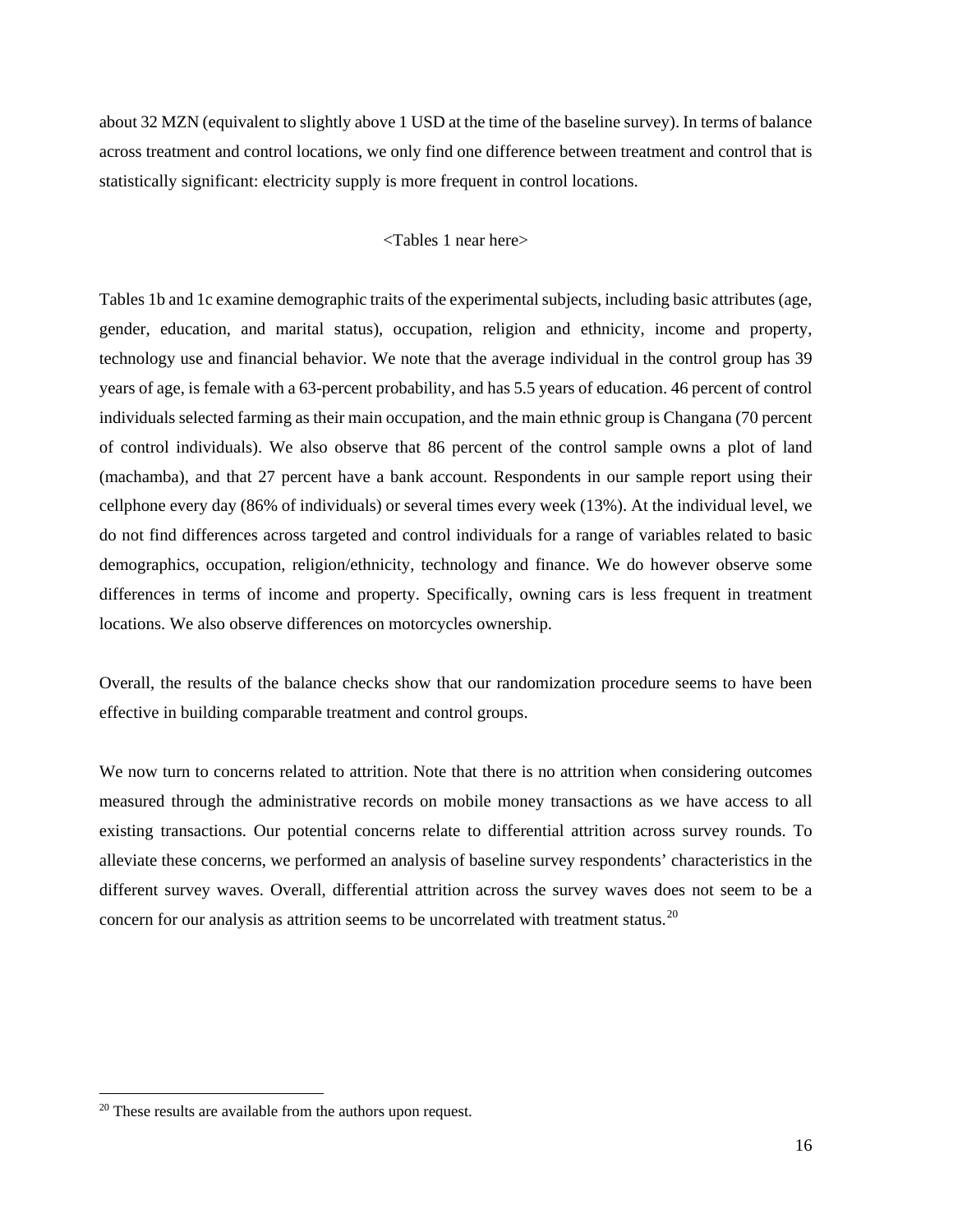about 32 MZN (equivalent to slightly above 1 USD at the time of the baseline survey). In terms of balance across treatment and control locations, we only find one difference between treatment and control that is statistically significant: electricity supply is more frequent in control locations.

<Tables 1 near here>

Tables 1b and 1c examine demographic traits of the experimental subjects, including basic attributes (age, gender, education, and marital status), occupation, religion and ethnicity, income and property, technology use and financial behavior. We note that the average individual in the control group has 39 years of age, is female with a 63-percent probability, and has 5.5 years of education. 46 percent of control individuals selected farming as their main occupation, and the main ethnic group is Changana (70 percent of control individuals). We also observe that 86 percent of the control sample owns a plot of land (machamba), and that 27 percent have a bank account. Respondents in our sample report using their cellphone every day (86% of individuals) or several times every week (13%). At the individual level, we do not find differences across targeted and control individuals for a range of variables related to basic demographics, occupation, religion/ethnicity, technology and finance. We do however observe some differences in terms of income and property. Specifically, owning cars is less frequent in treatment locations. We also observe differences on motorcycles ownership.

Overall, the results of the balance checks show that our randomization procedure seems to have been effective in building comparable treatment and control groups.

We now turn to concerns related to attrition. Note that there is no attrition when considering outcomes measured through the administrative records on mobile money transactions as we have access to all existing transactions. Our potential concerns relate to differential attrition across survey rounds. To alleviate these concerns, we performed an analysis of baseline survey respondents' characteristics in the different survey waves. Overall, differential attrition across the survey waves does not seem to be a concern for our analysis as attrition seems to be uncorrelated with treatment status.[20]

[20] These results are available from the authors upon request.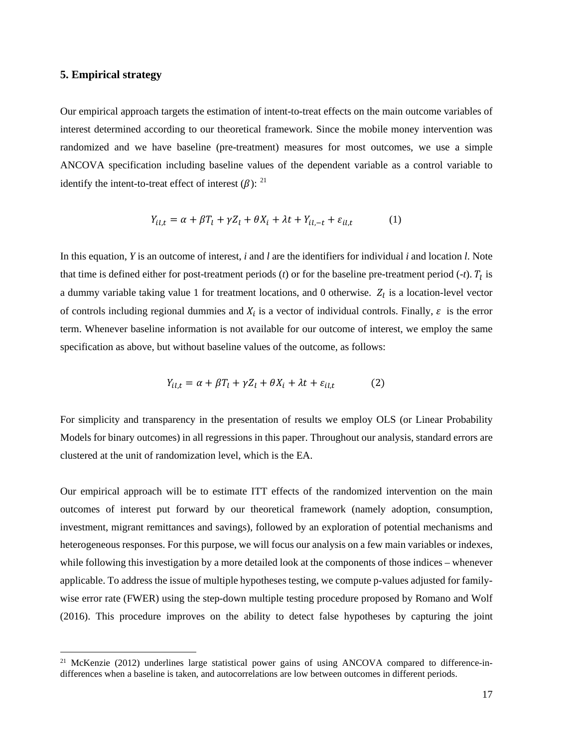## 5. Empirical strategy

Our empirical approach targets the estimation of intent-to-treat effects on the main outcome variables of interest determined according to our theoretical framework. Since the mobile money intervention was randomized and we have baseline (pre-treatment) measures for most outcomes, we use a simple ANCOVA specification including baseline values of the dependent variable as a control variable to identify the intent-to-treat effect of interest ($\beta$): [21]

$$Y_{il,t} = \alpha + \beta T_l + \gamma Z_l + \theta X_i + \lambda t + Y_{il,-t} + \varepsilon_{il,t} \qquad (1)$$

In this equation, *Y* is an outcome of interest, *i* and *l* are the identifiers for individual *i* and location *l*. Note that time is defined either for post-treatment periods (*t*) or for the baseline pre-treatment period (*-t*). $T_l$ is a dummy variable taking value 1 for treatment locations, and 0 otherwise. $Z_l$ is a location-level vector of controls including regional dummies and $X_i$ is a vector of individual controls. Finally, $\varepsilon$ is the error term. Whenever baseline information is not available for our outcome of interest, we employ the same specification as above, but without baseline values of the outcome, as follows:

$$Y_{il,t} = \alpha + \beta T_l + \gamma Z_l + \theta X_i + \lambda t + \varepsilon_{il,t} \qquad (2)$$

For simplicity and transparency in the presentation of results we employ OLS (or Linear Probability Models for binary outcomes) in all regressions in this paper. Throughout our analysis, standard errors are clustered at the unit of randomization level, which is the EA.

Our empirical approach will be to estimate ITT effects of the randomized intervention on the main outcomes of interest put forward by our theoretical framework (namely adoption, consumption, investment, migrant remittances and savings), followed by an exploration of potential mechanisms and heterogeneous responses. For this purpose, we will focus our analysis on a few main variables or indexes, while following this investigation by a more detailed look at the components of those indices – whenever applicable. To address the issue of multiple hypotheses testing, we compute p-values adjusted for family-wise error rate (FWER) using the step-down multiple testing procedure proposed by Romano and Wolf (2016). This procedure improves on the ability to detect false hypotheses by capturing the joint

[21] McKenzie (2012) underlines large statistical power gains of using ANCOVA compared to difference-in-differences when a baseline is taken, and autocorrelations are low between outcomes in different periods.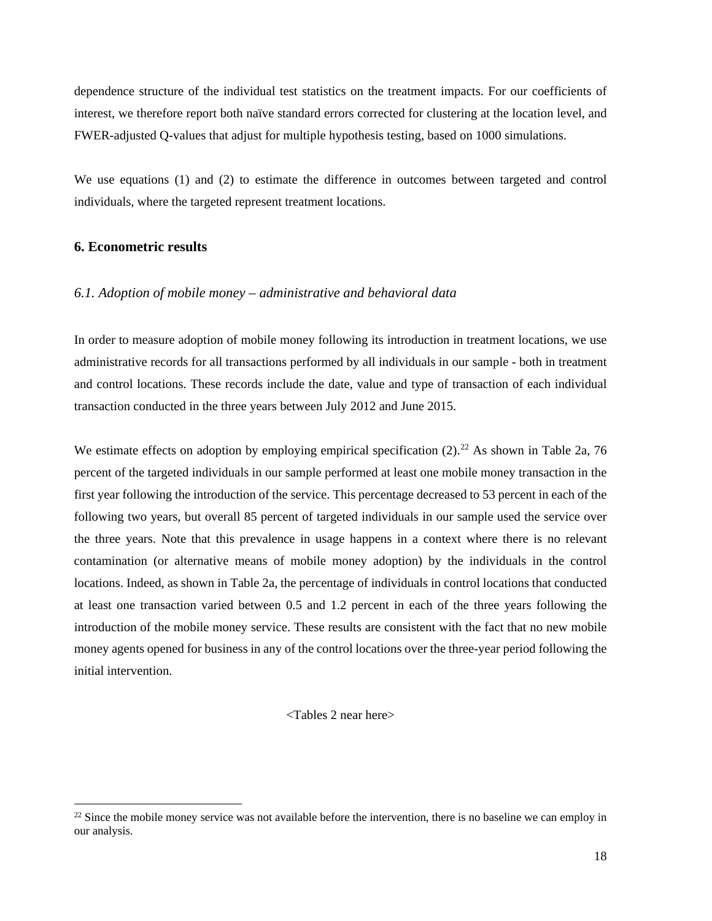dependence structure of the individual test statistics on the treatment impacts. For our coefficients of interest, we therefore report both naïve standard errors corrected for clustering at the location level, and FWER-adjusted Q-values that adjust for multiple hypothesis testing, based on 1000 simulations.

We use equations (1) and (2) to estimate the difference in outcomes between targeted and control individuals, where the targeted represent treatment locations.

## 6. Econometric results

### *6.1. Adoption of mobile money – administrative and behavioral data*

In order to measure adoption of mobile money following its introduction in treatment locations, we use administrative records for all transactions performed by all individuals in our sample - both in treatment and control locations. These records include the date, value and type of transaction of each individual transaction conducted in the three years between July 2012 and June 2015.

We estimate effects on adoption by employing empirical specification (2).[22] As shown in Table 2a, 76 percent of the targeted individuals in our sample performed at least one mobile money transaction in the first year following the introduction of the service. This percentage decreased to 53 percent in each of the following two years, but overall 85 percent of targeted individuals in our sample used the service over the three years. Note that this prevalence in usage happens in a context where there is no relevant contamination (or alternative means of mobile money adoption) by the individuals in the control locations. Indeed, as shown in Table 2a, the percentage of individuals in control locations that conducted at least one transaction varied between 0.5 and 1.2 percent in each of the three years following the introduction of the mobile money service. These results are consistent with the fact that no new mobile money agents opened for business in any of the control locations over the three-year period following the initial intervention.

<Tables 2 near here>

[22] Since the mobile money service was not available before the intervention, there is no baseline we can employ in our analysis.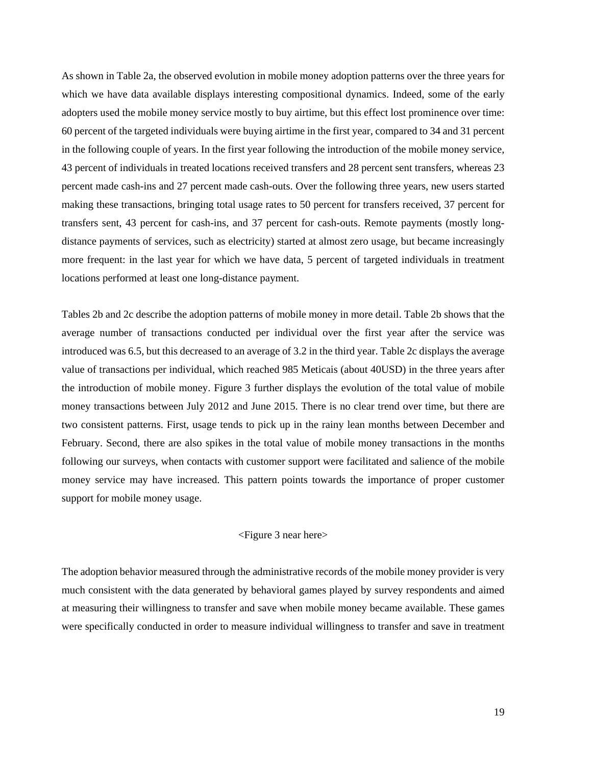As shown in Table 2a, the observed evolution in mobile money adoption patterns over the three years for which we have data available displays interesting compositional dynamics. Indeed, some of the early adopters used the mobile money service mostly to buy airtime, but this effect lost prominence over time: 60 percent of the targeted individuals were buying airtime in the first year, compared to 34 and 31 percent in the following couple of years. In the first year following the introduction of the mobile money service, 43 percent of individuals in treated locations received transfers and 28 percent sent transfers, whereas 23 percent made cash-ins and 27 percent made cash-outs. Over the following three years, new users started making these transactions, bringing total usage rates to 50 percent for transfers received, 37 percent for transfers sent, 43 percent for cash-ins, and 37 percent for cash-outs. Remote payments (mostly long-distance payments of services, such as electricity) started at almost zero usage, but became increasingly more frequent: in the last year for which we have data, 5 percent of targeted individuals in treatment locations performed at least one long-distance payment.

Tables 2b and 2c describe the adoption patterns of mobile money in more detail. Table 2b shows that the average number of transactions conducted per individual over the first year after the service was introduced was 6.5, but this decreased to an average of 3.2 in the third year. Table 2c displays the average value of transactions per individual, which reached 985 Meticais (about 40USD) in the three years after the introduction of mobile money. Figure 3 further displays the evolution of the total value of mobile money transactions between July 2012 and June 2015. There is no clear trend over time, but there are two consistent patterns. First, usage tends to pick up in the rainy lean months between December and February. Second, there are also spikes in the total value of mobile money transactions in the months following our surveys, when contacts with customer support were facilitated and salience of the mobile money service may have increased. This pattern points towards the importance of proper customer support for mobile money usage.

<Figure 3 near here>

The adoption behavior measured through the administrative records of the mobile money provider is very much consistent with the data generated by behavioral games played by survey respondents and aimed at measuring their willingness to transfer and save when mobile money became available. These games were specifically conducted in order to measure individual willingness to transfer and save in treatment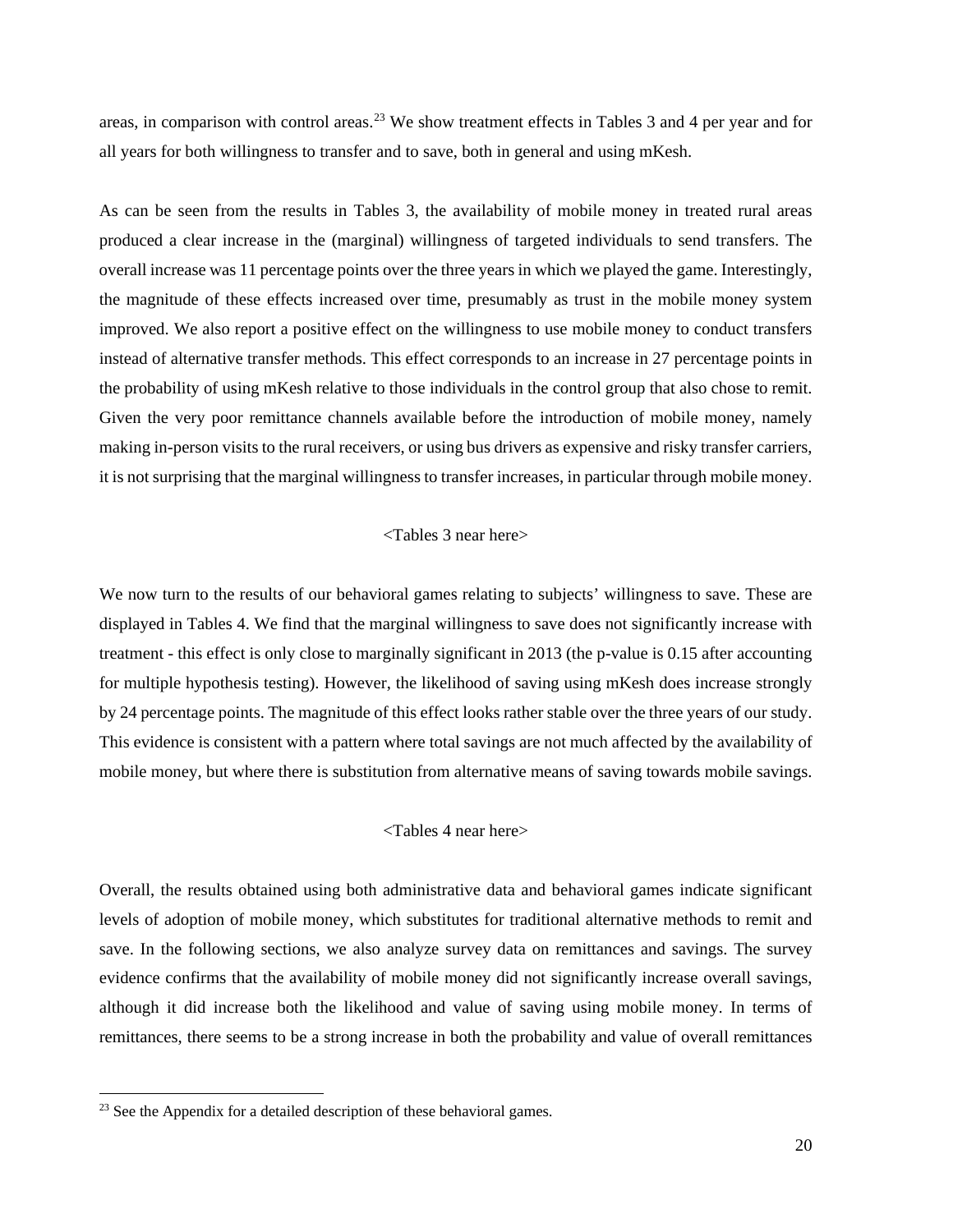areas, in comparison with control areas.[23] We show treatment effects in Tables 3 and 4 per year and for all years for both willingness to transfer and to save, both in general and using mKesh.

As can be seen from the results in Tables 3, the availability of mobile money in treated rural areas produced a clear increase in the (marginal) willingness of targeted individuals to send transfers. The overall increase was 11 percentage points over the three years in which we played the game. Interestingly, the magnitude of these effects increased over time, presumably as trust in the mobile money system improved. We also report a positive effect on the willingness to use mobile money to conduct transfers instead of alternative transfer methods. This effect corresponds to an increase in 27 percentage points in the probability of using mKesh relative to those individuals in the control group that also chose to remit. Given the very poor remittance channels available before the introduction of mobile money, namely making in-person visits to the rural receivers, or using bus drivers as expensive and risky transfer carriers, it is not surprising that the marginal willingness to transfer increases, in particular through mobile money.

<Tables 3 near here>

We now turn to the results of our behavioral games relating to subjects' willingness to save. These are displayed in Tables 4. We find that the marginal willingness to save does not significantly increase with treatment - this effect is only close to marginally significant in 2013 (the p-value is 0.15 after accounting for multiple hypothesis testing). However, the likelihood of saving using mKesh does increase strongly by 24 percentage points. The magnitude of this effect looks rather stable over the three years of our study. This evidence is consistent with a pattern where total savings are not much affected by the availability of mobile money, but where there is substitution from alternative means of saving towards mobile savings.

<Tables 4 near here>

Overall, the results obtained using both administrative data and behavioral games indicate significant levels of adoption of mobile money, which substitutes for traditional alternative methods to remit and save. In the following sections, we also analyze survey data on remittances and savings. The survey evidence confirms that the availability of mobile money did not significantly increase overall savings, although it did increase both the likelihood and value of saving using mobile money. In terms of remittances, there seems to be a strong increase in both the probability and value of overall remittances

[23] See the Appendix for a detailed description of these behavioral games.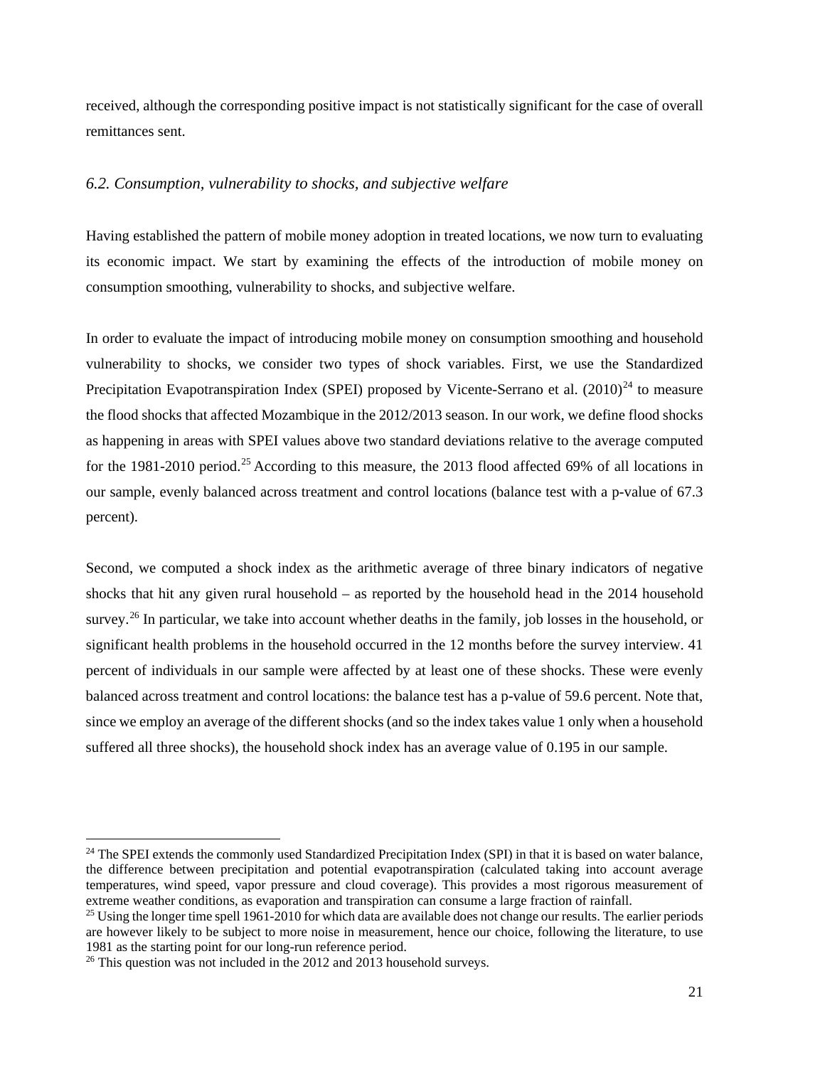received, although the corresponding positive impact is not statistically significant for the case of overall remittances sent.

### *6.2. Consumption, vulnerability to shocks, and subjective welfare*

Having established the pattern of mobile money adoption in treated locations, we now turn to evaluating its economic impact. We start by examining the effects of the introduction of mobile money on consumption smoothing, vulnerability to shocks, and subjective welfare.

In order to evaluate the impact of introducing mobile money on consumption smoothing and household vulnerability to shocks, we consider two types of shock variables. First, we use the Standardized Precipitation Evapotranspiration Index (SPEI) proposed by Vicente-Serrano et al. (2010)[24] to measure the flood shocks that affected Mozambique in the 2012/2013 season. In our work, we define flood shocks as happening in areas with SPEI values above two standard deviations relative to the average computed for the 1981-2010 period.[25] According to this measure, the 2013 flood affected 69% of all locations in our sample, evenly balanced across treatment and control locations (balance test with a p-value of 67.3 percent).

Second, we computed a shock index as the arithmetic average of three binary indicators of negative shocks that hit any given rural household – as reported by the household head in the 2014 household survey.[26] In particular, we take into account whether deaths in the family, job losses in the household, or significant health problems in the household occurred in the 12 months before the survey interview. 41 percent of individuals in our sample were affected by at least one of these shocks. These were evenly balanced across treatment and control locations: the balance test has a p-value of 59.6 percent. Note that, since we employ an average of the different shocks (and so the index takes value 1 only when a household suffered all three shocks), the household shock index has an average value of 0.195 in our sample.

---

[24] The SPEI extends the commonly used Standardized Precipitation Index (SPI) in that it is based on water balance, the difference between precipitation and potential evapotranspiration (calculated taking into account average temperatures, wind speed, vapor pressure and cloud coverage). This provides a most rigorous measurement of extreme weather conditions, as evaporation and transpiration can consume a large fraction of rainfall.

[25] Using the longer time spell 1961-2010 for which data are available does not change our results. The earlier periods are however likely to be subject to more noise in measurement, hence our choice, following the literature, to use 1981 as the starting point for our long-run reference period.

[26] This question was not included in the 2012 and 2013 household surveys.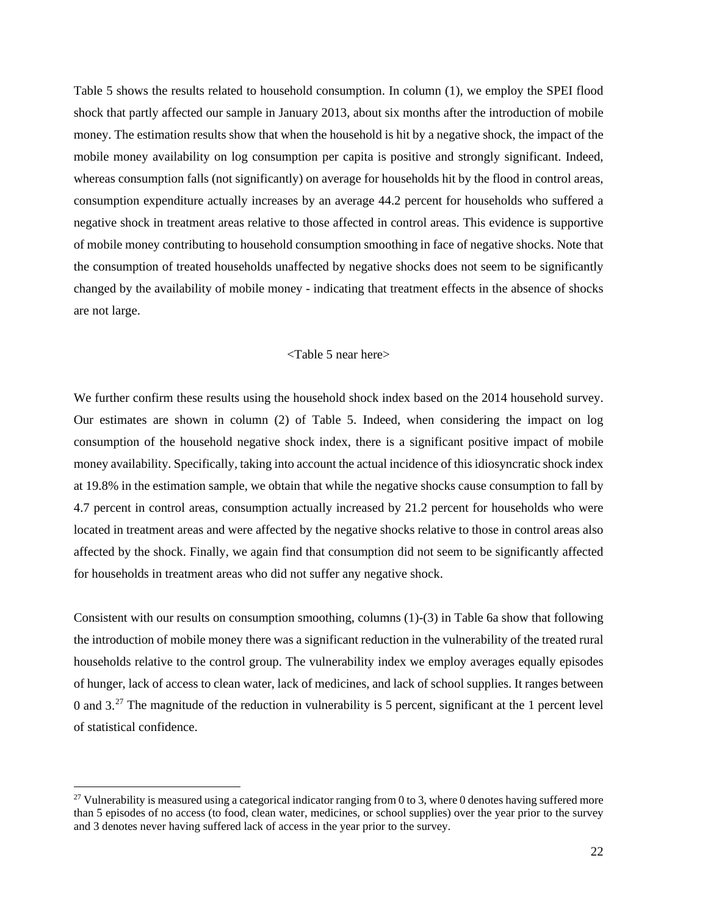Table 5 shows the results related to household consumption. In column (1), we employ the SPEI flood shock that partly affected our sample in January 2013, about six months after the introduction of mobile money. The estimation results show that when the household is hit by a negative shock, the impact of the mobile money availability on log consumption per capita is positive and strongly significant. Indeed, whereas consumption falls (not significantly) on average for households hit by the flood in control areas, consumption expenditure actually increases by an average 44.2 percent for households who suffered a negative shock in treatment areas relative to those affected in control areas. This evidence is supportive of mobile money contributing to household consumption smoothing in face of negative shocks. Note that the consumption of treated households unaffected by negative shocks does not seem to be significantly changed by the availability of mobile money - indicating that treatment effects in the absence of shocks are not large.

<Table 5 near here>

We further confirm these results using the household shock index based on the 2014 household survey. Our estimates are shown in column (2) of Table 5. Indeed, when considering the impact on log consumption of the household negative shock index, there is a significant positive impact of mobile money availability. Specifically, taking into account the actual incidence of this idiosyncratic shock index at 19.8% in the estimation sample, we obtain that while the negative shocks cause consumption to fall by 4.7 percent in control areas, consumption actually increased by 21.2 percent for households who were located in treatment areas and were affected by the negative shocks relative to those in control areas also affected by the shock. Finally, we again find that consumption did not seem to be significantly affected for households in treatment areas who did not suffer any negative shock.

Consistent with our results on consumption smoothing, columns (1)-(3) in Table 6a show that following the introduction of mobile money there was a significant reduction in the vulnerability of the treated rural households relative to the control group. The vulnerability index we employ averages equally episodes of hunger, lack of access to clean water, lack of medicines, and lack of school supplies. It ranges between 0 and 3.[27] The magnitude of the reduction in vulnerability is 5 percent, significant at the 1 percent level of statistical confidence.

[27] Vulnerability is measured using a categorical indicator ranging from 0 to 3, where 0 denotes having suffered more than 5 episodes of no access (to food, clean water, medicines, or school supplies) over the year prior to the survey and 3 denotes never having suffered lack of access in the year prior to the survey.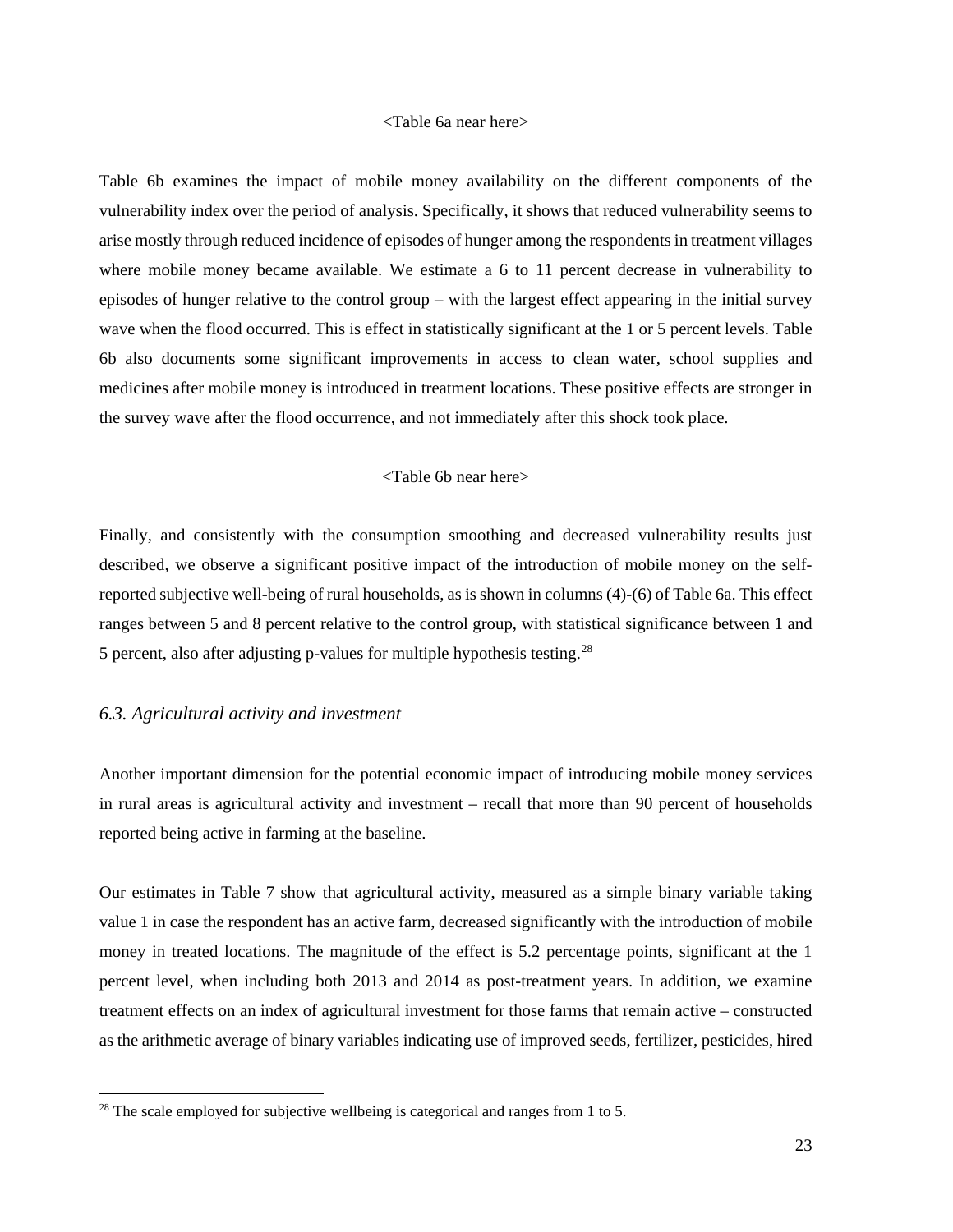<Table 6a near here>

Table 6b examines the impact of mobile money availability on the different components of the vulnerability index over the period of analysis. Specifically, it shows that reduced vulnerability seems to arise mostly through reduced incidence of episodes of hunger among the respondents in treatment villages where mobile money became available. We estimate a 6 to 11 percent decrease in vulnerability to episodes of hunger relative to the control group – with the largest effect appearing in the initial survey wave when the flood occurred. This is effect in statistically significant at the 1 or 5 percent levels. Table 6b also documents some significant improvements in access to clean water, school supplies and medicines after mobile money is introduced in treatment locations. These positive effects are stronger in the survey wave after the flood occurrence, and not immediately after this shock took place.

<Table 6b near here>

Finally, and consistently with the consumption smoothing and decreased vulnerability results just described, we observe a significant positive impact of the introduction of mobile money on the self-reported subjective well-being of rural households, as is shown in columns (4)-(6) of Table 6a. This effect ranges between 5 and 8 percent relative to the control group, with statistical significance between 1 and 5 percent, also after adjusting p-values for multiple hypothesis testing.[28]

### *6.3. Agricultural activity and investment*

Another important dimension for the potential economic impact of introducing mobile money services in rural areas is agricultural activity and investment – recall that more than 90 percent of households reported being active in farming at the baseline.

Our estimates in Table 7 show that agricultural activity, measured as a simple binary variable taking value 1 in case the respondent has an active farm, decreased significantly with the introduction of mobile money in treated locations. The magnitude of the effect is 5.2 percentage points, significant at the 1 percent level, when including both 2013 and 2014 as post-treatment years. In addition, we examine treatment effects on an index of agricultural investment for those farms that remain active – constructed as the arithmetic average of binary variables indicating use of improved seeds, fertilizer, pesticides, hired

[28] The scale employed for subjective wellbeing is categorical and ranges from 1 to 5.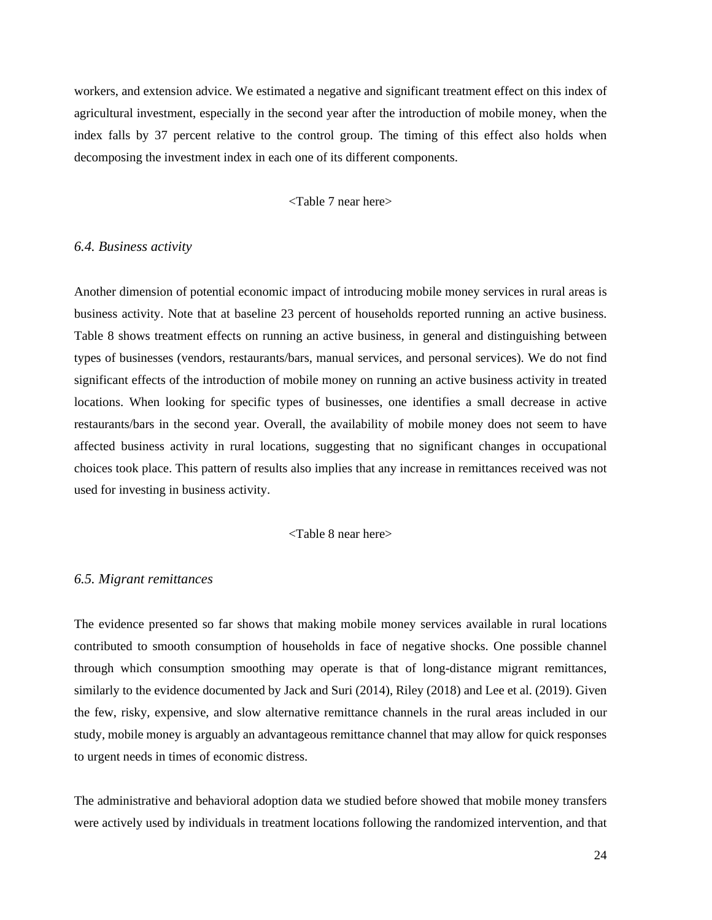workers, and extension advice. We estimated a negative and significant treatment effect on this index of agricultural investment, especially in the second year after the introduction of mobile money, when the index falls by 37 percent relative to the control group. The timing of this effect also holds when decomposing the investment index in each one of its different components.

<Table 7 near here>

### *6.4. Business activity*

Another dimension of potential economic impact of introducing mobile money services in rural areas is business activity. Note that at baseline 23 percent of households reported running an active business. Table 8 shows treatment effects on running an active business, in general and distinguishing between types of businesses (vendors, restaurants/bars, manual services, and personal services). We do not find significant effects of the introduction of mobile money on running an active business activity in treated locations. When looking for specific types of businesses, one identifies a small decrease in active restaurants/bars in the second year. Overall, the availability of mobile money does not seem to have affected business activity in rural locations, suggesting that no significant changes in occupational choices took place. This pattern of results also implies that any increase in remittances received was not used for investing in business activity.

<Table 8 near here>

### *6.5. Migrant remittances*

The evidence presented so far shows that making mobile money services available in rural locations contributed to smooth consumption of households in face of negative shocks. One possible channel through which consumption smoothing may operate is that of long-distance migrant remittances, similarly to the evidence documented by Jack and Suri (2014), Riley (2018) and Lee et al. (2019). Given the few, risky, expensive, and slow alternative remittance channels in the rural areas included in our study, mobile money is arguably an advantageous remittance channel that may allow for quick responses to urgent needs in times of economic distress.

The administrative and behavioral adoption data we studied before showed that mobile money transfers were actively used by individuals in treatment locations following the randomized intervention, and that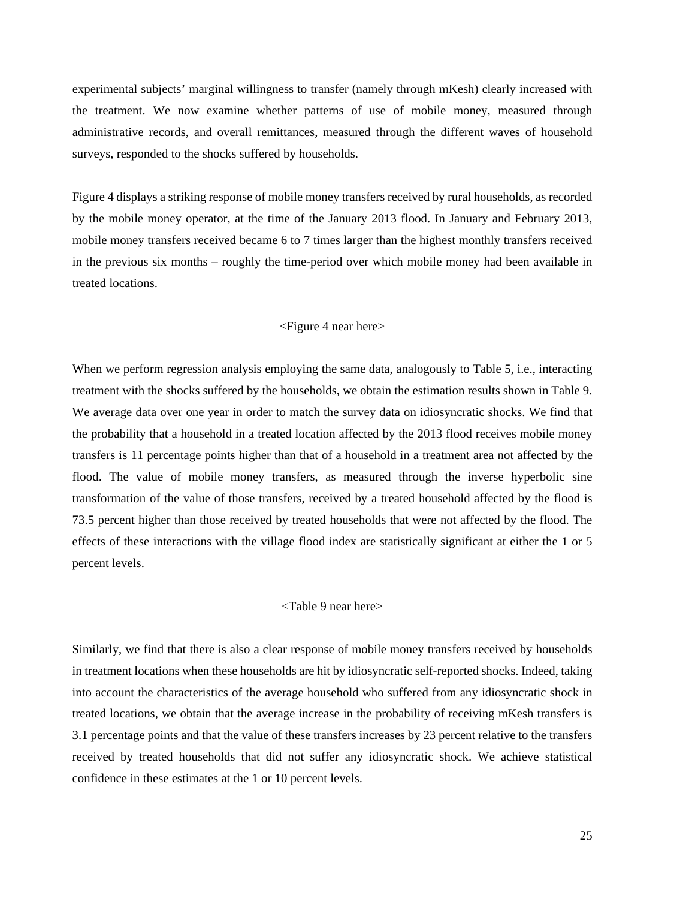experimental subjects' marginal willingness to transfer (namely through mKesh) clearly increased with the treatment. We now examine whether patterns of use of mobile money, measured through administrative records, and overall remittances, measured through the different waves of household surveys, responded to the shocks suffered by households.

Figure 4 displays a striking response of mobile money transfers received by rural households, as recorded by the mobile money operator, at the time of the January 2013 flood. In January and February 2013, mobile money transfers received became 6 to 7 times larger than the highest monthly transfers received in the previous six months – roughly the time-period over which mobile money had been available in treated locations.

<Figure 4 near here>

When we perform regression analysis employing the same data, analogously to Table 5, i.e., interacting treatment with the shocks suffered by the households, we obtain the estimation results shown in Table 9. We average data over one year in order to match the survey data on idiosyncratic shocks. We find that the probability that a household in a treated location affected by the 2013 flood receives mobile money transfers is 11 percentage points higher than that of a household in a treatment area not affected by the flood. The value of mobile money transfers, as measured through the inverse hyperbolic sine transformation of the value of those transfers, received by a treated household affected by the flood is 73.5 percent higher than those received by treated households that were not affected by the flood. The effects of these interactions with the village flood index are statistically significant at either the 1 or 5 percent levels.

<Table 9 near here>

Similarly, we find that there is also a clear response of mobile money transfers received by households in treatment locations when these households are hit by idiosyncratic self-reported shocks. Indeed, taking into account the characteristics of the average household who suffered from any idiosyncratic shock in treated locations, we obtain that the average increase in the probability of receiving mKesh transfers is 3.1 percentage points and that the value of these transfers increases by 23 percent relative to the transfers received by treated households that did not suffer any idiosyncratic shock. We achieve statistical confidence in these estimates at the 1 or 10 percent levels.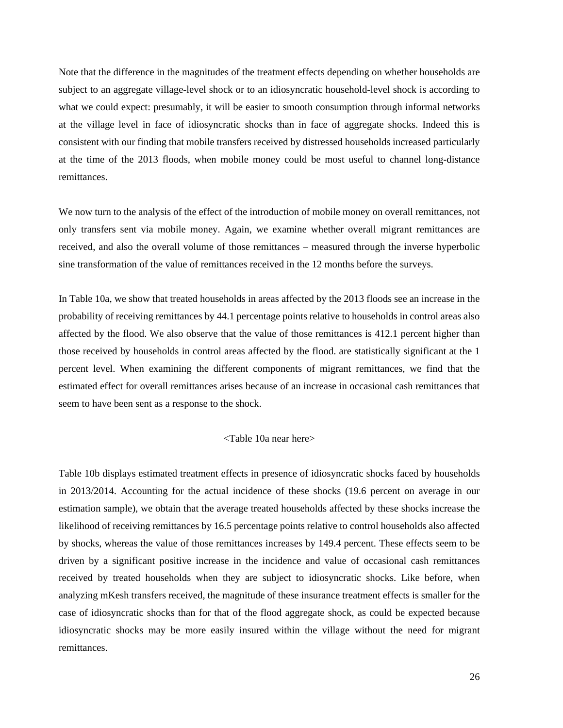Note that the difference in the magnitudes of the treatment effects depending on whether households are subject to an aggregate village-level shock or to an idiosyncratic household-level shock is according to what we could expect: presumably, it will be easier to smooth consumption through informal networks at the village level in face of idiosyncratic shocks than in face of aggregate shocks. Indeed this is consistent with our finding that mobile transfers received by distressed households increased particularly at the time of the 2013 floods, when mobile money could be most useful to channel long-distance remittances.

We now turn to the analysis of the effect of the introduction of mobile money on overall remittances, not only transfers sent via mobile money. Again, we examine whether overall migrant remittances are received, and also the overall volume of those remittances – measured through the inverse hyperbolic sine transformation of the value of remittances received in the 12 months before the surveys.

In Table 10a, we show that treated households in areas affected by the 2013 floods see an increase in the probability of receiving remittances by 44.1 percentage points relative to households in control areas also affected by the flood. We also observe that the value of those remittances is 412.1 percent higher than those received by households in control areas affected by the flood. are statistically significant at the 1 percent level. When examining the different components of migrant remittances, we find that the estimated effect for overall remittances arises because of an increase in occasional cash remittances that seem to have been sent as a response to the shock.

<Table 10a near here>

Table 10b displays estimated treatment effects in presence of idiosyncratic shocks faced by households in 2013/2014. Accounting for the actual incidence of these shocks (19.6 percent on average in our estimation sample), we obtain that the average treated households affected by these shocks increase the likelihood of receiving remittances by 16.5 percentage points relative to control households also affected by shocks, whereas the value of those remittances increases by 149.4 percent. These effects seem to be driven by a significant positive increase in the incidence and value of occasional cash remittances received by treated households when they are subject to idiosyncratic shocks. Like before, when analyzing mKesh transfers received, the magnitude of these insurance treatment effects is smaller for the case of idiosyncratic shocks than for that of the flood aggregate shock, as could be expected because idiosyncratic shocks may be more easily insured within the village without the need for migrant remittances.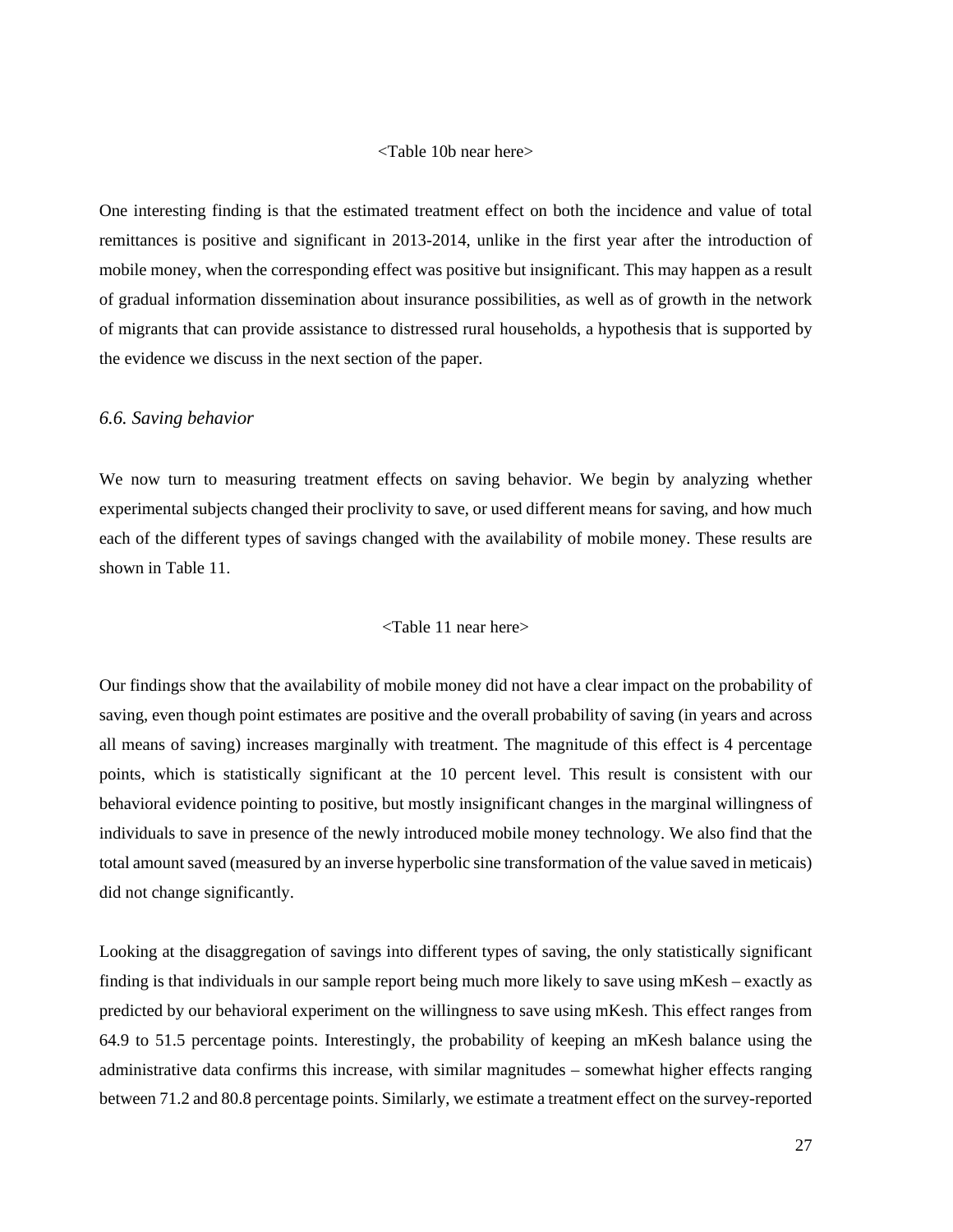<Table 10b near here>

One interesting finding is that the estimated treatment effect on both the incidence and value of total remittances is positive and significant in 2013-2014, unlike in the first year after the introduction of mobile money, when the corresponding effect was positive but insignificant. This may happen as a result of gradual information dissemination about insurance possibilities, as well as of growth in the network of migrants that can provide assistance to distressed rural households, a hypothesis that is supported by the evidence we discuss in the next section of the paper.

### *6.6. Saving behavior*

We now turn to measuring treatment effects on saving behavior. We begin by analyzing whether experimental subjects changed their proclivity to save, or used different means for saving, and how much each of the different types of savings changed with the availability of mobile money. These results are shown in Table 11.

<Table 11 near here>

Our findings show that the availability of mobile money did not have a clear impact on the probability of saving, even though point estimates are positive and the overall probability of saving (in years and across all means of saving) increases marginally with treatment. The magnitude of this effect is 4 percentage points, which is statistically significant at the 10 percent level. This result is consistent with our behavioral evidence pointing to positive, but mostly insignificant changes in the marginal willingness of individuals to save in presence of the newly introduced mobile money technology. We also find that the total amount saved (measured by an inverse hyperbolic sine transformation of the value saved in meticais) did not change significantly.

Looking at the disaggregation of savings into different types of saving, the only statistically significant finding is that individuals in our sample report being much more likely to save using mKesh – exactly as predicted by our behavioral experiment on the willingness to save using mKesh. This effect ranges from 64.9 to 51.5 percentage points. Interestingly, the probability of keeping an mKesh balance using the administrative data confirms this increase, with similar magnitudes – somewhat higher effects ranging between 71.2 and 80.8 percentage points. Similarly, we estimate a treatment effect on the survey-reported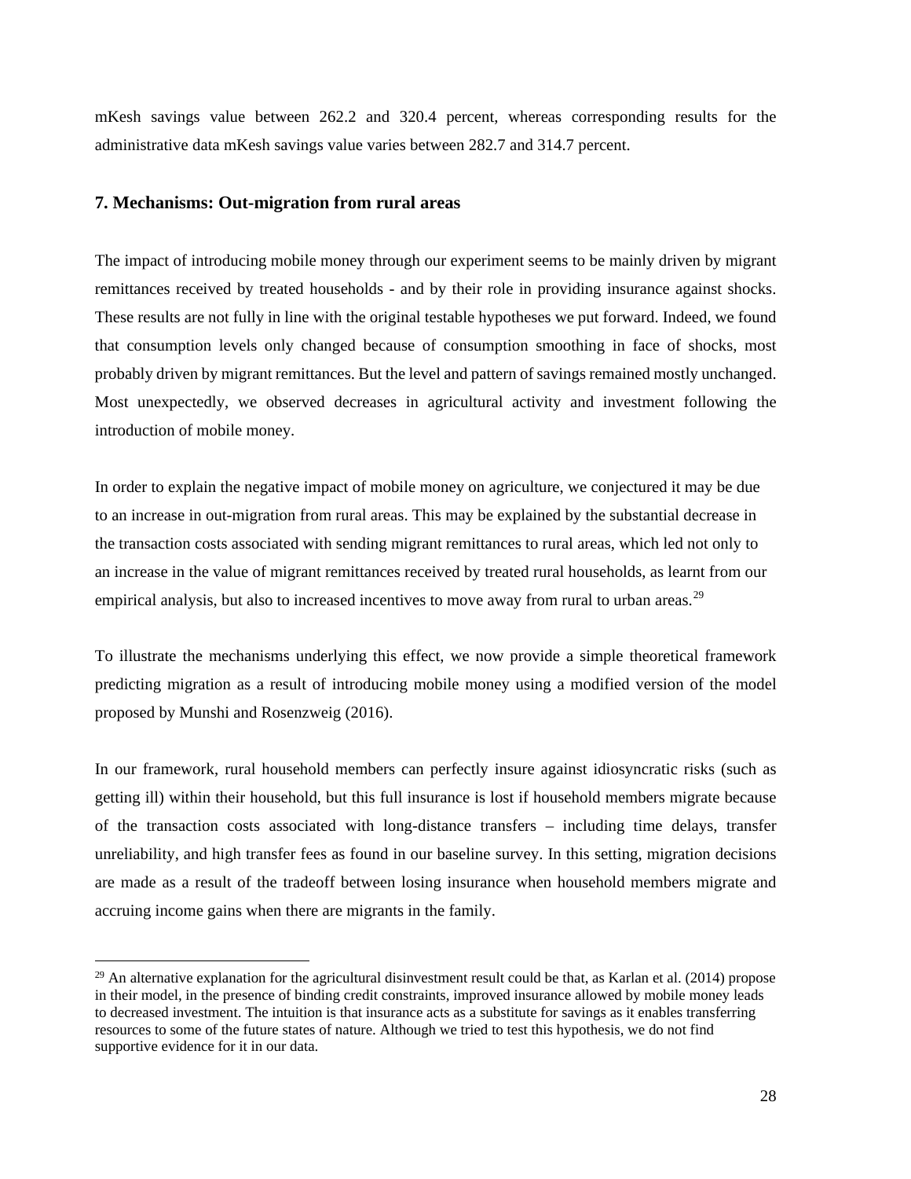mKesh savings value between 262.2 and 320.4 percent, whereas corresponding results for the administrative data mKesh savings value varies between 282.7 and 314.7 percent.

## 7. Mechanisms: Out-migration from rural areas

The impact of introducing mobile money through our experiment seems to be mainly driven by migrant remittances received by treated households - and by their role in providing insurance against shocks. These results are not fully in line with the original testable hypotheses we put forward. Indeed, we found that consumption levels only changed because of consumption smoothing in face of shocks, most probably driven by migrant remittances. But the level and pattern of savings remained mostly unchanged. Most unexpectedly, we observed decreases in agricultural activity and investment following the introduction of mobile money.

In order to explain the negative impact of mobile money on agriculture, we conjectured it may be due to an increase in out-migration from rural areas. This may be explained by the substantial decrease in the transaction costs associated with sending migrant remittances to rural areas, which led not only to an increase in the value of migrant remittances received by treated rural households, as learnt from our empirical analysis, but also to increased incentives to move away from rural to urban areas.[29]

To illustrate the mechanisms underlying this effect, we now provide a simple theoretical framework predicting migration as a result of introducing mobile money using a modified version of the model proposed by Munshi and Rosenzweig (2016).

In our framework, rural household members can perfectly insure against idiosyncratic risks (such as getting ill) within their household, but this full insurance is lost if household members migrate because of the transaction costs associated with long-distance transfers – including time delays, transfer unreliability, and high transfer fees as found in our baseline survey. In this setting, migration decisions are made as a result of the tradeoff between losing insurance when household members migrate and accruing income gains when there are migrants in the family.

[29] An alternative explanation for the agricultural disinvestment result could be that, as Karlan et al. (2014) propose in their model, in the presence of binding credit constraints, improved insurance allowed by mobile money leads to decreased investment. The intuition is that insurance acts as a substitute for savings as it enables transferring resources to some of the future states of nature. Although we tried to test this hypothesis, we do not find supportive evidence for it in our data.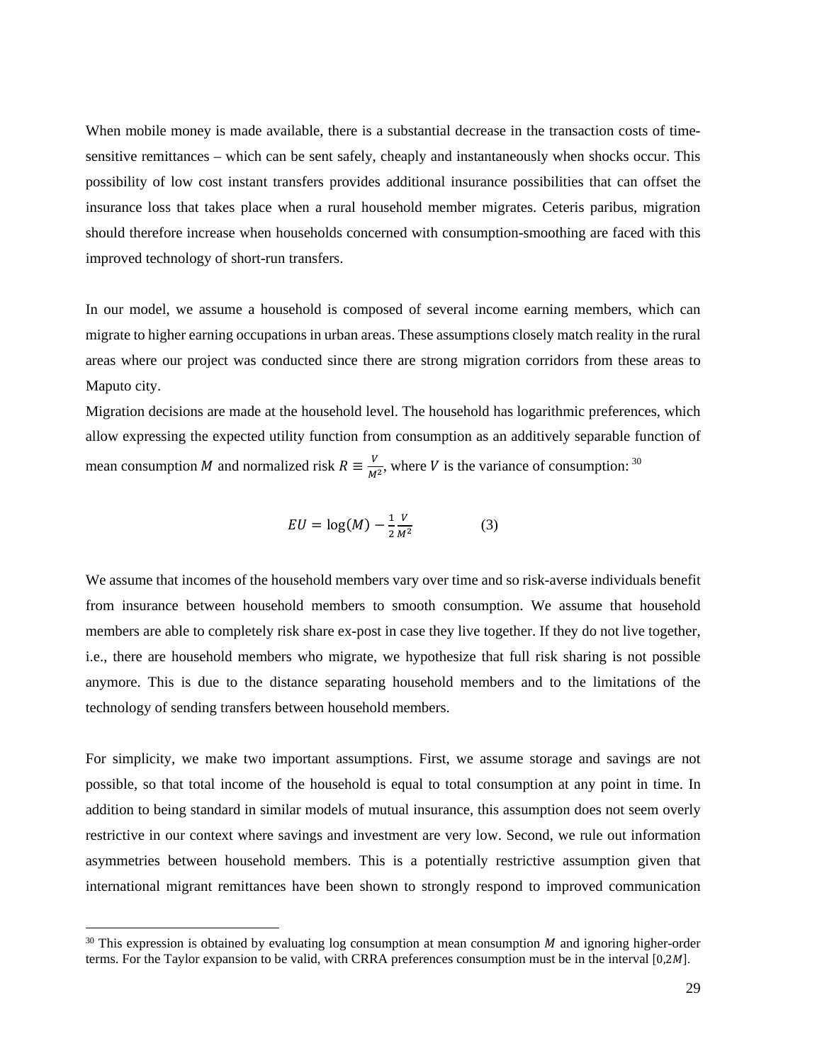When mobile money is made available, there is a substantial decrease in the transaction costs of time-sensitive remittances – which can be sent safely, cheaply and instantaneously when shocks occur. This possibility of low cost instant transfers provides additional insurance possibilities that can offset the insurance loss that takes place when a rural household member migrates. Ceteris paribus, migration should therefore increase when households concerned with consumption-smoothing are faced with this improved technology of short-run transfers.

In our model, we assume a household is composed of several income earning members, which can migrate to higher earning occupations in urban areas. These assumptions closely match reality in the rural areas where our project was conducted since there are strong migration corridors from these areas to Maputo city.

Migration decisions are made at the household level. The household has logarithmic preferences, which allow expressing the expected utility function from consumption as an additively separable function of mean consumption $M$ and normalized risk $R \equiv \frac{V}{M^2}$, where $V$ is the variance of consumption: [30]

$$EU = \log(M) - \frac{1}{2}\frac{V}{M^2} \qquad (3)$$

We assume that incomes of the household members vary over time and so risk-averse individuals benefit from insurance between household members to smooth consumption. We assume that household members are able to completely risk share ex-post in case they live together. If they do not live together, i.e., there are household members who migrate, we hypothesize that full risk sharing is not possible anymore. This is due to the distance separating household members and to the limitations of the technology of sending transfers between household members.

For simplicity, we make two important assumptions. First, we assume storage and savings are not possible, so that total income of the household is equal to total consumption at any point in time. In addition to being standard in similar models of mutual insurance, this assumption does not seem overly restrictive in our context where savings and investment are very low. Second, we rule out information asymmetries between household members. This is a potentially restrictive assumption given that international migrant remittances have been shown to strongly respond to improved communication

[30] This expression is obtained by evaluating log consumption at mean consumption $M$ and ignoring higher-order terms. For the Taylor expansion to be valid, with CRRA preferences consumption must be in the interval $[0,2M]$.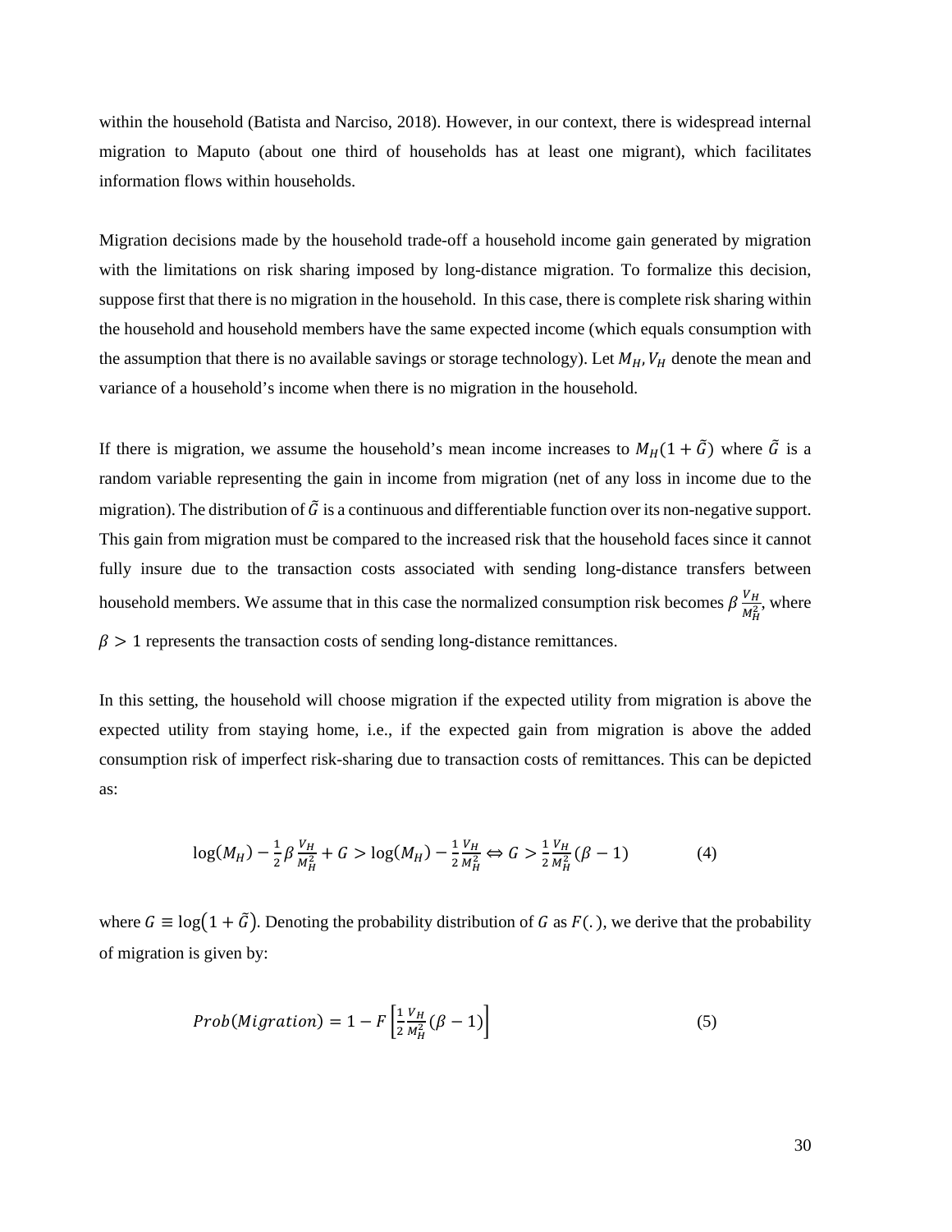within the household (Batista and Narciso, 2018). However, in our context, there is widespread internal migration to Maputo (about one third of households has at least one migrant), which facilitates information flows within households.

Migration decisions made by the household trade-off a household income gain generated by migration with the limitations on risk sharing imposed by long-distance migration. To formalize this decision, suppose first that there is no migration in the household. In this case, there is complete risk sharing within the household and household members have the same expected income (which equals consumption with the assumption that there is no available savings or storage technology). Let $M_H, V_H$ denote the mean and variance of a household's income when there is no migration in the household.

If there is migration, we assume the household's mean income increases to $M_H(1 + \tilde{G})$ where $\tilde{G}$ is a random variable representing the gain in income from migration (net of any loss in income due to the migration). The distribution of $\tilde{G}$ is a continuous and differentiable function over its non-negative support. This gain from migration must be compared to the increased risk that the household faces since it cannot fully insure due to the transaction costs associated with sending long-distance transfers between household members. We assume that in this case the normalized consumption risk becomes $\beta \frac{V_H}{M_H^2}$, where $\beta > 1$ represents the transaction costs of sending long-distance remittances.

In this setting, the household will choose migration if the expected utility from migration is above the expected utility from staying home, i.e., if the expected gain from migration is above the added consumption risk of imperfect risk-sharing due to transaction costs of remittances. This can be depicted as:

$$\log(M_H) - \frac{1}{2}\beta \frac{V_H}{M_H^2} + G > \log(M_H) - \frac{1}{2}\frac{V_H}{M_H^2} \Leftrightarrow G > \frac{1}{2}\frac{V_H}{M_H^2}(\beta - 1) \qquad (4)$$

where $G \equiv \log(1 + \tilde{G})$. Denoting the probability distribution of $G$ as $F(.)$, we derive that the probability of migration is given by:

$$Prob(Migration) = 1 - F\left[\frac{1}{2}\frac{V_H}{M_H^2}(\beta - 1)\right] \qquad (5)$$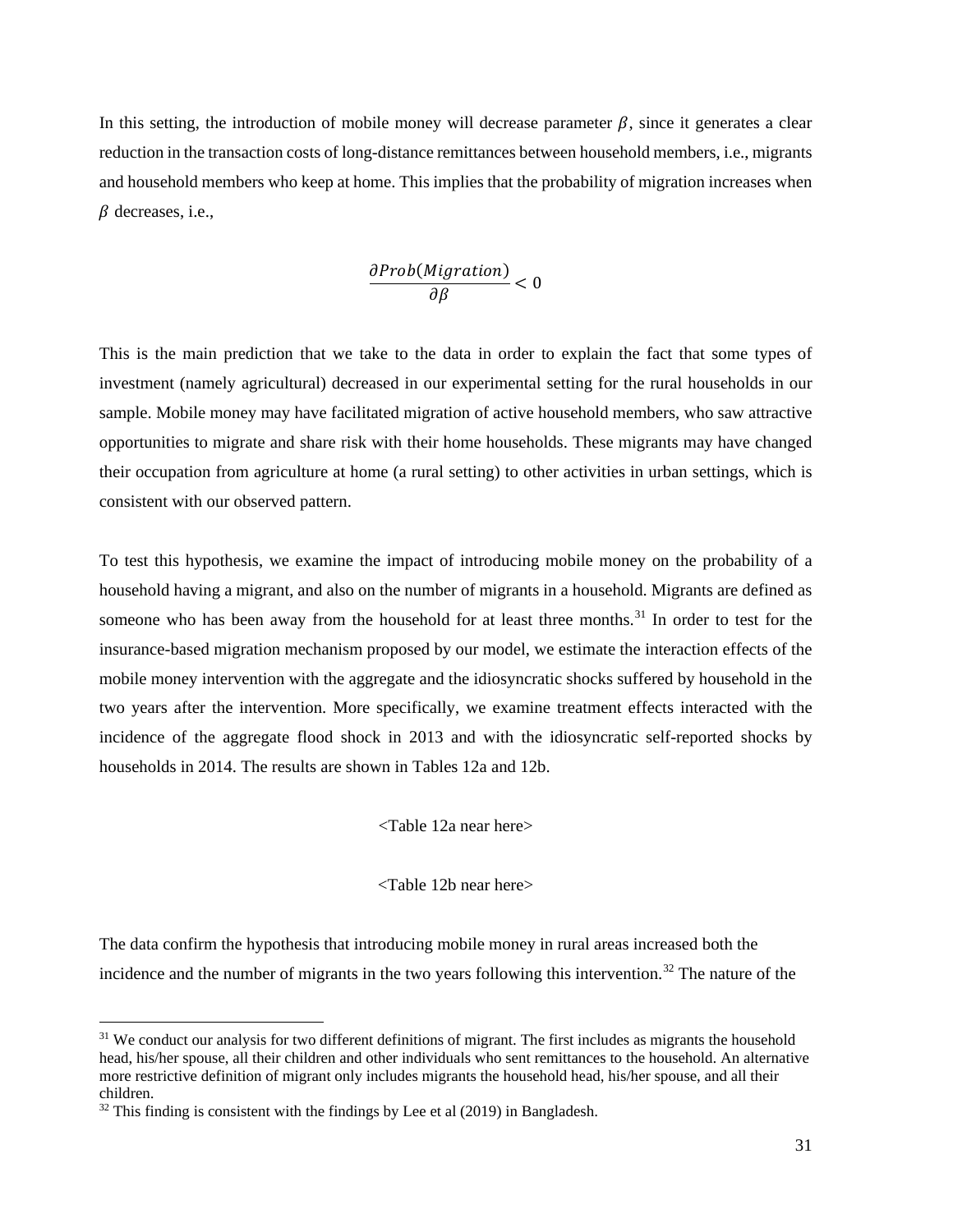In this setting, the introduction of mobile money will decrease parameter $\beta$, since it generates a clear reduction in the transaction costs of long-distance remittances between household members, i.e., migrants and household members who keep at home. This implies that the probability of migration increases when $\beta$ decreases, i.e.,

$$\frac{\partial Prob(Migration)}{\partial \beta} < 0$$

This is the main prediction that we take to the data in order to explain the fact that some types of investment (namely agricultural) decreased in our experimental setting for the rural households in our sample. Mobile money may have facilitated migration of active household members, who saw attractive opportunities to migrate and share risk with their home households. These migrants may have changed their occupation from agriculture at home (a rural setting) to other activities in urban settings, which is consistent with our observed pattern.

To test this hypothesis, we examine the impact of introducing mobile money on the probability of a household having a migrant, and also on the number of migrants in a household. Migrants are defined as someone who has been away from the household for at least three months.[31] In order to test for the insurance-based migration mechanism proposed by our model, we estimate the interaction effects of the mobile money intervention with the aggregate and the idiosyncratic shocks suffered by household in the two years after the intervention. More specifically, we examine treatment effects interacted with the incidence of the aggregate flood shock in 2013 and with the idiosyncratic self-reported shocks by households in 2014. The results are shown in Tables 12a and 12b.

<Table 12a near here>

<Table 12b near here>

The data confirm the hypothesis that introducing mobile money in rural areas increased both the incidence and the number of migrants in the two years following this intervention.[32] The nature of the

[31] We conduct our analysis for two different definitions of migrant. The first includes as migrants the household head, his/her spouse, all their children and other individuals who sent remittances to the household. An alternative more restrictive definition of migrant only includes migrants the household head, his/her spouse, and all their children.

[32] This finding is consistent with the findings by Lee et al (2019) in Bangladesh.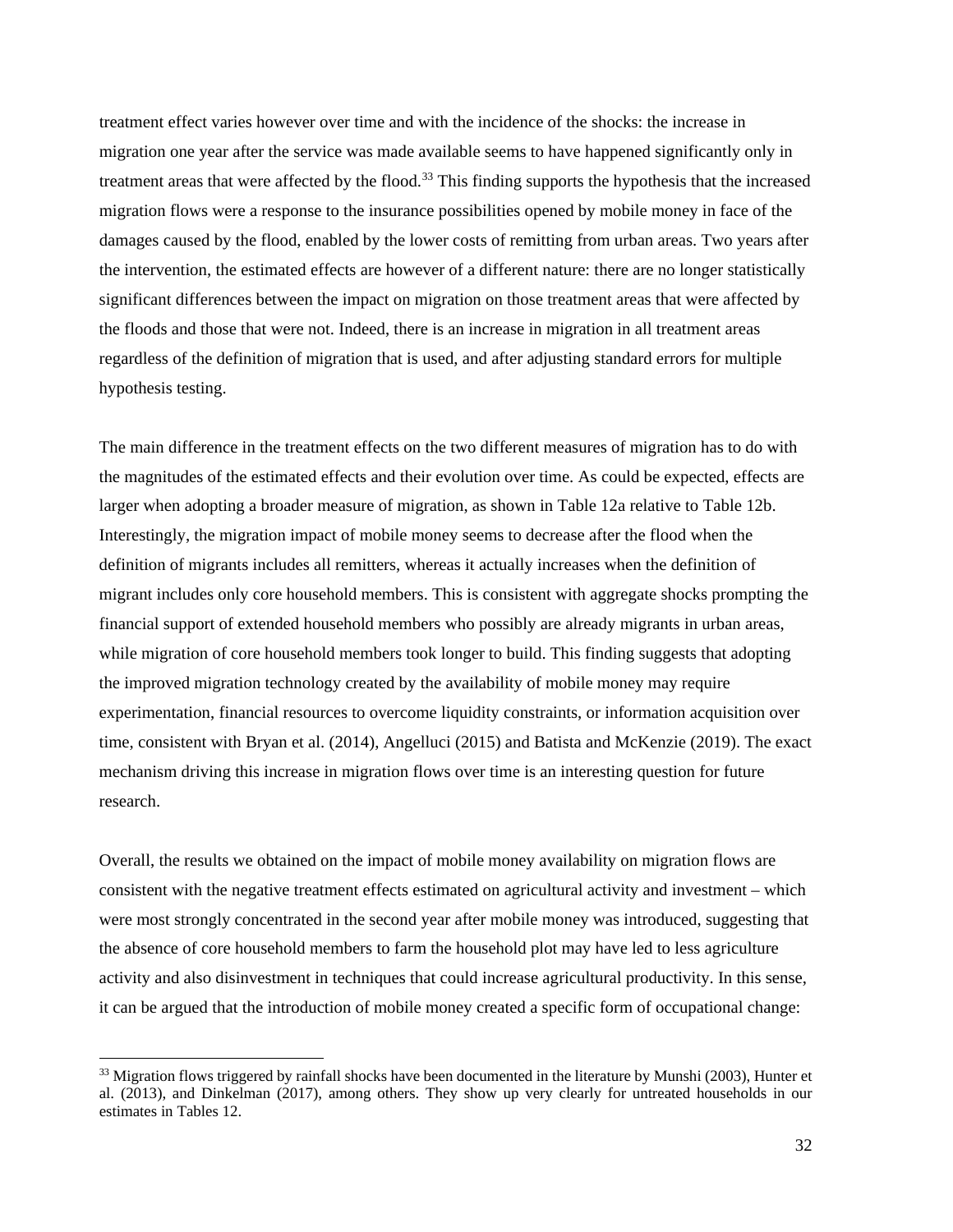treatment effect varies however over time and with the incidence of the shocks: the increase in migration one year after the service was made available seems to have happened significantly only in treatment areas that were affected by the flood.[33] This finding supports the hypothesis that the increased migration flows were a response to the insurance possibilities opened by mobile money in face of the damages caused by the flood, enabled by the lower costs of remitting from urban areas. Two years after the intervention, the estimated effects are however of a different nature: there are no longer statistically significant differences between the impact on migration on those treatment areas that were affected by the floods and those that were not. Indeed, there is an increase in migration in all treatment areas regardless of the definition of migration that is used, and after adjusting standard errors for multiple hypothesis testing.

The main difference in the treatment effects on the two different measures of migration has to do with the magnitudes of the estimated effects and their evolution over time. As could be expected, effects are larger when adopting a broader measure of migration, as shown in Table 12a relative to Table 12b. Interestingly, the migration impact of mobile money seems to decrease after the flood when the definition of migrants includes all remitters, whereas it actually increases when the definition of migrant includes only core household members. This is consistent with aggregate shocks prompting the financial support of extended household members who possibly are already migrants in urban areas, while migration of core household members took longer to build. This finding suggests that adopting the improved migration technology created by the availability of mobile money may require experimentation, financial resources to overcome liquidity constraints, or information acquisition over time, consistent with Bryan et al. (2014), Angelluci (2015) and Batista and McKenzie (2019). The exact mechanism driving this increase in migration flows over time is an interesting question for future research.

Overall, the results we obtained on the impact of mobile money availability on migration flows are consistent with the negative treatment effects estimated on agricultural activity and investment – which were most strongly concentrated in the second year after mobile money was introduced, suggesting that the absence of core household members to farm the household plot may have led to less agriculture activity and also disinvestment in techniques that could increase agricultural productivity. In this sense, it can be argued that the introduction of mobile money created a specific form of occupational change:

[33] Migration flows triggered by rainfall shocks have been documented in the literature by Munshi (2003), Hunter et al. (2013), and Dinkelman (2017), among others. They show up very clearly for untreated households in our estimates in Tables 12.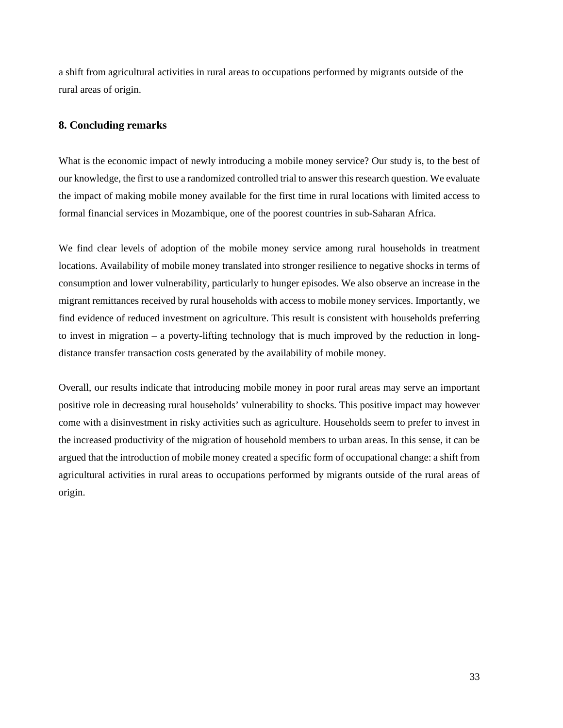a shift from agricultural activities in rural areas to occupations performed by migrants outside of the rural areas of origin.

## 8. Concluding remarks

What is the economic impact of newly introducing a mobile money service? Our study is, to the best of our knowledge, the first to use a randomized controlled trial to answer this research question. We evaluate the impact of making mobile money available for the first time in rural locations with limited access to formal financial services in Mozambique, one of the poorest countries in sub-Saharan Africa.

We find clear levels of adoption of the mobile money service among rural households in treatment locations. Availability of mobile money translated into stronger resilience to negative shocks in terms of consumption and lower vulnerability, particularly to hunger episodes. We also observe an increase in the migrant remittances received by rural households with access to mobile money services. Importantly, we find evidence of reduced investment on agriculture. This result is consistent with households preferring to invest in migration – a poverty-lifting technology that is much improved by the reduction in long-distance transfer transaction costs generated by the availability of mobile money.

Overall, our results indicate that introducing mobile money in poor rural areas may serve an important positive role in decreasing rural households' vulnerability to shocks. This positive impact may however come with a disinvestment in risky activities such as agriculture. Households seem to prefer to invest in the increased productivity of the migration of household members to urban areas. In this sense, it can be argued that the introduction of mobile money created a specific form of occupational change: a shift from agricultural activities in rural areas to occupations performed by migrants outside of the rural areas of origin.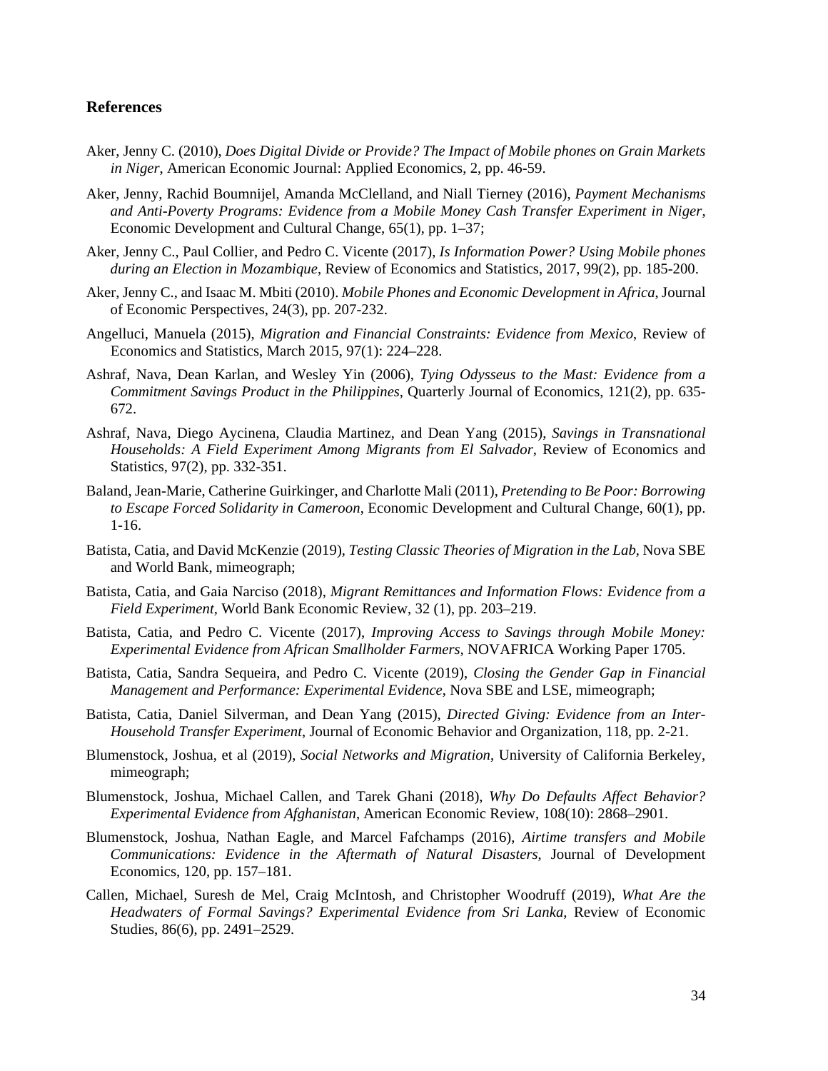## References

Aker, Jenny C. (2010), *Does Digital Divide or Provide? The Impact of Mobile phones on Grain Markets in Niger*, American Economic Journal: Applied Economics, 2, pp. 46-59.

Aker, Jenny, Rachid Boumnijel, Amanda McClelland, and Niall Tierney (2016), *Payment Mechanisms and Anti-Poverty Programs: Evidence from a Mobile Money Cash Transfer Experiment in Niger*, Economic Development and Cultural Change, 65(1), pp. 1–37;

Aker, Jenny C., Paul Collier, and Pedro C. Vicente (2017), *Is Information Power? Using Mobile phones during an Election in Mozambique*, Review of Economics and Statistics, 2017, 99(2), pp. 185-200.

Aker, Jenny C., and Isaac M. Mbiti (2010). *Mobile Phones and Economic Development in Africa*, Journal of Economic Perspectives, 24(3), pp. 207-232.

Angelluci, Manuela (2015), *Migration and Financial Constraints: Evidence from Mexico*, Review of Economics and Statistics, March 2015, 97(1): 224–228.

Ashraf, Nava, Dean Karlan, and Wesley Yin (2006), *Tying Odysseus to the Mast: Evidence from a Commitment Savings Product in the Philippines*, Quarterly Journal of Economics, 121(2), pp. 635-672.

Ashraf, Nava, Diego Aycinena, Claudia Martinez, and Dean Yang (2015), *Savings in Transnational Households: A Field Experiment Among Migrants from El Salvador*, Review of Economics and Statistics, 97(2), pp. 332-351.

Baland, Jean-Marie, Catherine Guirkinger, and Charlotte Mali (2011), *Pretending to Be Poor: Borrowing to Escape Forced Solidarity in Cameroon*, Economic Development and Cultural Change, 60(1), pp. 1-16.

Batista, Catia, and David McKenzie (2019), *Testing Classic Theories of Migration in the Lab*, Nova SBE and World Bank, mimeograph;

Batista, Catia, and Gaia Narciso (2018), *Migrant Remittances and Information Flows: Evidence from a Field Experiment*, World Bank Economic Review, 32 (1), pp. 203–219.

Batista, Catia, and Pedro C. Vicente (2017), *Improving Access to Savings through Mobile Money: Experimental Evidence from African Smallholder Farmers*, NOVAFRICA Working Paper 1705.

Batista, Catia, Sandra Sequeira, and Pedro C. Vicente (2019), *Closing the Gender Gap in Financial Management and Performance: Experimental Evidence*, Nova SBE and LSE, mimeograph;

Batista, Catia, Daniel Silverman, and Dean Yang (2015), *Directed Giving: Evidence from an Inter-Household Transfer Experiment*, Journal of Economic Behavior and Organization, 118, pp. 2-21.

Blumenstock, Joshua, et al (2019), *Social Networks and Migration*, University of California Berkeley, mimeograph;

Blumenstock, Joshua, Michael Callen, and Tarek Ghani (2018), *Why Do Defaults Affect Behavior? Experimental Evidence from Afghanistan*, American Economic Review, 108(10): 2868–2901.

Blumenstock, Joshua, Nathan Eagle, and Marcel Fafchamps (2016), *Airtime transfers and Mobile Communications: Evidence in the Aftermath of Natural Disasters*, Journal of Development Economics, 120, pp. 157–181.

Callen, Michael, Suresh de Mel, Craig McIntosh, and Christopher Woodruff (2019), *What Are the Headwaters of Formal Savings? Experimental Evidence from Sri Lanka*, Review of Economic Studies, 86(6), pp. 2491–2529.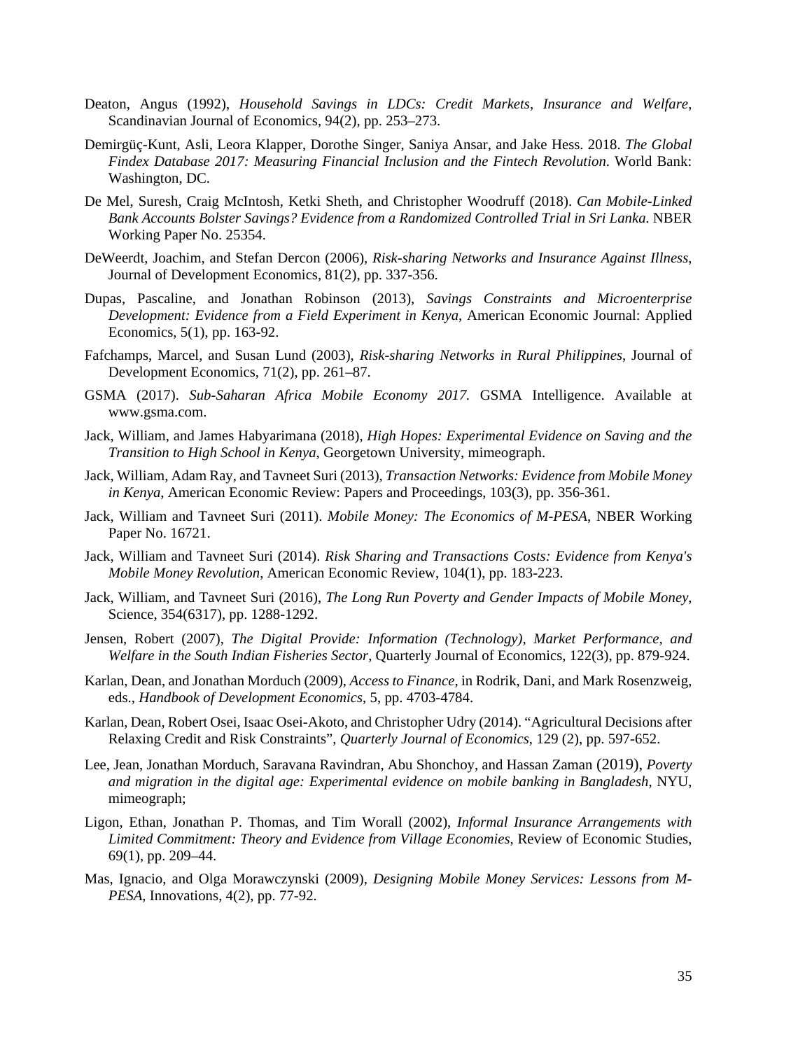Deaton, Angus (1992), *Household Savings in LDCs: Credit Markets, Insurance and Welfare*, Scandinavian Journal of Economics, 94(2), pp. 253–273.

Demirgüç-Kunt, Asli, Leora Klapper, Dorothe Singer, Saniya Ansar, and Jake Hess. 2018. *The Global Findex Database 2017: Measuring Financial Inclusion and the Fintech Revolution*. World Bank: Washington, DC.

De Mel, Suresh, Craig McIntosh, Ketki Sheth, and Christopher Woodruff (2018). *Can Mobile-Linked Bank Accounts Bolster Savings? Evidence from a Randomized Controlled Trial in Sri Lanka.* NBER Working Paper No. 25354.

DeWeerdt, Joachim, and Stefan Dercon (2006), *Risk-sharing Networks and Insurance Against Illness*, Journal of Development Economics, 81(2), pp. 337-356.

Dupas, Pascaline, and Jonathan Robinson (2013), *Savings Constraints and Microenterprise Development: Evidence from a Field Experiment in Kenya*, American Economic Journal: Applied Economics, 5(1), pp. 163-92.

Fafchamps, Marcel, and Susan Lund (2003), *Risk-sharing Networks in Rural Philippines*, Journal of Development Economics, 71(2), pp. 261–87.

GSMA (2017). *Sub-Saharan Africa Mobile Economy 2017.* GSMA Intelligence. Available at www.gsma.com.

Jack, William, and James Habyarimana (2018), *High Hopes: Experimental Evidence on Saving and the Transition to High School in Kenya*, Georgetown University, mimeograph.

Jack, William, Adam Ray, and Tavneet Suri (2013), *Transaction Networks: Evidence from Mobile Money in Kenya*, American Economic Review: Papers and Proceedings, 103(3), pp. 356-361.

Jack, William and Tavneet Suri (2011). *Mobile Money: The Economics of M-PESA*, NBER Working Paper No. 16721.

Jack, William and Tavneet Suri (2014). *Risk Sharing and Transactions Costs: Evidence from Kenya's Mobile Money Revolution*, American Economic Review, 104(1), pp. 183-223.

Jack, William, and Tavneet Suri (2016), *The Long Run Poverty and Gender Impacts of Mobile Money*, Science, 354(6317), pp. 1288-1292.

Jensen, Robert (2007), *The Digital Provide: Information (Technology), Market Performance, and Welfare in the South Indian Fisheries Sector*, Quarterly Journal of Economics, 122(3), pp. 879-924.

Karlan, Dean, and Jonathan Morduch (2009), *Access to Finance*, in Rodrik, Dani, and Mark Rosenzweig, eds., *Handbook of Development Economics*, 5, pp. 4703-4784.

Karlan, Dean, Robert Osei, Isaac Osei-Akoto, and Christopher Udry (2014). "Agricultural Decisions after Relaxing Credit and Risk Constraints", *Quarterly Journal of Economics*, 129 (2), pp. 597-652.

Lee, Jean, Jonathan Morduch, Saravana Ravindran, Abu Shonchoy, and Hassan Zaman (2019), *Poverty and migration in the digital age: Experimental evidence on mobile banking in Bangladesh*, NYU, mimeograph;

Ligon, Ethan, Jonathan P. Thomas, and Tim Worall (2002), *Informal Insurance Arrangements with Limited Commitment: Theory and Evidence from Village Economies*, Review of Economic Studies, 69(1), pp. 209–44.

Mas, Ignacio, and Olga Morawczynski (2009), *Designing Mobile Money Services: Lessons from M-PESA*, Innovations, 4(2), pp. 77-92.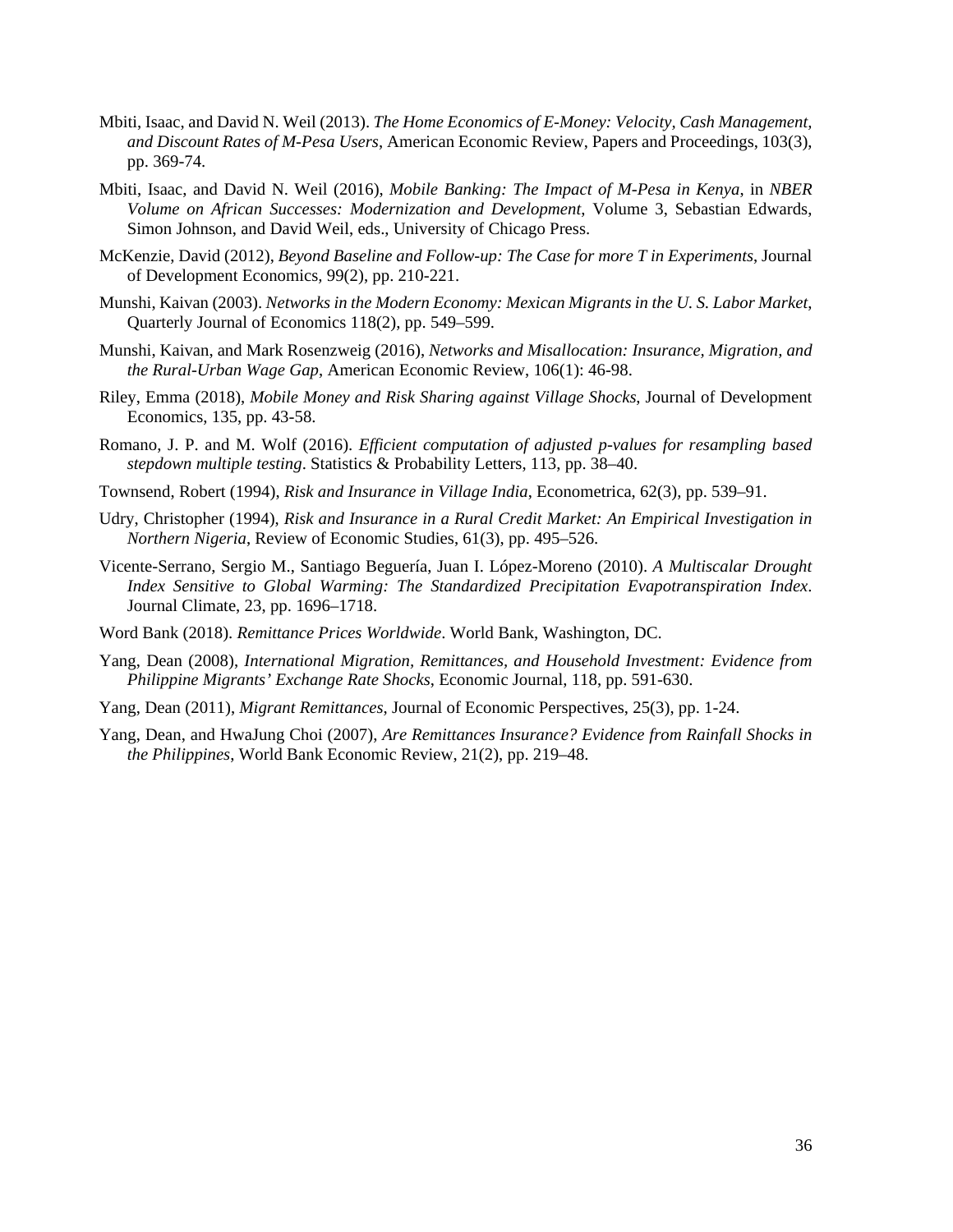Mbiti, Isaac, and David N. Weil (2013). *The Home Economics of E-Money: Velocity, Cash Management, and Discount Rates of M-Pesa Users*, American Economic Review, Papers and Proceedings, 103(3), pp. 369-74.

Mbiti, Isaac, and David N. Weil (2016), *Mobile Banking: The Impact of M-Pesa in Kenya*, in *NBER Volume on African Successes: Modernization and Development*, Volume 3, Sebastian Edwards, Simon Johnson, and David Weil, eds., University of Chicago Press.

McKenzie, David (2012), *Beyond Baseline and Follow-up: The Case for more T in Experiments*, Journal of Development Economics, 99(2), pp. 210-221.

Munshi, Kaivan (2003). *Networks in the Modern Economy: Mexican Migrants in the U. S. Labor Market*, Quarterly Journal of Economics 118(2), pp. 549–599.

Munshi, Kaivan, and Mark Rosenzweig (2016), *Networks and Misallocation: Insurance, Migration, and the Rural-Urban Wage Gap*, American Economic Review, 106(1): 46-98.

Riley, Emma (2018), *Mobile Money and Risk Sharing against Village Shocks*, Journal of Development Economics, 135, pp. 43-58.

Romano, J. P. and M. Wolf (2016). *Efficient computation of adjusted p-values for resampling based stepdown multiple testing*. Statistics & Probability Letters, 113, pp. 38–40.

Townsend, Robert (1994), *Risk and Insurance in Village India*, Econometrica, 62(3), pp. 539–91.

Udry, Christopher (1994), *Risk and Insurance in a Rural Credit Market: An Empirical Investigation in Northern Nigeria*, Review of Economic Studies, 61(3), pp. 495–526.

Vicente-Serrano, Sergio M., Santiago Beguería, Juan I. López-Moreno (2010). *A Multiscalar Drought Index Sensitive to Global Warming: The Standardized Precipitation Evapotranspiration Index*. Journal Climate, 23, pp. 1696–1718.

Word Bank (2018). *Remittance Prices Worldwide*. World Bank, Washington, DC.

Yang, Dean (2008), *International Migration, Remittances, and Household Investment: Evidence from Philippine Migrants' Exchange Rate Shocks*, Economic Journal, 118, pp. 591-630.

Yang, Dean (2011), *Migrant Remittances*, Journal of Economic Perspectives, 25(3), pp. 1-24.

Yang, Dean, and HwaJung Choi (2007), *Are Remittances Insurance? Evidence from Rainfall Shocks in the Philippines*, World Bank Economic Review, 21(2), pp. 219–48.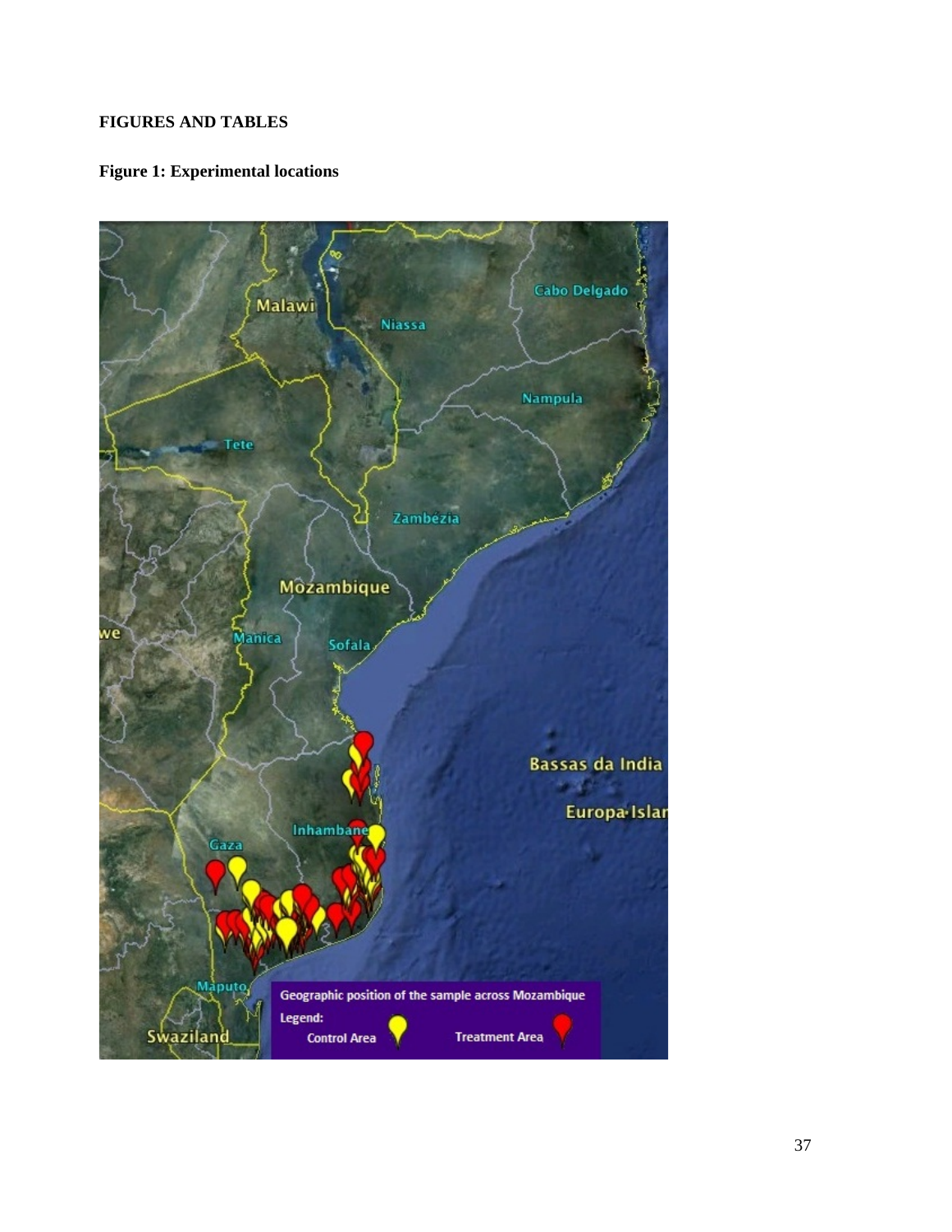**FIGURES AND TABLES**

**Figure 1: Experimental locations**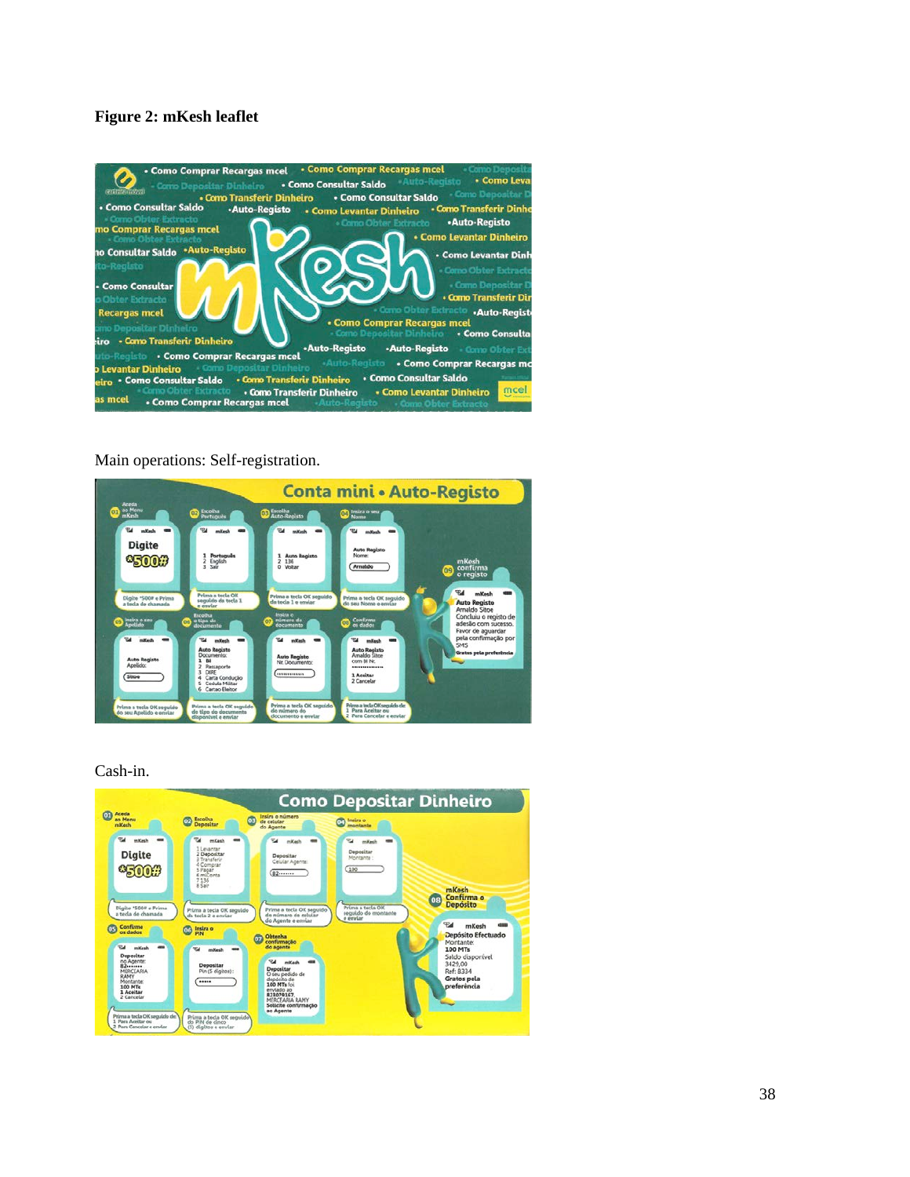**Figure 2: mKesh leaflet**

Main operations: Self-registration.

Cash-in.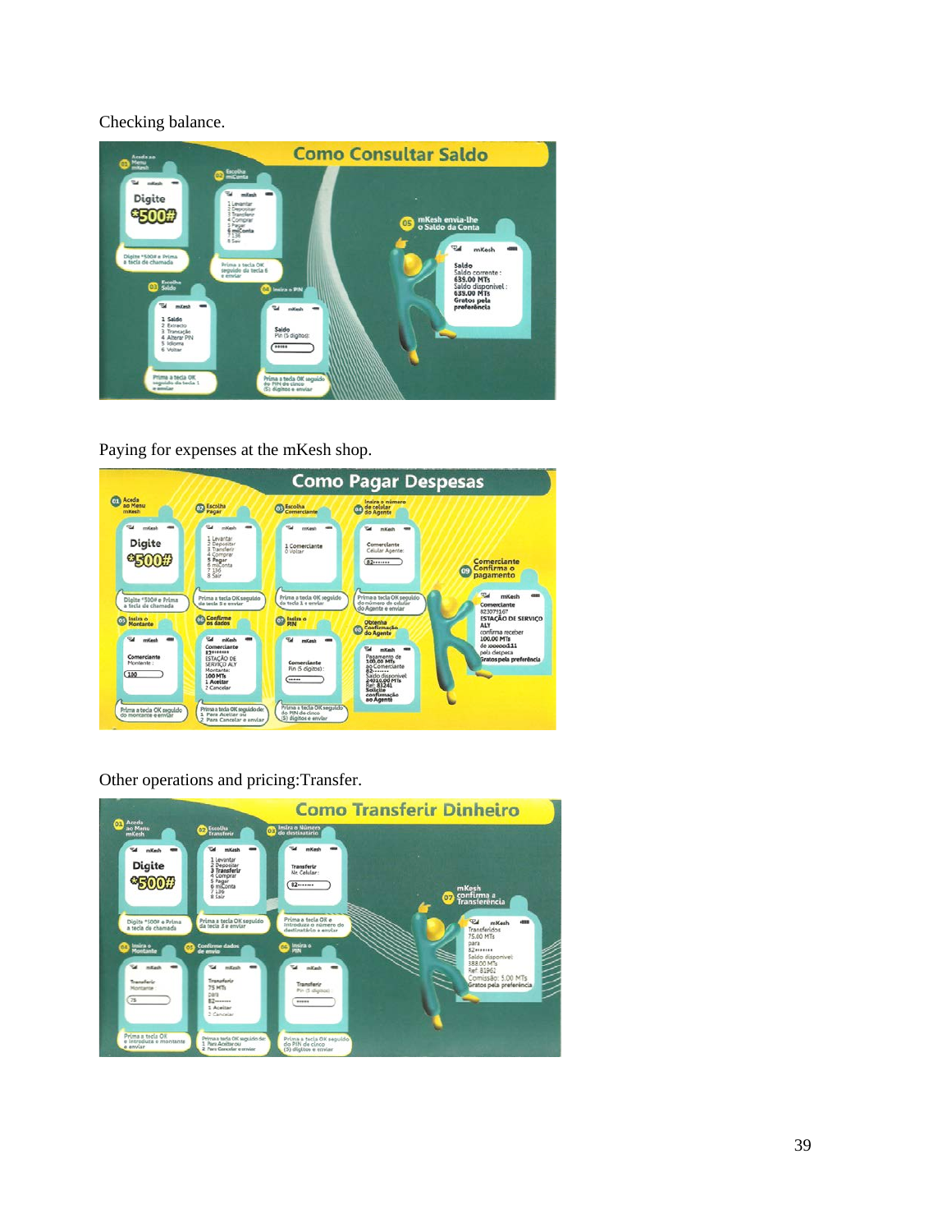Checking balance.

Paying for expenses at the mKesh shop.

Other operations and pricing:Transfer.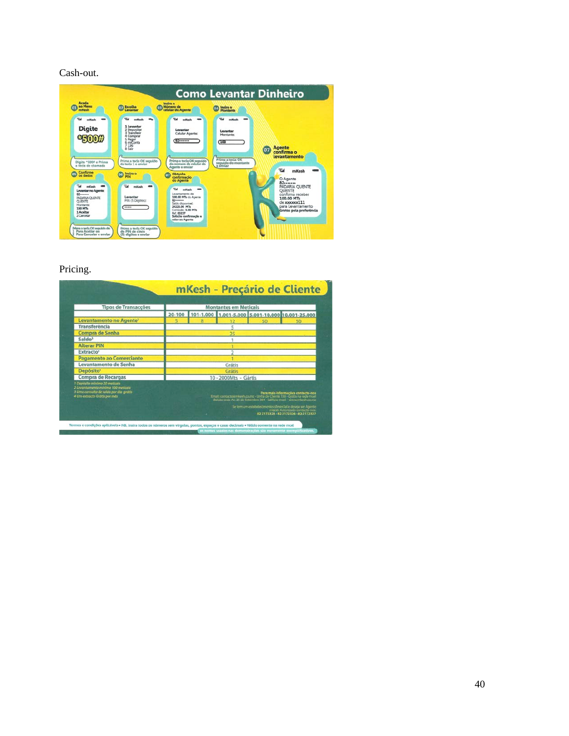Cash-out.

## Como Levantar Dinheiro

01 Aceda ao Menu mKesh

mKesh
Digite
*500#

Digite *500# e Prima a tecla de chamada

02 Escolha Levantar

mKesh
1 Levantar
2 Depositar
3 Transferir
4 Comprar
5 Pagar
6 miConta
7 136
8 Sair

Prima a tecla OK seguido da tecla 1 e enviar

03 Insira o Número de celular do Agente

mKesh
Levantar
Celular Agente:
82•••••••

Prima a tecla OK seguido do número de celular do Agente e enviar

04 Insira o Montante

mKesh
Levantar
Montante:
100

Prima a tecla OK seguido do montante e enviar

05 Confirme os dados

mKesh
Levantar no Agente:
82•••••••
PADARIA QUENTE QUENTE
Montante:
100 MTs
1 Aceitar
2 Cancelar

Prima a tecla OK seguido de
1 Para Aceitar ou
2 Para Cancelar e enviar

06 Insira o PIN

mKesh
Levantar
PIN (5 Digitos):
•••••

Prima a tecla OK seguido do PIN de cinco (5) dígitos e enviar

07 Obtenha confirmação do Agente

mKesh
Levantamento de 100.00 MTs do Agente 82•••••••
Saldo disponivel: 24225.00 MTs
Comissão: 5.00 MTs
Ref: 83237
Solicite confirmação e valor ao Agente

07 Agente confirma o levantamento

mKesh
O Agente 82•••••••
PADARIA QUENTE QUENTE
confirma receber 100.00 MTs
de xxxxxx111
para Levantamento
Gratos pela preferência

Pricing.

## mKesh - Preçário de Cliente

| Tipos de Transacções | Montantes em Meticais | | | | |
|---|---|---|---|---|---|
| | 20-100 | 101-1.000 | 1.001-5.000 | 5.001-10.000 | 10.001-25.000 |
| Levantamento no Agente[2] | 5 | 8 | 12 | 50 | 50 |
| Transferência | 5 | | | | |
| Compra de Senha | 25 | | | | |
| Saldo[3] | 1 | | | | |
| Alterar PIN | 1 | | | | |
| Extracto[4] | 2 | | | | |
| Pagamento ao Comerciante | 1 | | | | |
| Levantamento de Senha | Grátis | | | | |
| Depósito[1] | Grátis | | | | |
| Compra de Recargas | 10 - 2000Mts - Gártis | | | | |

1 Depósito mínimo 20 meticais
2 Levantamento mínimo 100 meticais
3 Uma consulta de saldo por dia grátis
4 Um extracto Grátis por mês

Para mais informações contacte-nos
Email: contacto@mkesh.co.mz - Linha de Cliente 136 - Grátis na rede mcel
Balcão sede Av. 25 de Setembro 204 - Edifício mcel - www.mkesh.co.mz

Se tem um estabelecimento comercial e deseja ser Agente mKesh Autorizado contacte-nos:
82 2172328 - 82 2172326 - 82 2172327

Termos e condições aplicáveis • NB. Insira todos os números sem virgulas, pontos, espaços e casas decimais • Válido somente na rede mcel
os nomes usados nas demonstrações são meramente exemplificativos.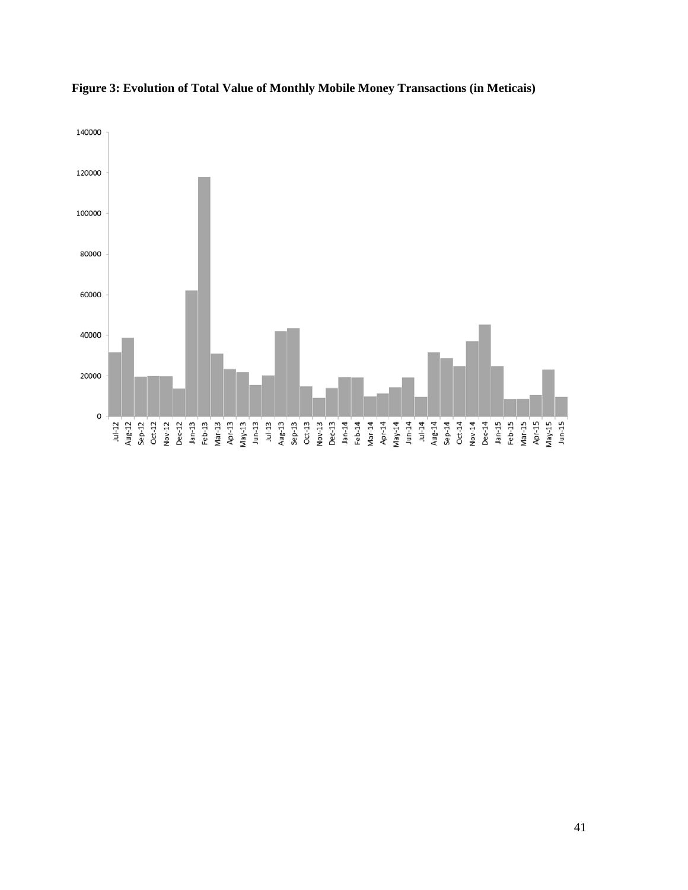**Figure 3: Evolution of Total Value of Monthly Mobile Money Transactions (in Meticais)**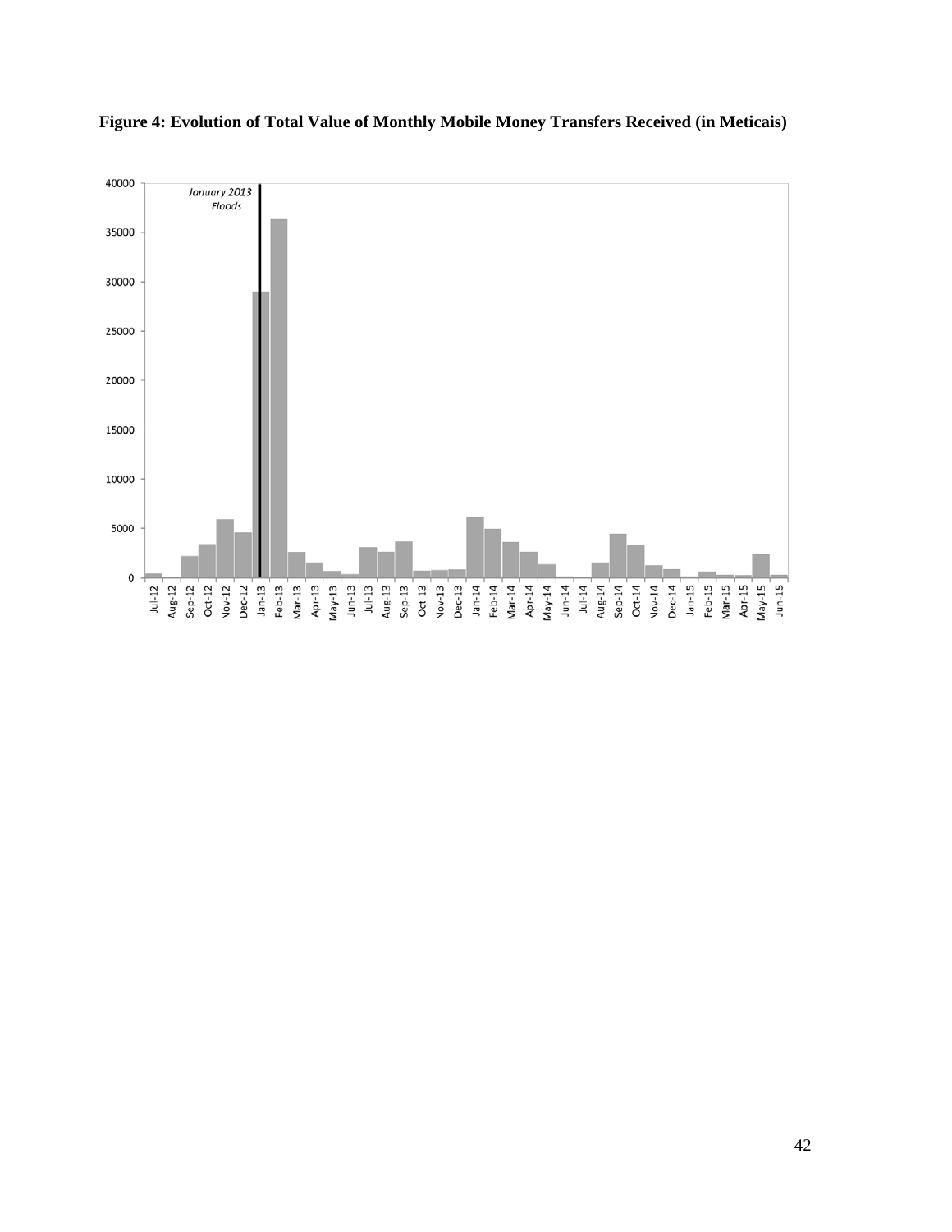**Figure 4: Evolution of Total Value of Monthly Mobile Money Transfers Received (in Meticais)**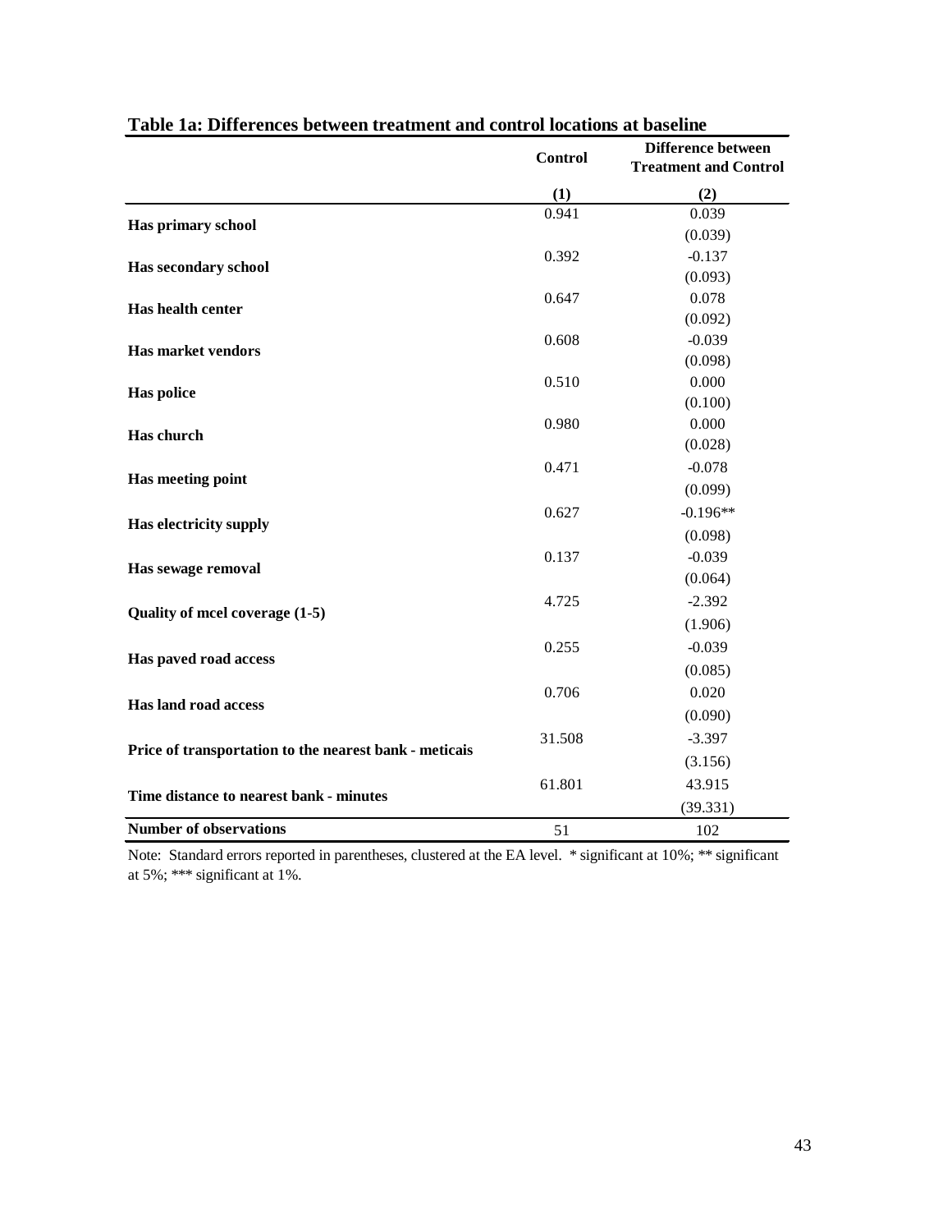**Table 1a: Differences between treatment and control locations at baseline**

| | Control | Difference between Treatment and Control |
|---|---|---|
| | (1) | (2) |
| **Has primary school** | 0.941 | 0.039 |
| | | (0.039) |
| **Has secondary school** | 0.392 | -0.137 |
| | | (0.093) |
| **Has health center** | 0.647 | 0.078 |
| | | (0.092) |
| **Has market vendors** | 0.608 | -0.039 |
| | | (0.098) |
| **Has police** | 0.510 | 0.000 |
| | | (0.100) |
| **Has church** | 0.980 | 0.000 |
| | | (0.028) |
| **Has meeting point** | 0.471 | -0.078 |
| | | (0.099) |
| **Has electricity supply** | 0.627 | -0.196** |
| | | (0.098) |
| **Has sewage removal** | 0.137 | -0.039 |
| | | (0.064) |
| **Quality of mcel coverage (1-5)** | 4.725 | -2.392 |
| | | (1.906) |
| **Has paved road access** | 0.255 | -0.039 |
| | | (0.085) |
| **Has land road access** | 0.706 | 0.020 |
| | | (0.090) |
| **Price of transportation to the nearest bank - meticais** | 31.508 | -3.397 |
| | | (3.156) |
| **Time distance to nearest bank - minutes** | 61.801 | 43.915 |
| | | (39.331) |
| **Number of observations** | 51 | 102 |

Note: Standard errors reported in parentheses, clustered at the EA level. * significant at 10%; ** significant at 5%; *** significant at 1%.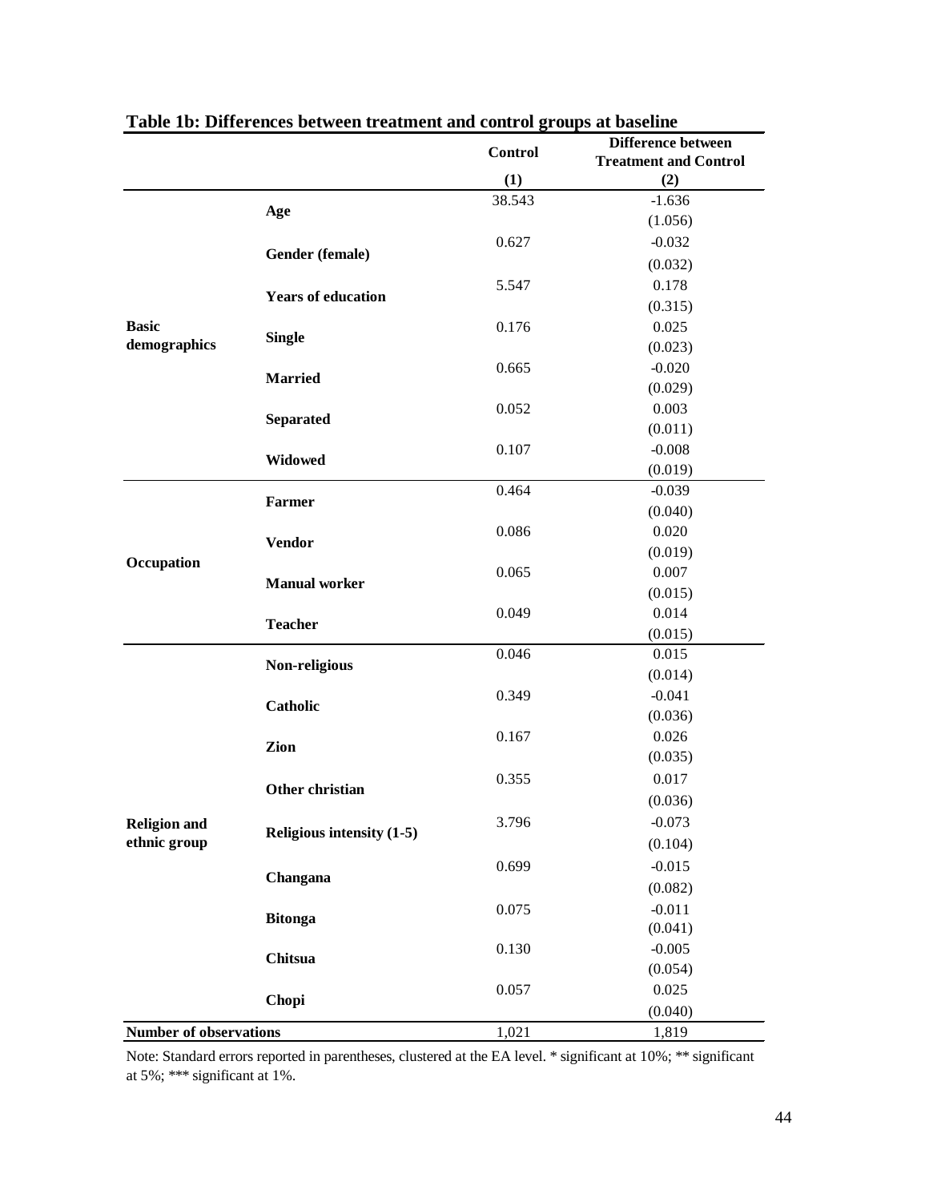**Table 1b: Differences between treatment and control groups at baseline**

| | | Control | Difference between Treatment and Control |
|---|---|---|---|
| | | (1) | (2) |
| Basic demographics | Age | 38.543 | -1.636 |
| | | | (1.056) |
| | Gender (female) | 0.627 | -0.032 |
| | | | (0.032) |
| | Years of education | 5.547 | 0.178 |
| | | | (0.315) |
| | Single | 0.176 | 0.025 |
| | | | (0.023) |
| | Married | 0.665 | -0.020 |
| | | | (0.029) |
| | Separated | 0.052 | 0.003 |
| | | | (0.011) |
| | Widowed | 0.107 | -0.008 |
| | | | (0.019) |
| Occupation | Farmer | 0.464 | -0.039 |
| | | | (0.040) |
| | Vendor | 0.086 | 0.020 |
| | | | (0.019) |
| | Manual worker | 0.065 | 0.007 |
| | | | (0.015) |
| | Teacher | 0.049 | 0.014 |
| | | | (0.015) |
| Religion and ethnic group | Non-religious | 0.046 | 0.015 |
| | | | (0.014) |
| | Catholic | 0.349 | -0.041 |
| | | | (0.036) |
| | Zion | 0.167 | 0.026 |
| | | | (0.035) |
| | Other christian | 0.355 | 0.017 |
| | | | (0.036) |
| | Religious intensity (1-5) | 3.796 | -0.073 |
| | | | (0.104) |
| | Changana | 0.699 | -0.015 |
| | | | (0.082) |
| | Bitonga | 0.075 | -0.011 |
| | | | (0.041) |
| | Chitsua | 0.130 | -0.005 |
| | | | (0.054) |
| | Chopi | 0.057 | 0.025 |
| | | | (0.040) |
| Number of observations | | 1,021 | 1,819 |

Note: Standard errors reported in parentheses, clustered at the EA level. * significant at 10%; ** significant at 5%; *** significant at 1%.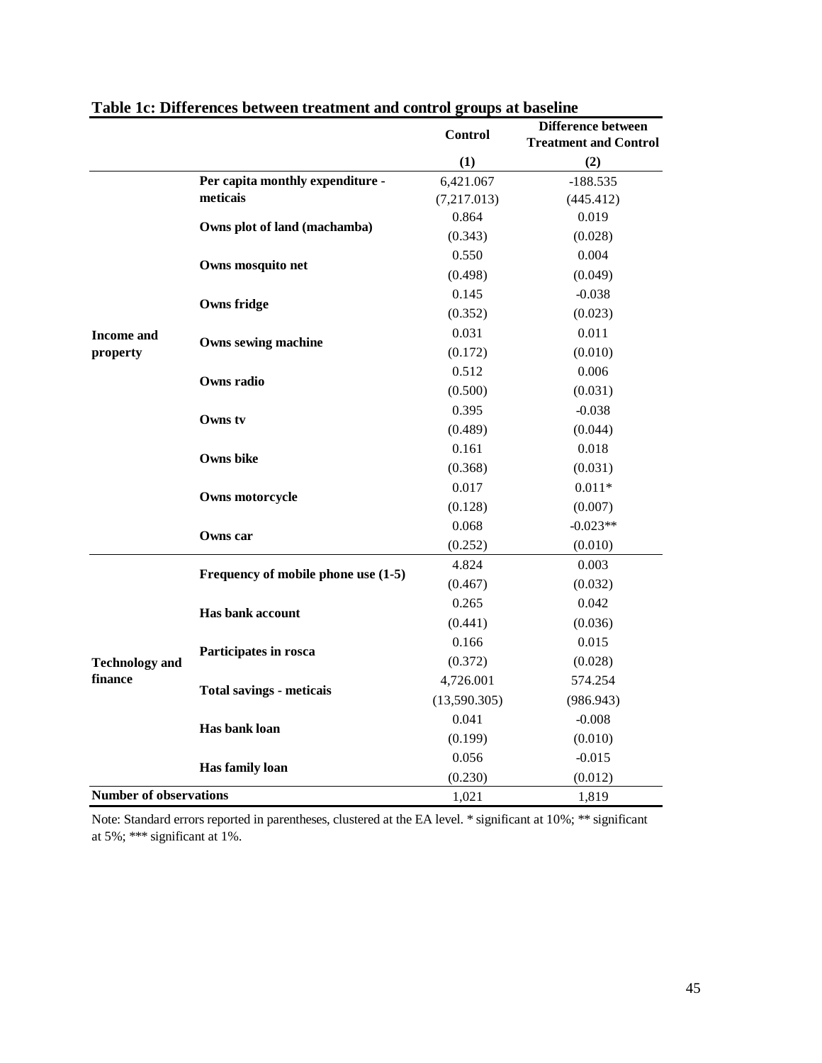**Table 1c: Differences between treatment and control groups at baseline**

| | | Control | Difference between Treatment and Control |
|---|---|---|---|
| | | (1) | (2) |
| Income and property | Per capita monthly expenditure - meticais | 6,421.067 | -188.535 |
| | | (7,217.013) | (445.412) |
| | Owns plot of land (machamba) | 0.864 | 0.019 |
| | | (0.343) | (0.028) |
| | Owns mosquito net | 0.550 | 0.004 |
| | | (0.498) | (0.049) |
| | Owns fridge | 0.145 | -0.038 |
| | | (0.352) | (0.023) |
| | Owns sewing machine | 0.031 | 0.011 |
| | | (0.172) | (0.010) |
| | Owns radio | 0.512 | 0.006 |
| | | (0.500) | (0.031) |
| | Owns tv | 0.395 | -0.038 |
| | | (0.489) | (0.044) |
| | Owns bike | 0.161 | 0.018 |
| | | (0.368) | (0.031) |
| | Owns motorcycle | 0.017 | 0.011* |
| | | (0.128) | (0.007) |
| | Owns car | 0.068 | -0.023** |
| | | (0.252) | (0.010) |
| Technology and finance | Frequency of mobile phone use (1-5) | 4.824 | 0.003 |
| | | (0.467) | (0.032) |
| | Has bank account | 0.265 | 0.042 |
| | | (0.441) | (0.036) |
| | Participates in rosca | 0.166 | 0.015 |
| | | (0.372) | (0.028) |
| | Total savings - meticais | 4,726.001 | 574.254 |
| | | (13,590.305) | (986.943) |
| | Has bank loan | 0.041 | -0.008 |
| | | (0.199) | (0.010) |
| | Has family loan | 0.056 | -0.015 |
| | | (0.230) | (0.012) |
| Number of observations | | 1,021 | 1,819 |

Note: Standard errors reported in parentheses, clustered at the EA level. * significant at 10%; ** significant at 5%; *** significant at 1%.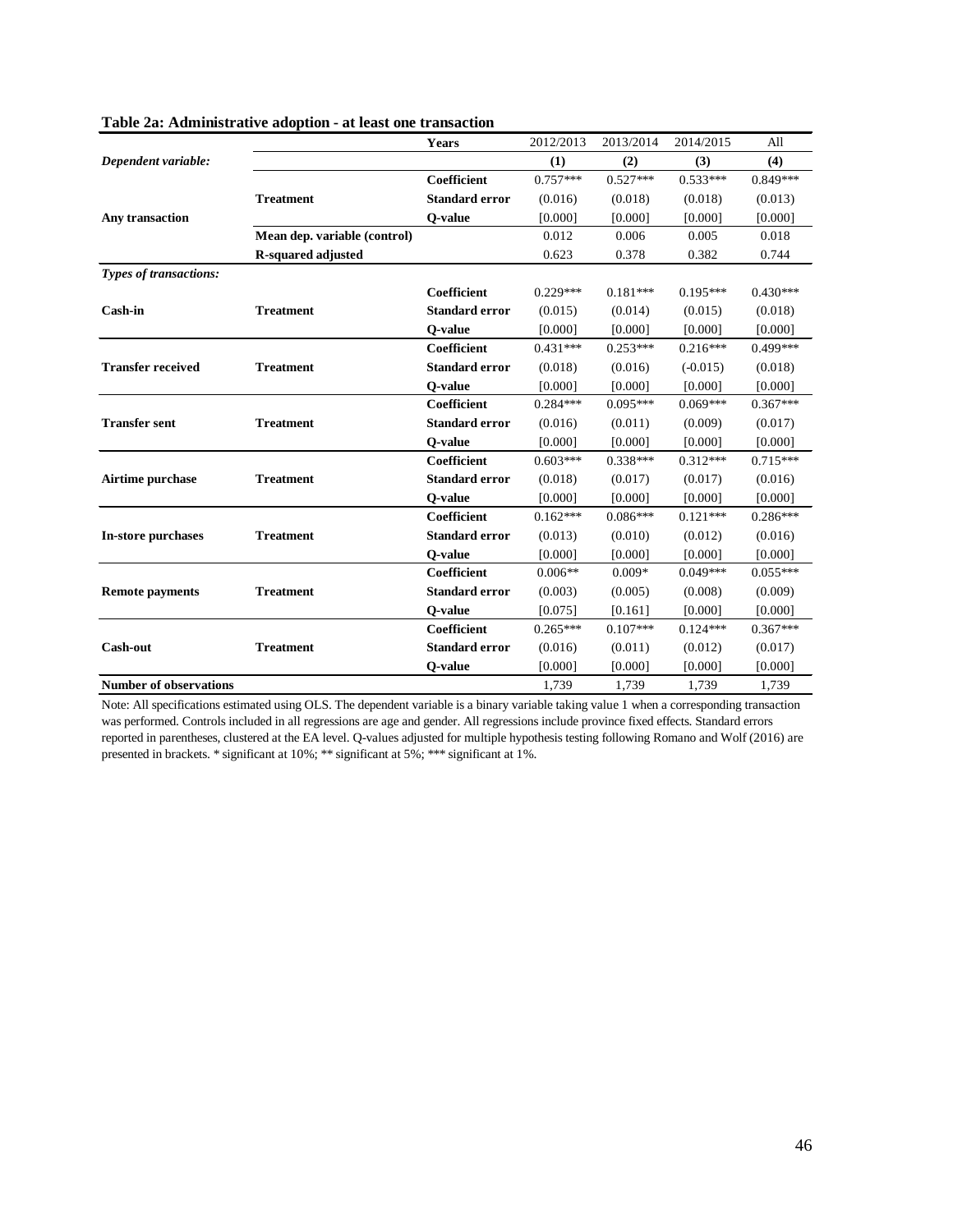**Table 2a: Administrative adoption - at least one transaction**

| | | Years | 2012/2013 | 2013/2014 | 2014/2015 | All |
|---|---|---|---|---|---|---|
| *Dependent variable:* | | | **(1)** | **(2)** | **(3)** | **(4)** |
| **Any transaction** | **Treatment** | **Coefficient** | 0.757*** | 0.527*** | 0.533*** | 0.849*** |
| | | **Standard error** | (0.016) | (0.018) | (0.018) | (0.013) |
| | | **Q-value** | [0.000] | [0.000] | [0.000] | [0.000] |
| | **Mean dep. variable (control)** | | 0.012 | 0.006 | 0.005 | 0.018 |
| | **R-squared adjusted** | | 0.623 | 0.378 | 0.382 | 0.744 |
| *Types of transactions:* | | | | | | |
| **Cash-in** | **Treatment** | **Coefficient** | 0.229*** | 0.181*** | 0.195*** | 0.430*** |
| | | **Standard error** | (0.015) | (0.014) | (0.015) | (0.018) |
| | | **Q-value** | [0.000] | [0.000] | [0.000] | [0.000] |
| **Transfer received** | **Treatment** | **Coefficient** | 0.431*** | 0.253*** | 0.216*** | 0.499*** |
| | | **Standard error** | (0.018) | (0.016) | (-0.015) | (0.018) |
| | | **Q-value** | [0.000] | [0.000] | [0.000] | [0.000] |
| **Transfer sent** | **Treatment** | **Coefficient** | 0.284*** | 0.095*** | 0.069*** | 0.367*** |
| | | **Standard error** | (0.016) | (0.011) | (0.009) | (0.017) |
| | | **Q-value** | [0.000] | [0.000] | [0.000] | [0.000] |
| **Airtime purchase** | **Treatment** | **Coefficient** | 0.603*** | 0.338*** | 0.312*** | 0.715*** |
| | | **Standard error** | (0.018) | (0.017) | (0.017) | (0.016) |
| | | **Q-value** | [0.000] | [0.000] | [0.000] | [0.000] |
| **In-store purchases** | **Treatment** | **Coefficient** | 0.162*** | 0.086*** | 0.121*** | 0.286*** |
| | | **Standard error** | (0.013) | (0.010) | (0.012) | (0.016) |
| | | **Q-value** | [0.000] | [0.000] | [0.000] | [0.000] |
| **Remote payments** | **Treatment** | **Coefficient** | 0.006** | 0.009* | 0.049*** | 0.055*** |
| | | **Standard error** | (0.003) | (0.005) | (0.008) | (0.009) |
| | | **Q-value** | [0.075] | [0.161] | [0.000] | [0.000] |
| **Cash-out** | **Treatment** | **Coefficient** | 0.265*** | 0.107*** | 0.124*** | 0.367*** |
| | | **Standard error** | (0.016) | (0.011) | (0.012) | (0.017) |
| | | **Q-value** | [0.000] | [0.000] | [0.000] | [0.000] |
| **Number of observations** | | | 1,739 | 1,739 | 1,739 | 1,739 |

Note: All specifications estimated using OLS. The dependent variable is a binary variable taking value 1 when a corresponding transaction was performed. Controls included in all regressions are age and gender. All regressions include province fixed effects. Standard errors reported in parentheses, clustered at the EA level. Q-values adjusted for multiple hypothesis testing following Romano and Wolf (2016) are presented in brackets. * significant at 10%; ** significant at 5%; *** significant at 1%.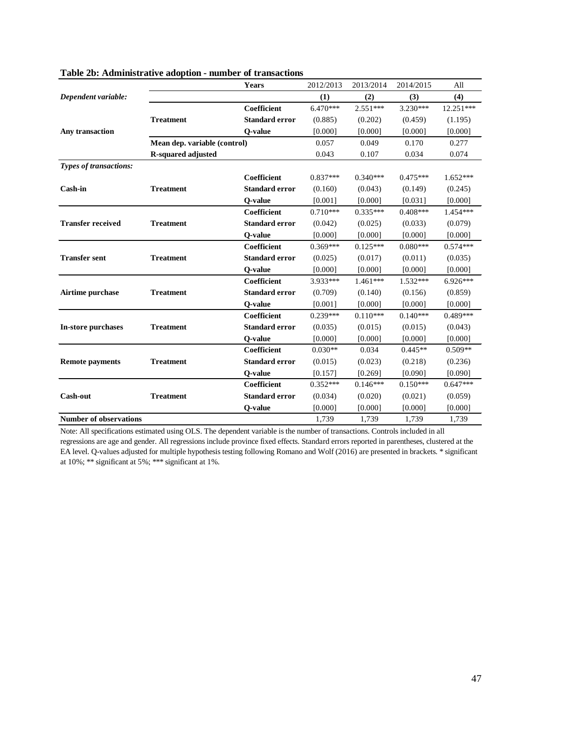**Table 2b: Administrative adoption - number of transactions**

| | | Years | 2012/2013 | 2013/2014 | 2014/2015 | All |
|---|---|---|---|---|---|---|
| *Dependent variable:* | | | (1) | (2) | (3) | (4) |
| | | Coefficient | 6.470*** | 2.551*** | 3.230*** | 12.251*** |
| | Treatment | Standard error | (0.885) | (0.202) | (0.459) | (1.195) |
| Any transaction | | Q-value | [0.000] | [0.000] | [0.000] | [0.000] |
| | Mean dep. variable (control) | | 0.057 | 0.049 | 0.170 | 0.277 |
| | R-squared adjusted | | 0.043 | 0.107 | 0.034 | 0.074 |
| *Types of transactions:* | | | | | | |
| | | Coefficient | 0.837*** | 0.340*** | 0.475*** | 1.652*** |
| Cash-in | Treatment | Standard error | (0.160) | (0.043) | (0.149) | (0.245) |
| | | Q-value | [0.001] | [0.000] | [0.031] | [0.000] |
| | | Coefficient | 0.710*** | 0.335*** | 0.408*** | 1.454*** |
| Transfer received | Treatment | Standard error | (0.042) | (0.025) | (0.033) | (0.079) |
| | | Q-value | [0.000] | [0.000] | [0.000] | [0.000] |
| | | Coefficient | 0.369*** | 0.125*** | 0.080*** | 0.574*** |
| Transfer sent | Treatment | Standard error | (0.025) | (0.017) | (0.011) | (0.035) |
| | | Q-value | [0.000] | [0.000] | [0.000] | [0.000] |
| | | Coefficient | 3.933*** | 1.461*** | 1.532*** | 6.926*** |
| Airtime purchase | Treatment | Standard error | (0.709) | (0.140) | (0.156) | (0.859) |
| | | Q-value | [0.001] | [0.000] | [0.000] | [0.000] |
| | | Coefficient | 0.239*** | 0.110*** | 0.140*** | 0.489*** |
| In-store purchases | Treatment | Standard error | (0.035) | (0.015) | (0.015) | (0.043) |
| | | Q-value | [0.000] | [0.000] | [0.000] | [0.000] |
| | | Coefficient | 0.030** | 0.034 | 0.445** | 0.509** |
| Remote payments | Treatment | Standard error | (0.015) | (0.023) | (0.218) | (0.236) |
| | | Q-value | [0.157] | [0.269] | [0.090] | [0.090] |
| | | Coefficient | 0.352*** | 0.146*** | 0.150*** | 0.647*** |
| Cash-out | Treatment | Standard error | (0.034) | (0.020) | (0.021) | (0.059) |
| | | Q-value | [0.000] | [0.000] | [0.000] | [0.000] |
| Number of observations | | | 1,739 | 1,739 | 1,739 | 1,739 |

Note: All specifications estimated using OLS. The dependent variable is the number of transactions. Controls included in all regressions are age and gender. All regressions include province fixed effects. Standard errors reported in parentheses, clustered at the EA level. Q-values adjusted for multiple hypothesis testing following Romano and Wolf (2016) are presented in brackets. * significant at 10%; ** significant at 5%; *** significant at 1%.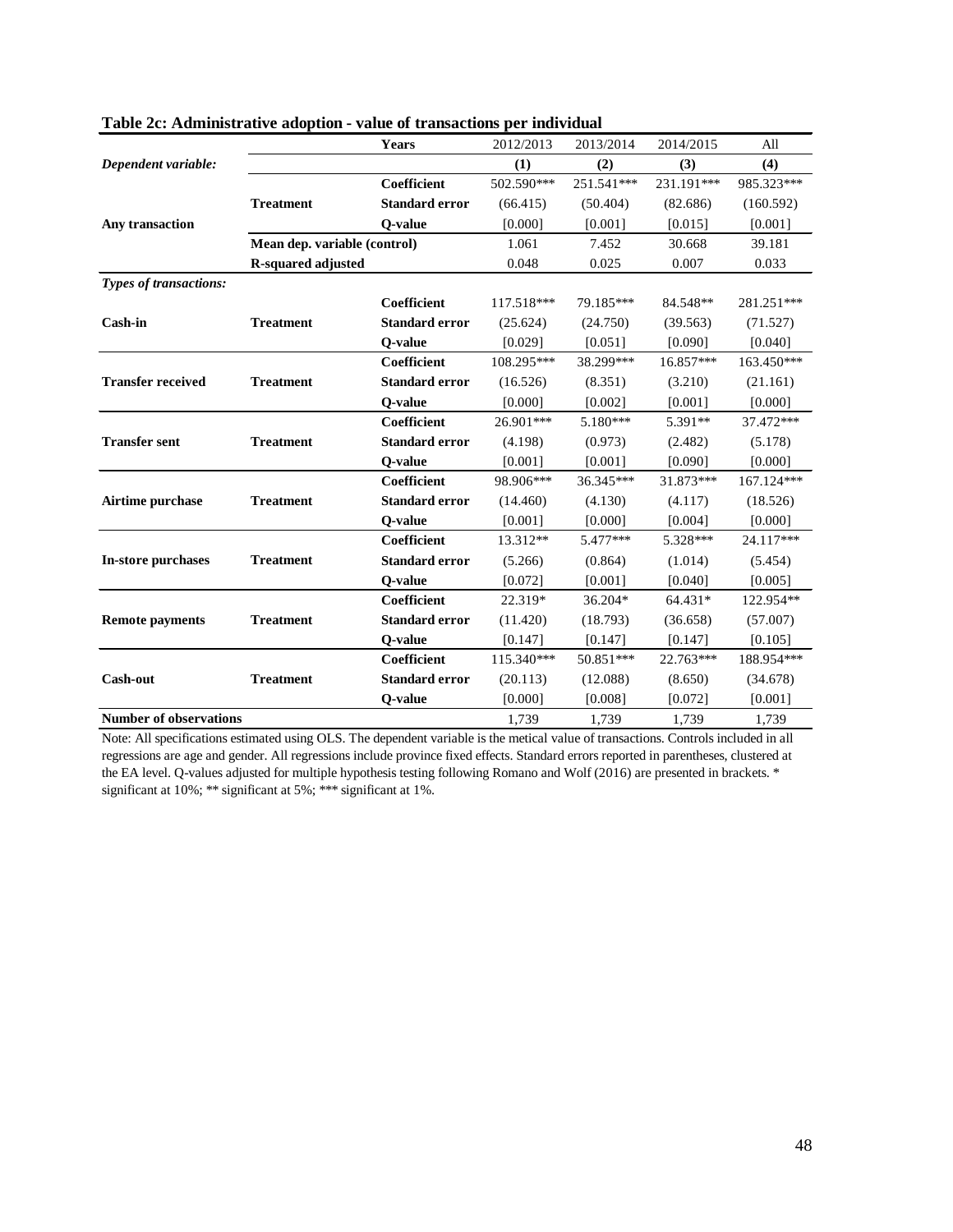**Table 2c: Administrative adoption - value of transactions per individual**

| | | Years | 2012/2013 | 2013/2014 | 2014/2015 | All |
|---|---|---|---|---|---|---|
| ***Dependent variable:*** | | | **(1)** | **(2)** | **(3)** | **(4)** |
| **Any transaction** | **Treatment** | **Coefficient** | 502.590*** | 251.541*** | 231.191*** | 985.323*** |
| | | **Standard error** | (66.415) | (50.404) | (82.686) | (160.592) |
| | | **Q-value** | [0.000] | [0.001] | [0.015] | [0.001] |
| | **Mean dep. variable (control)** | | 1.061 | 7.452 | 30.668 | 39.181 |
| | **R-squared adjusted** | | 0.048 | 0.025 | 0.007 | 0.033 |
| ***Types of transactions:*** | | | | | | |
| **Cash-in** | **Treatment** | **Coefficient** | 117.518*** | 79.185*** | 84.548** | 281.251*** |
| | | **Standard error** | (25.624) | (24.750) | (39.563) | (71.527) |
| | | **Q-value** | [0.029] | [0.051] | [0.090] | [0.040] |
| **Transfer received** | **Treatment** | **Coefficient** | 108.295*** | 38.299*** | 16.857*** | 163.450*** |
| | | **Standard error** | (16.526) | (8.351) | (3.210) | (21.161) |
| | | **Q-value** | [0.000] | [0.002] | [0.001] | [0.000] |
| **Transfer sent** | **Treatment** | **Coefficient** | 26.901*** | 5.180*** | 5.391** | 37.472*** |
| | | **Standard error** | (4.198) | (0.973) | (2.482) | (5.178) |
| | | **Q-value** | [0.001] | [0.001] | [0.090] | [0.000] |
| **Airtime purchase** | **Treatment** | **Coefficient** | 98.906*** | 36.345*** | 31.873*** | 167.124*** |
| | | **Standard error** | (14.460) | (4.130) | (4.117) | (18.526) |
| | | **Q-value** | [0.001] | [0.000] | [0.004] | [0.000] |
| **In-store purchases** | **Treatment** | **Coefficient** | 13.312** | 5.477*** | 5.328*** | 24.117*** |
| | | **Standard error** | (5.266) | (0.864) | (1.014) | (5.454) |
| | | **Q-value** | [0.072] | [0.001] | [0.040] | [0.005] |
| **Remote payments** | **Treatment** | **Coefficient** | 22.319* | 36.204* | 64.431* | 122.954** |
| | | **Standard error** | (11.420) | (18.793) | (36.658) | (57.007) |
| | | **Q-value** | [0.147] | [0.147] | [0.147] | [0.105] |
| **Cash-out** | **Treatment** | **Coefficient** | 115.340*** | 50.851*** | 22.763*** | 188.954*** |
| | | **Standard error** | (20.113) | (12.088) | (8.650) | (34.678) |
| | | **Q-value** | [0.000] | [0.008] | [0.072] | [0.001] |
| **Number of observations** | | | 1,739 | 1,739 | 1,739 | 1,739 |

Note: All specifications estimated using OLS. The dependent variable is the metical value of transactions. Controls included in all regressions are age and gender. All regressions include province fixed effects. Standard errors reported in parentheses, clustered at the EA level. Q-values adjusted for multiple hypothesis testing following Romano and Wolf (2016) are presented in brackets. * significant at 10%; ** significant at 5%; *** significant at 1%.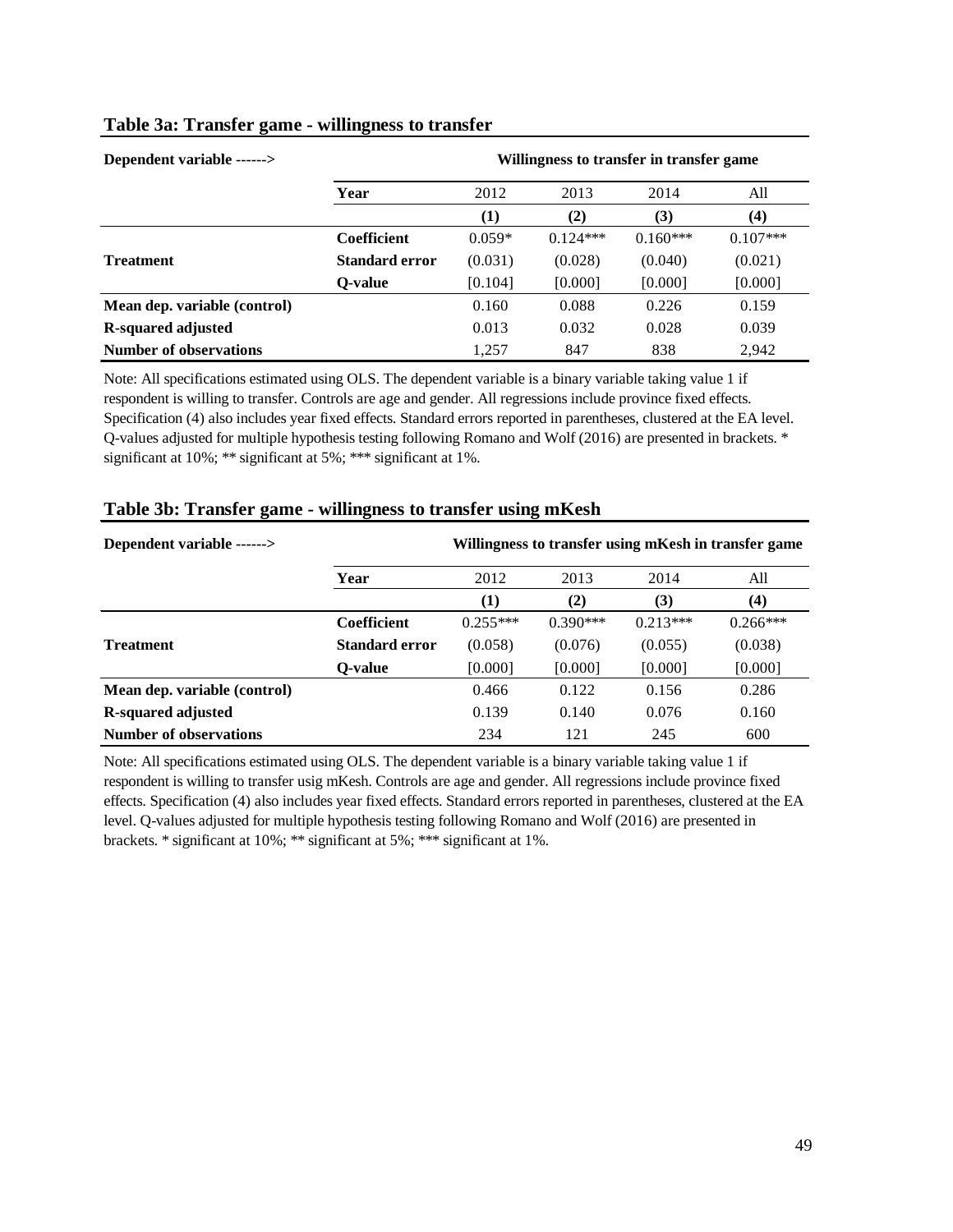### Table 3a: Transfer game - willingness to transfer

| Dependent variable ------> | | Willingness to transfer in transfer game | | | |
|---|---|---|---|---|---|
| | **Year** | 2012 | 2013 | 2014 | All |
| | | **(1)** | **(2)** | **(3)** | **(4)** |
| | **Coefficient** | 0.059* | 0.124*** | 0.160*** | 0.107*** |
| **Treatment** | **Standard error** | (0.031) | (0.028) | (0.040) | (0.021) |
| | **Q-value** | [0.104] | [0.000] | [0.000] | [0.000] |
| **Mean dep. variable (control)** | | 0.160 | 0.088 | 0.226 | 0.159 |
| **R-squared adjusted** | | 0.013 | 0.032 | 0.028 | 0.039 |
| **Number of observations** | | 1,257 | 847 | 838 | 2,942 |

Note: All specifications estimated using OLS. The dependent variable is a binary variable taking value 1 if respondent is willing to transfer. Controls are age and gender. All regressions include province fixed effects. Specification (4) also includes year fixed effects. Standard errors reported in parentheses, clustered at the EA level. Q-values adjusted for multiple hypothesis testing following Romano and Wolf (2016) are presented in brackets. * significant at 10%; ** significant at 5%; *** significant at 1%.

### Table 3b: Transfer game - willingness to transfer using mKesh

| Dependent variable ------> | | Willingness to transfer using mKesh in transfer game | | | |
|---|---|---|---|---|---|
| | **Year** | 2012 | 2013 | 2014 | All |
| | | **(1)** | **(2)** | **(3)** | **(4)** |
| | **Coefficient** | 0.255*** | 0.390*** | 0.213*** | 0.266*** |
| **Treatment** | **Standard error** | (0.058) | (0.076) | (0.055) | (0.038) |
| | **Q-value** | [0.000] | [0.000] | [0.000] | [0.000] |
| **Mean dep. variable (control)** | | 0.466 | 0.122 | 0.156 | 0.286 |
| **R-squared adjusted** | | 0.139 | 0.140 | 0.076 | 0.160 |
| **Number of observations** | | 234 | 121 | 245 | 600 |

Note: All specifications estimated using OLS. The dependent variable is a binary variable taking value 1 if respondent is willing to transfer usig mKesh. Controls are age and gender. All regressions include province fixed effects. Specification (4) also includes year fixed effects. Standard errors reported in parentheses, clustered at the EA level. Q-values adjusted for multiple hypothesis testing following Romano and Wolf (2016) are presented in brackets. * significant at 10%; ** significant at 5%; *** significant at 1%.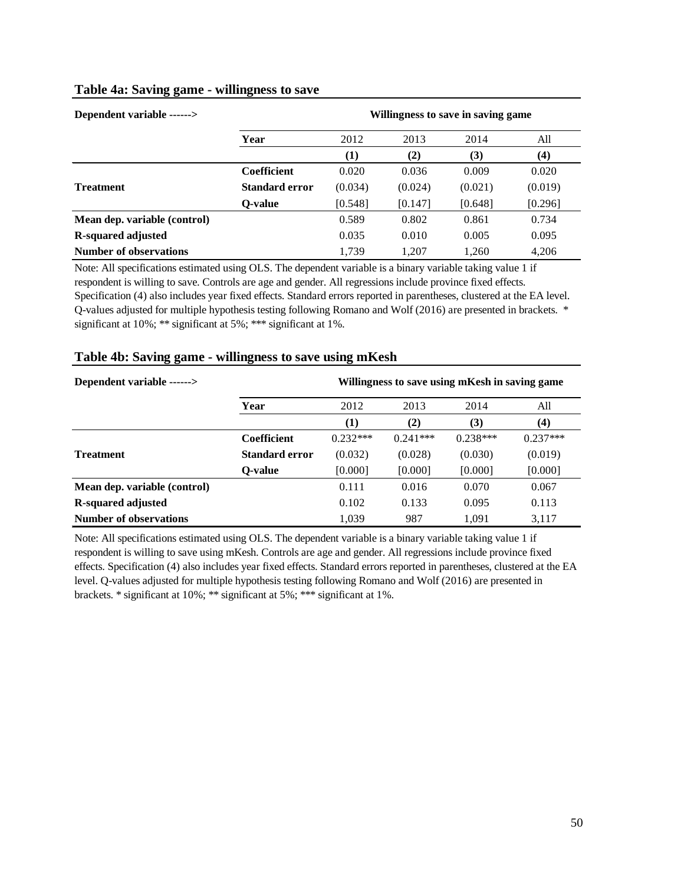**Table 4a: Saving game - willingness to save**

| Dependent variable ------> | | Willingness to save in saving game | | | |
|---|---|---|---|---|---|
| | **Year** | 2012 | 2013 | 2014 | All |
| | | **(1)** | **(2)** | **(3)** | **(4)** |
| | **Coefficient** | 0.020 | 0.036 | 0.009 | 0.020 |
| **Treatment** | **Standard error** | (0.034) | (0.024) | (0.021) | (0.019) |
| | **Q-value** | [0.548] | [0.147] | [0.648] | [0.296] |
| **Mean dep. variable (control)** | | 0.589 | 0.802 | 0.861 | 0.734 |
| **R-squared adjusted** | | 0.035 | 0.010 | 0.005 | 0.095 |
| **Number of observations** | | 1,739 | 1,207 | 1,260 | 4,206 |

Note: All specifications estimated using OLS. The dependent variable is a binary variable taking value 1 if respondent is willing to save. Controls are age and gender. All regressions include province fixed effects. Specification (4) also includes year fixed effects. Standard errors reported in parentheses, clustered at the EA level. Q-values adjusted for multiple hypothesis testing following Romano and Wolf (2016) are presented in brackets. * significant at 10%; ** significant at 5%; *** significant at 1%.

**Table 4b: Saving game - willingness to save using mKesh**

| Dependent variable ------> | | Willingness to save using mKesh in saving game | | | |
|---|---|---|---|---|---|
| | **Year** | 2012 | 2013 | 2014 | All |
| | | **(1)** | **(2)** | **(3)** | **(4)** |
| | **Coefficient** | 0.232*** | 0.241*** | 0.238*** | 0.237*** |
| **Treatment** | **Standard error** | (0.032) | (0.028) | (0.030) | (0.019) |
| | **Q-value** | [0.000] | [0.000] | [0.000] | [0.000] |
| **Mean dep. variable (control)** | | 0.111 | 0.016 | 0.070 | 0.067 |
| **R-squared adjusted** | | 0.102 | 0.133 | 0.095 | 0.113 |
| **Number of observations** | | 1,039 | 987 | 1,091 | 3,117 |

Note: All specifications estimated using OLS. The dependent variable is a binary variable taking value 1 if respondent is willing to save using mKesh. Controls are age and gender. All regressions include province fixed effects. Specification (4) also includes year fixed effects. Standard errors reported in parentheses, clustered at the EA level. Q-values adjusted for multiple hypothesis testing following Romano and Wolf (2016) are presented in brackets. * significant at 10%; ** significant at 5%; *** significant at 1%.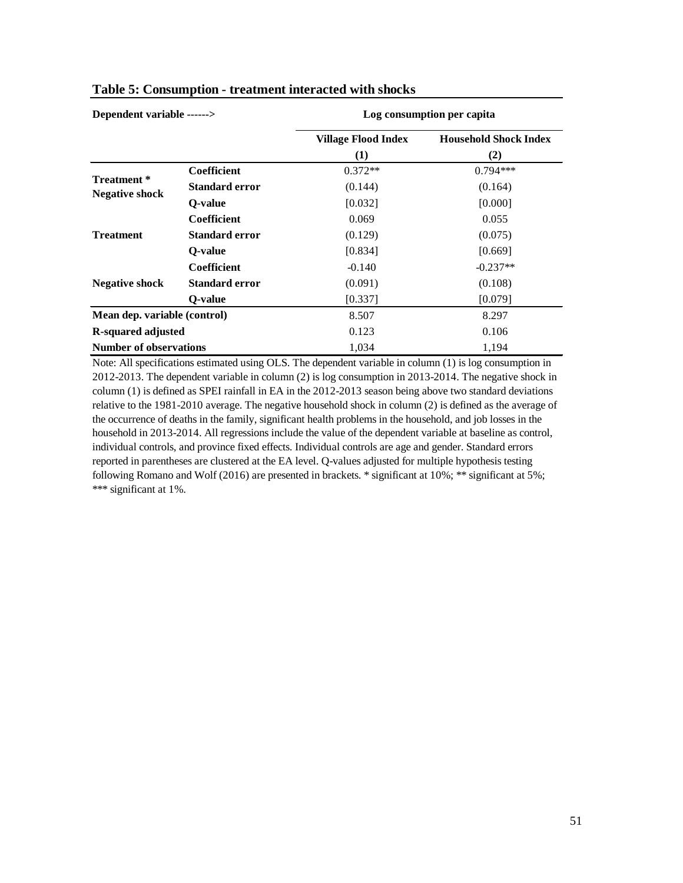**Table 5: Consumption - treatment interacted with shocks**

| Dependent variable ------> | | Log consumption per capita | |
|---|---|---|---|
| | | Village Flood Index | Household Shock Index |
| | | (1) | (2) |
| Treatment * Negative shock | Coefficient | 0.372** | 0.794*** |
| | Standard error | (0.144) | (0.164) |
| | Q-value | [0.032] | [0.000] |
| Treatment | Coefficient | 0.069 | 0.055 |
| | Standard error | (0.129) | (0.075) |
| | Q-value | [0.834] | [0.669] |
| Negative shock | Coefficient | -0.140 | -0.237** |
| | Standard error | (0.091) | (0.108) |
| | Q-value | [0.337] | [0.079] |
| Mean dep. variable (control) | | 8.507 | 8.297 |
| R-squared adjusted | | 0.123 | 0.106 |
| Number of observations | | 1,034 | 1,194 |

Note: All specifications estimated using OLS. The dependent variable in column (1) is log consumption in 2012-2013. The dependent variable in column (2) is log consumption in 2013-2014. The negative shock in column (1) is defined as SPEI rainfall in EA in the 2012-2013 season being above two standard deviations relative to the 1981-2010 average. The negative household shock in column (2) is defined as the average of the occurrence of deaths in the family, significant health problems in the household, and job losses in the household in 2013-2014. All regressions include the value of the dependent variable at baseline as control, individual controls, and province fixed effects. Individual controls are age and gender. Standard errors reported in parentheses are clustered at the EA level. Q-values adjusted for multiple hypothesis testing following Romano and Wolf (2016) are presented in brackets. * significant at 10%; ** significant at 5%; *** significant at 1%.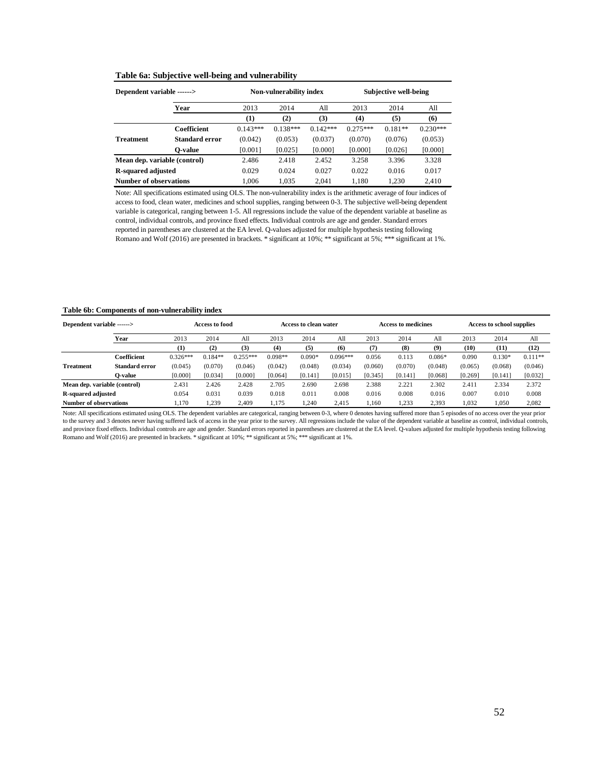**Table 6a: Subjective well-being and vulnerability**

| Dependent variable ------> | | Non-vulnerability index | | | Subjective well-being | | |
|---|---|---|---|---|---|---|---|
| | **Year** | 2013 | 2014 | All | 2013 | 2014 | All |
| | | **(1)** | **(2)** | **(3)** | **(4)** | **(5)** | **(6)** |
| | **Coefficient** | 0.143*** | 0.138*** | 0.142*** | 0.275*** | 0.181** | 0.230*** |
| **Treatment** | **Standard error** | (0.042) | (0.053) | (0.037) | (0.070) | (0.076) | (0.053) |
| | **Q-value** | [0.001] | [0.025] | [0.000] | [0.000] | [0.026] | [0.000] |
| **Mean dep. variable (control)** | | 2.486 | 2.418 | 2.452 | 3.258 | 3.396 | 3.328 |
| **R-squared adjusted** | | 0.029 | 0.024 | 0.027 | 0.022 | 0.016 | 0.017 |
| **Number of observations** | | 1,006 | 1,035 | 2,041 | 1,180 | 1,230 | 2,410 |

Note: All specifications estimated using OLS. The non-vulnerability index is the arithmetic average of four indices of access to food, clean water, medicines and school supplies, ranging between 0-3. The subjective well-being dependent variable is categorical, ranging between 1-5. All regressions include the value of the dependent variable at baseline as control, individual controls, and province fixed effects. Individual controls are age and gender. Standard errors reported in parentheses are clustered at the EA level. Q-values adjusted for multiple hypothesis testing following Romano and Wolf (2016) are presented in brackets. * significant at 10%; ** significant at 5%; *** significant at 1%.

**Table 6b: Components of non-vulnerability index**

| Dependent variable ------> | | Access to food | | | Access to clean water | | | Access to medicines | | | Access to school supplies | | |
|---|---|---|---|---|---|---|---|---|---|---|---|---|---|
| | **Year** | 2013 | 2014 | All | 2013 | 2014 | All | 2013 | 2014 | All | 2013 | 2014 | All |
| | | **(1)** | **(2)** | **(3)** | **(4)** | **(5)** | **(6)** | **(7)** | **(8)** | **(9)** | **(10)** | **(11)** | **(12)** |
| | **Coefficient** | 0.326*** | 0.184** | 0.255*** | 0.098** | 0.090* | 0.096*** | 0.056 | 0.113 | 0.086* | 0.090 | 0.130* | 0.111** |
| **Treatment** | **Standard error** | (0.045) | (0.070) | (0.046) | (0.042) | (0.048) | (0.034) | (0.060) | (0.070) | (0.048) | (0.065) | (0.068) | (0.046) |
| | **Q-value** | [0.000] | [0.034] | [0.000] | [0.064] | [0.141] | [0.015] | [0.345] | [0.141] | [0.068] | [0.269] | [0.141] | [0.032] |
| **Mean dep. variable (control)** | | 2.431 | 2.426 | 2.428 | 2.705 | 2.690 | 2.698 | 2.388 | 2.221 | 2.302 | 2.411 | 2.334 | 2.372 |
| **R-squared adjusted** | | 0.054 | 0.031 | 0.039 | 0.018 | 0.011 | 0.008 | 0.016 | 0.008 | 0.016 | 0.007 | 0.010 | 0.008 |
| **Number of observations** | | 1,170 | 1,239 | 2,409 | 1,175 | 1,240 | 2,415 | 1,160 | 1,233 | 2,393 | 1,032 | 1,050 | 2,082 |

Note: All specifications estimated using OLS. The dependent variables are categorical, ranging between 0-3, where 0 denotes having suffered more than 5 episodes of no access over the year prior to the survey and 3 denotes never having suffered lack of access in the year prior to the survey. All regressions include the value of the dependent variable at baseline as control, individual controls, and province fixed effects. Individual controls are age and gender. Standard errors reported in parentheses are clustered at the EA level. Q-values adjusted for multiple hypothesis testing following Romano and Wolf (2016) are presented in brackets. * significant at 10%; ** significant at 5%; *** significant at 1%.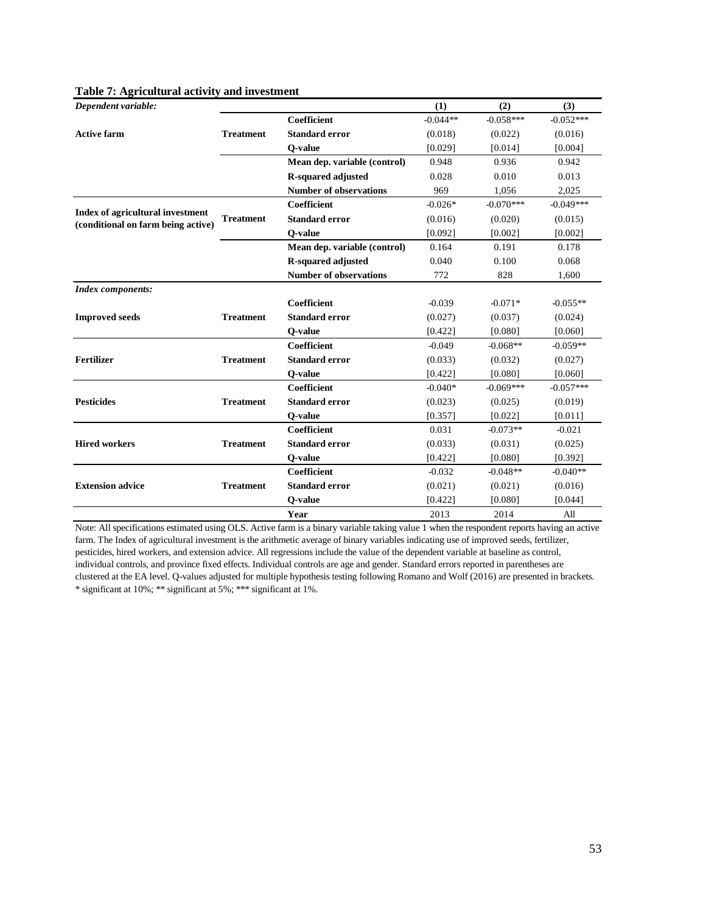**Table 7: Agricultural activity and investment**

| *Dependent variable:* | | | (1) | (2) | (3) |
|---|---|---|---|---|---|
| **Active farm** | **Treatment** | **Coefficient** | -0.044** | -0.058*** | -0.052*** |
| | | **Standard error** | (0.018) | (0.022) | (0.016) |
| | | **Q-value** | [0.029] | [0.014] | [0.004] |
| | | **Mean dep. variable (control)** | 0.948 | 0.936 | 0.942 |
| | | **R-squared adjusted** | 0.028 | 0.010 | 0.013 |
| | | **Number of observations** | 969 | 1,056 | 2,025 |
| **Index of agricultural investment (conditional on farm being active)** | **Treatment** | **Coefficient** | -0.026* | -0.070*** | -0.049*** |
| | | **Standard error** | (0.016) | (0.020) | (0.015) |
| | | **Q-value** | [0.092] | [0.002] | [0.002] |
| | | **Mean dep. variable (control)** | 0.164 | 0.191 | 0.178 |
| | | **R-squared adjusted** | 0.040 | 0.100 | 0.068 |
| | | **Number of observations** | 772 | 828 | 1,600 |
| ***Index components:*** | | | | | |
| **Improved seeds** | **Treatment** | **Coefficient** | -0.039 | -0.071* | -0.055** |
| | | **Standard error** | (0.027) | (0.037) | (0.024) |
| | | **Q-value** | [0.422] | [0.080] | [0.060] |
| **Fertilizer** | **Treatment** | **Coefficient** | -0.049 | -0.068** | -0.059** |
| | | **Standard error** | (0.033) | (0.032) | (0.027) |
| | | **Q-value** | [0.422] | [0.080] | [0.060] |
| **Pesticides** | **Treatment** | **Coefficient** | -0.040* | -0.069*** | -0.057*** |
| | | **Standard error** | (0.023) | (0.025) | (0.019) |
| | | **Q-value** | [0.357] | [0.022] | [0.011] |
| **Hired workers** | **Treatment** | **Coefficient** | 0.031 | -0.073** | -0.021 |
| | | **Standard error** | (0.033) | (0.031) | (0.025) |
| | | **Q-value** | [0.422] | [0.080] | [0.392] |
| **Extension advice** | **Treatment** | **Coefficient** | -0.032 | -0.048** | -0.040** |
| | | **Standard error** | (0.021) | (0.021) | (0.016) |
| | | **Q-value** | [0.422] | [0.080] | [0.044] |
| | | **Year** | 2013 | 2014 | All |

Note: All specifications estimated using OLS. Active farm is a binary variable taking value 1 when the respondent reports having an active farm. The Index of agricultural investment is the arithmetic average of binary variables indicating use of improved seeds, fertilizer, pesticides, hired workers, and extension advice. All regressions include the value of the dependent variable at baseline as control, individual controls, and province fixed effects. Individual controls are age and gender. Standard errors reported in parentheses are clustered at the EA level. Q-values adjusted for multiple hypothesis testing following Romano and Wolf (2016) are presented in brackets. * significant at 10%; ** significant at 5%; *** significant at 1%.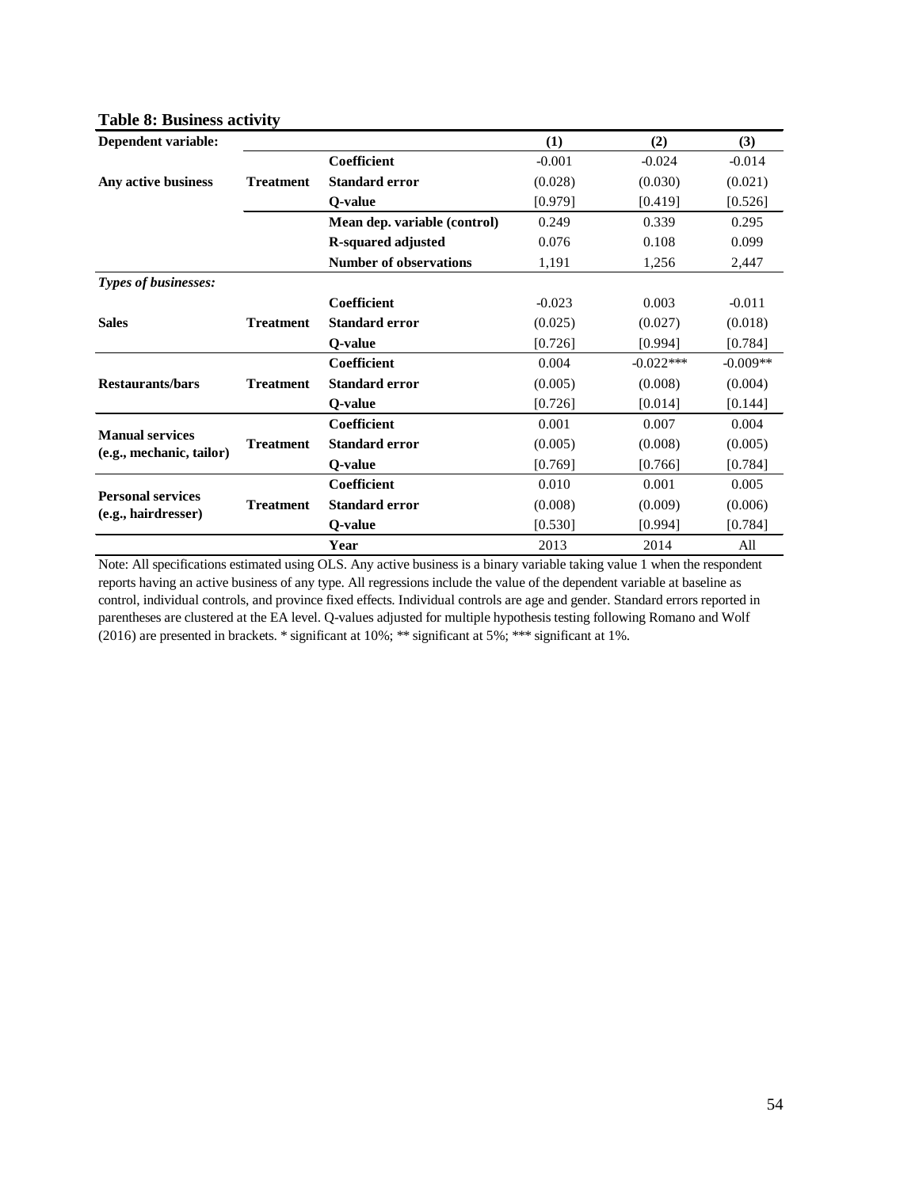**Table 8: Business activity**

| Dependent variable: | | | (1) | (2) | (3) |
|---|---|---|---|---|---|
| | | **Coefficient** | -0.001 | -0.024 | -0.014 |
| **Any active business** | **Treatment** | **Standard error** | (0.028) | (0.030) | (0.021) |
| | | **Q-value** | [0.979] | [0.419] | [0.526] |
| | | **Mean dep. variable (control)** | 0.249 | 0.339 | 0.295 |
| | | **R-squared adjusted** | 0.076 | 0.108 | 0.099 |
| | | **Number of observations** | 1,191 | 1,256 | 2,447 |
| ***Types of businesses:*** | | | | | |
| | | **Coefficient** | -0.023 | 0.003 | -0.011 |
| **Sales** | **Treatment** | **Standard error** | (0.025) | (0.027) | (0.018) |
| | | **Q-value** | [0.726] | [0.994] | [0.784] |
| | | **Coefficient** | 0.004 | -0.022*** | -0.009** |
| **Restaurants/bars** | **Treatment** | **Standard error** | (0.005) | (0.008) | (0.004) |
| | | **Q-value** | [0.726] | [0.014] | [0.144] |
| | | **Coefficient** | 0.001 | 0.007 | 0.004 |
| **Manual services (e.g., mechanic, tailor)** | **Treatment** | **Standard error** | (0.005) | (0.008) | (0.005) |
| | | **Q-value** | [0.769] | [0.766] | [0.784] |
| | | **Coefficient** | 0.010 | 0.001 | 0.005 |
| **Personal services (e.g., hairdresser)** | **Treatment** | **Standard error** | (0.008) | (0.009) | (0.006) |
| | | **Q-value** | [0.530] | [0.994] | [0.784] |
| | | **Year** | 2013 | 2014 | All |

Note: All specifications estimated using OLS. Any active business is a binary variable taking value 1 when the respondent reports having an active business of any type. All regressions include the value of the dependent variable at baseline as control, individual controls, and province fixed effects. Individual controls are age and gender. Standard errors reported in parentheses are clustered at the EA level. Q-values adjusted for multiple hypothesis testing following Romano and Wolf (2016) are presented in brackets. * significant at 10%; ** significant at 5%; *** significant at 1%.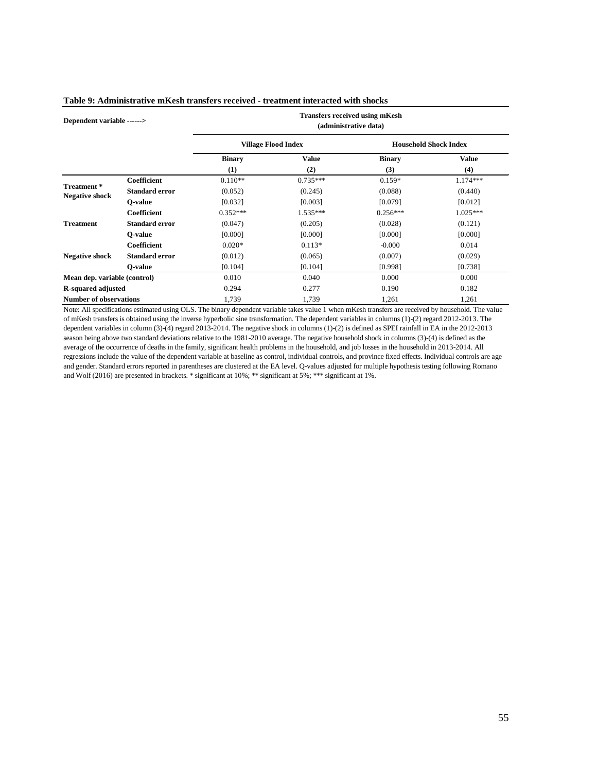**Table 9: Administrative mKesh transfers received - treatment interacted with shocks**

| Dependent variable ------> | | Transfers received using mKesh (administrative data) | | | |
|---|---|---|---|---|---|
| | | Village Flood Index | | Household Shock Index | |
| | | Binary | Value | Binary | Value |
| | | (1) | (2) | (3) | (4) |
| Treatment * Negative shock | Coefficient | 0.110** | 0.735*** | 0.159* | 1.174*** |
| | Standard error | (0.052) | (0.245) | (0.088) | (0.440) |
| | Q-value | [0.032] | [0.003] | [0.079] | [0.012] |
| Treatment | Coefficient | 0.352*** | 1.535*** | 0.256*** | 1.025*** |
| | Standard error | (0.047) | (0.205) | (0.028) | (0.121) |
| | Q-value | [0.000] | [0.000] | [0.000] | [0.000] |
| Negative shock | Coefficient | 0.020* | 0.113* | -0.000 | 0.014 |
| | Standard error | (0.012) | (0.065) | (0.007) | (0.029) |
| | Q-value | [0.104] | [0.104] | [0.998] | [0.738] |
| Mean dep. variable (control) | | 0.010 | 0.040 | 0.000 | 0.000 |
| R-squared adjusted | | 0.294 | 0.277 | 0.190 | 0.182 |
| Number of observations | | 1,739 | 1,739 | 1,261 | 1,261 |

Note: All specifications estimated using OLS. The binary dependent variable takes value 1 when mKesh transfers are received by household. The value of mKesh transfers is obtained using the inverse hyperbolic sine transformation. The dependent variables in columns (1)-(2) regard 2012-2013. The dependent variables in column (3)-(4) regard 2013-2014. The negative shock in columns (1)-(2) is defined as SPEI rainfall in EA in the 2012-2013 season being above two standard deviations relative to the 1981-2010 average. The negative household shock in columns (3)-(4) is defined as the average of the occurrence of deaths in the family, significant health problems in the household, and job losses in the household in 2013-2014. All regressions include the value of the dependent variable at baseline as control, individual controls, and province fixed effects. Individual controls are age and gender. Standard errors reported in parentheses are clustered at the EA level. Q-values adjusted for multiple hypothesis testing following Romano and Wolf (2016) are presented in brackets. * significant at 10%; ** significant at 5%; *** significant at 1%.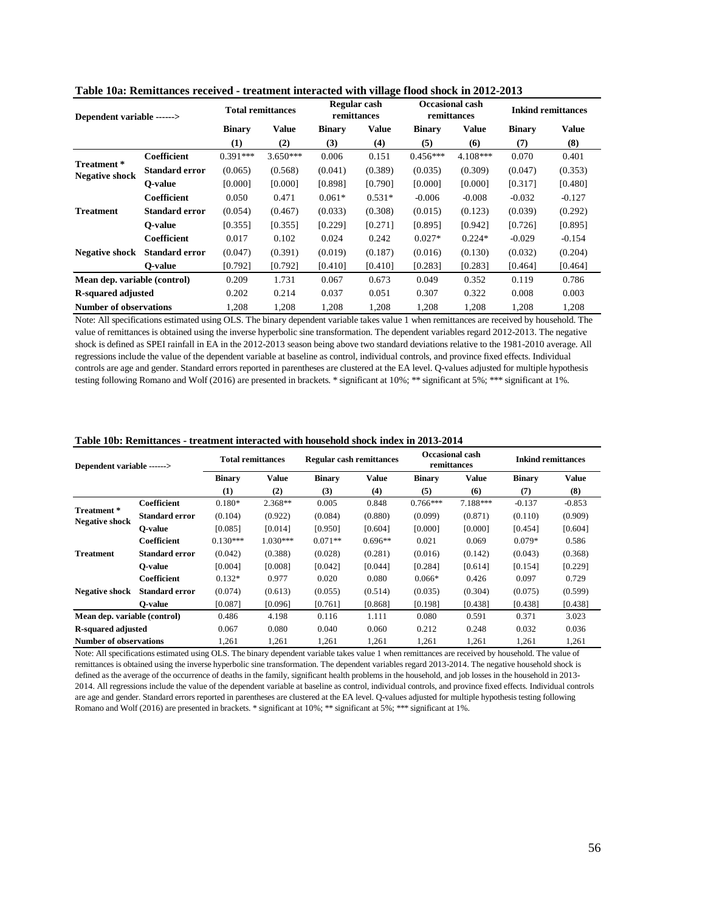**Table 10a: Remittances received - treatment interacted with village flood shock in 2012-2013**

| Dependent variable ------> | | Total remittances | | Regular cash remittances | | Occasional cash remittances | | Inkind remittances | |
|---|---|---|---|---|---|---|---|---|---|
| | | **Binary** | **Value** | **Binary** | **Value** | **Binary** | **Value** | **Binary** | **Value** |
| | | **(1)** | **(2)** | **(3)** | **(4)** | **(5)** | **(6)** | **(7)** | **(8)** |
| **Treatment * Negative shock** | **Coefficient** | 0.391*** | 3.650*** | 0.006 | 0.151 | 0.456*** | 4.108*** | 0.070 | 0.401 |
| | **Standard error** | (0.065) | (0.568) | (0.041) | (0.389) | (0.035) | (0.309) | (0.047) | (0.353) |
| | **Q-value** | [0.000] | [0.000] | [0.898] | [0.790] | [0.000] | [0.000] | [0.317] | [0.480] |
| **Treatment** | **Coefficient** | 0.050 | 0.471 | 0.061* | 0.531* | -0.006 | -0.008 | -0.032 | -0.127 |
| | **Standard error** | (0.054) | (0.467) | (0.033) | (0.308) | (0.015) | (0.123) | (0.039) | (0.292) |
| | **Q-value** | [0.355] | [0.355] | [0.229] | [0.271] | [0.895] | [0.942] | [0.726] | [0.895] |
| **Negative shock** | **Coefficient** | 0.017 | 0.102 | 0.024 | 0.242 | 0.027* | 0.224* | -0.029 | -0.154 |
| | **Standard error** | (0.047) | (0.391) | (0.019) | (0.187) | (0.016) | (0.130) | (0.032) | (0.204) |
| | **Q-value** | [0.792] | [0.792] | [0.410] | [0.410] | [0.283] | [0.283] | [0.464] | [0.464] |
| **Mean dep. variable (control)** | | 0.209 | 1.731 | 0.067 | 0.673 | 0.049 | 0.352 | 0.119 | 0.786 |
| **R-squared adjusted** | | 0.202 | 0.214 | 0.037 | 0.051 | 0.307 | 0.322 | 0.008 | 0.003 |
| **Number of observations** | | 1,208 | 1,208 | 1,208 | 1,208 | 1,208 | 1,208 | 1,208 | 1,208 |

Note: All specifications estimated using OLS. The binary dependent variable takes value 1 when remittances are received by household. The value of remittances is obtained using the inverse hyperbolic sine transformation. The dependent variables regard 2012-2013. The negative shock is defined as SPEI rainfall in EA in the 2012-2013 season being above two standard deviations relative to the 1981-2010 average. All regressions include the value of the dependent variable at baseline as control, individual controls, and province fixed effects. Individual controls are age and gender. Standard errors reported in parentheses are clustered at the EA level. Q-values adjusted for multiple hypothesis testing following Romano and Wolf (2016) are presented in brackets. * significant at 10%; ** significant at 5%; *** significant at 1%.

**Table 10b: Remittances - treatment interacted with household shock index in 2013-2014**

| Dependent variable ------> | | Total remittances | | Regular cash remittances | | Occasional cash remittances | | Inkind remittances | |
|---|---|---|---|---|---|---|---|---|---|
| | | **Binary** | **Value** | **Binary** | **Value** | **Binary** | **Value** | **Binary** | **Value** |
| | | **(1)** | **(2)** | **(3)** | **(4)** | **(5)** | **(6)** | **(7)** | **(8)** |
| **Treatment * Negative shock** | **Coefficient** | 0.180* | 2.368** | 0.005 | 0.848 | 0.766*** | 7.188*** | -0.137 | -0.853 |
| | **Standard error** | (0.104) | (0.922) | (0.084) | (0.880) | (0.099) | (0.871) | (0.110) | (0.909) |
| | **Q-value** | [0.085] | [0.014] | [0.950] | [0.604] | [0.000] | [0.000] | [0.454] | [0.604] |
| **Treatment** | **Coefficient** | 0.130*** | 1.030*** | 0.071** | 0.696** | 0.021 | 0.069 | 0.079* | 0.586 |
| | **Standard error** | (0.042) | (0.388) | (0.028) | (0.281) | (0.016) | (0.142) | (0.043) | (0.368) |
| | **Q-value** | [0.004] | [0.008] | [0.042] | [0.044] | [0.284] | [0.614] | [0.154] | [0.229] |
| **Negative shock** | **Coefficient** | 0.132* | 0.977 | 0.020 | 0.080 | 0.066* | 0.426 | 0.097 | 0.729 |
| | **Standard error** | (0.074) | (0.613) | (0.055) | (0.514) | (0.035) | (0.304) | (0.075) | (0.599) |
| | **Q-value** | [0.087] | [0.096] | [0.761] | [0.868] | [0.198] | [0.438] | [0.438] | [0.438] |
| **Mean dep. variable (control)** | | 0.486 | 4.198 | 0.116 | 1.111 | 0.080 | 0.591 | 0.371 | 3.023 |
| **R-squared adjusted** | | 0.067 | 0.080 | 0.040 | 0.060 | 0.212 | 0.248 | 0.032 | 0.036 |
| **Number of observations** | | 1,261 | 1,261 | 1,261 | 1,261 | 1,261 | 1,261 | 1,261 | 1,261 |

Note: All specifications estimated using OLS. The binary dependent variable takes value 1 when remittances are received by household. The value of remittances is obtained using the inverse hyperbolic sine transformation. The dependent variables regard 2013-2014. The negative household shock is defined as the average of the occurrence of deaths in the family, significant health problems in the household, and job losses in the household in 2013-2014. All regressions include the value of the dependent variable at baseline as control, individual controls, and province fixed effects. Individual controls are age and gender. Standard errors reported in parentheses are clustered at the EA level. Q-values adjusted for multiple hypothesis testing following Romano and Wolf (2016) are presented in brackets. * significant at 10%; ** significant at 5%; *** significant at 1%.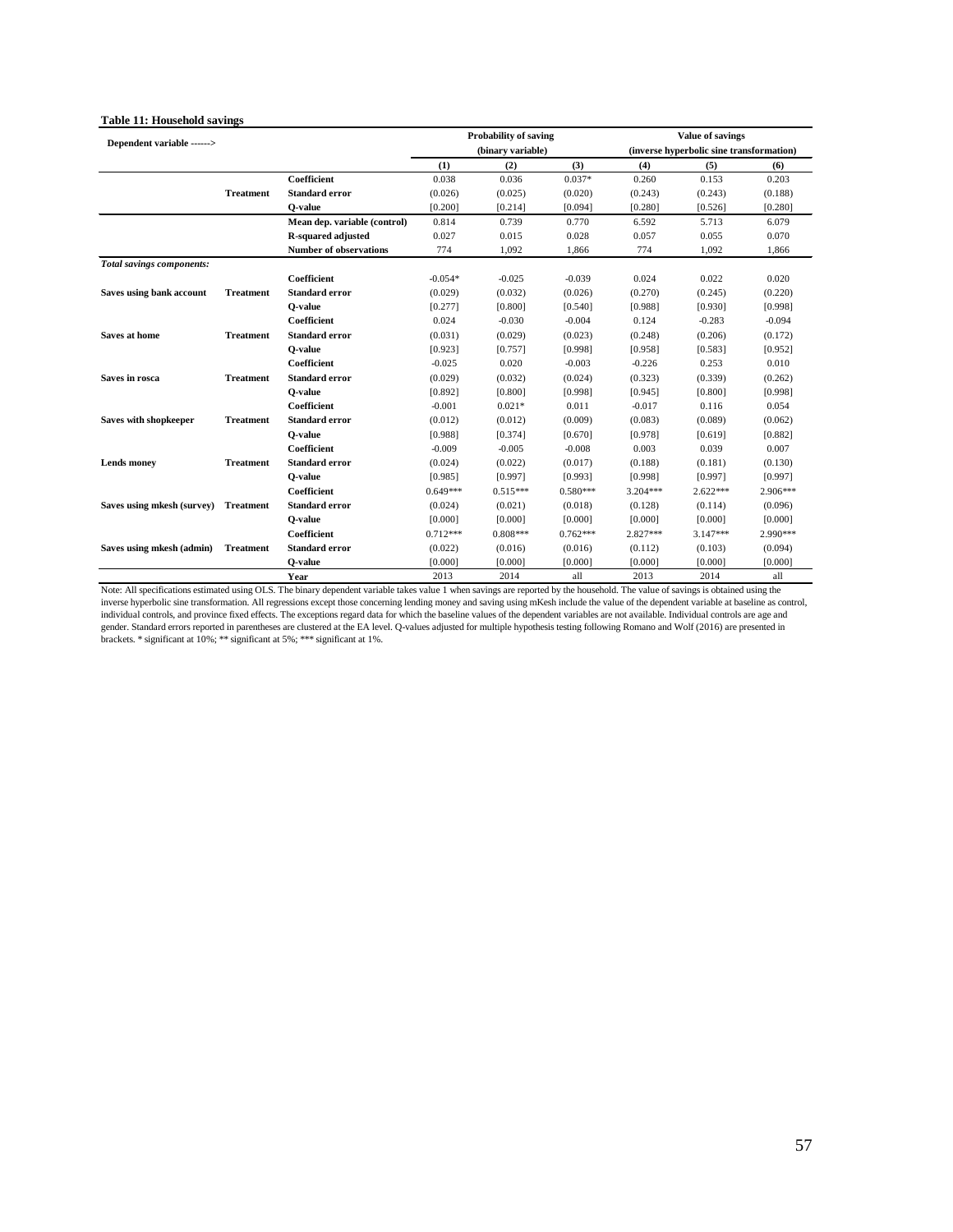**Table 11: Household savings**

| Dependent variable ------> | | | Probability of saving (binary variable) | | | Value of savings (inverse hyperbolic sine transformation) | | |
|---|---|---|---|---|---|---|---|---|
| | | | (1) | (2) | (3) | (4) | (5) | (6) |
| | | **Coefficient** | 0.038 | 0.036 | 0.037* | 0.260 | 0.153 | 0.203 |
| | **Treatment** | **Standard error** | (0.026) | (0.025) | (0.020) | (0.243) | (0.243) | (0.188) |
| | | **Q-value** | [0.200] | [0.214] | [0.094] | [0.280] | [0.526] | [0.280] |
| | | **Mean dep. variable (control)** | 0.814 | 0.739 | 0.770 | 6.592 | 5.713 | 6.079 |
| | | **R-squared adjusted** | 0.027 | 0.015 | 0.028 | 0.057 | 0.055 | 0.070 |
| | | **Number of observations** | 774 | 1,092 | 1,866 | 774 | 1,092 | 1,866 |
| ***Total savings components:*** | | | | | | | | |
| | | **Coefficient** | -0.054* | -0.025 | -0.039 | 0.024 | 0.022 | 0.020 |
| **Saves using bank account** | **Treatment** | **Standard error** | (0.029) | (0.032) | (0.026) | (0.270) | (0.245) | (0.220) |
| | | **Q-value** | [0.277] | [0.800] | [0.540] | [0.988] | [0.930] | [0.998] |
| | | **Coefficient** | 0.024 | -0.030 | -0.004 | 0.124 | -0.283 | -0.094 |
| **Saves at home** | **Treatment** | **Standard error** | (0.031) | (0.029) | (0.023) | (0.248) | (0.206) | (0.172) |
| | | **Q-value** | [0.923] | [0.757] | [0.998] | [0.958] | [0.583] | [0.952] |
| | | **Coefficient** | -0.025 | 0.020 | -0.003 | -0.226 | 0.253 | 0.010 |
| **Saves in rosca** | **Treatment** | **Standard error** | (0.029) | (0.032) | (0.024) | (0.323) | (0.339) | (0.262) |
| | | **Q-value** | [0.892] | [0.800] | [0.998] | [0.945] | [0.800] | [0.998] |
| | | **Coefficient** | -0.001 | 0.021* | 0.011 | -0.017 | 0.116 | 0.054 |
| **Saves with shopkeeper** | **Treatment** | **Standard error** | (0.012) | (0.012) | (0.009) | (0.083) | (0.089) | (0.062) |
| | | **Q-value** | [0.988] | [0.374] | [0.670] | [0.978] | [0.619] | [0.882] |
| | | **Coefficient** | -0.009 | -0.005 | -0.008 | 0.003 | 0.039 | 0.007 |
| **Lends money** | **Treatment** | **Standard error** | (0.024) | (0.022) | (0.017) | (0.188) | (0.181) | (0.130) |
| | | **Q-value** | [0.985] | [0.997] | [0.993] | [0.998] | [0.997] | [0.997] |
| | | **Coefficient** | 0.649*** | 0.515*** | 0.580*** | 3.204*** | 2.622*** | 2.906*** |
| **Saves using mkesh (survey)** | **Treatment** | **Standard error** | (0.024) | (0.021) | (0.018) | (0.128) | (0.114) | (0.096) |
| | | **Q-value** | [0.000] | [0.000] | [0.000] | [0.000] | [0.000] | [0.000] |
| | | **Coefficient** | 0.712*** | 0.808*** | 0.762*** | 2.827*** | 3.147*** | 2.990*** |
| **Saves using mkesh (admin)** | **Treatment** | **Standard error** | (0.022) | (0.016) | (0.016) | (0.112) | (0.103) | (0.094) |
| | | **Q-value** | [0.000] | [0.000] | [0.000] | [0.000] | [0.000] | [0.000] |
| | | **Year** | 2013 | 2014 | all | 2013 | 2014 | all |

Note: All specifications estimated using OLS. The binary dependent variable takes value 1 when savings are reported by the household. The value of savings is obtained using the inverse hyperbolic sine transformation. All regressions except those concerning lending money and saving using mKesh include the value of the dependent variable at baseline as control, individual controls, and province fixed effects. The exceptions regard data for which the baseline values of the dependent variables are not available. Individual controls are age and gender. Standard errors reported in parentheses are clustered at the EA level. Q-values adjusted for multiple hypothesis testing following Romano and Wolf (2016) are presented in brackets. * significant at 10%; ** significant at 5%; *** significant at 1%.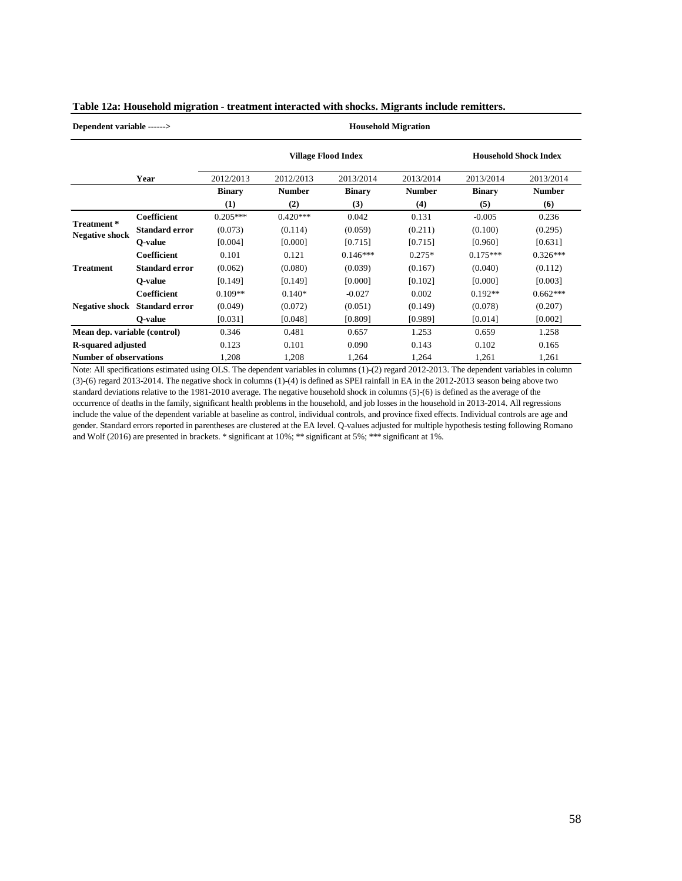**Table 12a: Household migration - treatment interacted with shocks. Migrants include remitters.**

| Dependent variable ------> | | Household Migration | | | | | |
|---|---|---|---|---|---|---|---|
| | | Village Flood Index | | | | Household Shock Index | |
| | Year | 2012/2013 | 2012/2013 | 2013/2014 | 2013/2014 | 2013/2014 | 2013/2014 |
| | | **Binary** | **Number** | **Binary** | **Number** | **Binary** | **Number** |
| | | **(1)** | **(2)** | **(3)** | **(4)** | **(5)** | **(6)** |
| **Treatment * Negative shock** | **Coefficient** | 0.205*** | 0.420*** | 0.042 | 0.131 | -0.005 | 0.236 |
| | **Standard error** | (0.073) | (0.114) | (0.059) | (0.211) | (0.100) | (0.295) |
| | **Q-value** | [0.004] | [0.000] | [0.715] | [0.715] | [0.960] | [0.631] |
| **Treatment** | **Coefficient** | 0.101 | 0.121 | 0.146*** | 0.275* | 0.175*** | 0.326*** |
| | **Standard error** | (0.062) | (0.080) | (0.039) | (0.167) | (0.040) | (0.112) |
| | **Q-value** | [0.149] | [0.149] | [0.000] | [0.102] | [0.000] | [0.003] |
| **Negative shock** | **Coefficient** | 0.109** | 0.140* | -0.027 | 0.002 | 0.192** | 0.662*** |
| | **Standard error** | (0.049) | (0.072) | (0.051) | (0.149) | (0.078) | (0.207) |
| | **Q-value** | [0.031] | [0.048] | [0.809] | [0.989] | [0.014] | [0.002] |
| **Mean dep. variable (control)** | | 0.346 | 0.481 | 0.657 | 1.253 | 0.659 | 1.258 |
| **R-squared adjusted** | | 0.123 | 0.101 | 0.090 | 0.143 | 0.102 | 0.165 |
| **Number of observations** | | 1,208 | 1,208 | 1,264 | 1,264 | 1,261 | 1,261 |

Note: All specifications estimated using OLS. The dependent variables in columns (1)-(2) regard 2012-2013. The dependent variables in column (3)-(6) regard 2013-2014. The negative shock in columns (1)-(4) is defined as SPEI rainfall in EA in the 2012-2013 season being above two standard deviations relative to the 1981-2010 average. The negative household shock in columns (5)-(6) is defined as the average of the occurrence of deaths in the family, significant health problems in the household, and job losses in the household in 2013-2014. All regressions include the value of the dependent variable at baseline as control, individual controls, and province fixed effects. Individual controls are age and gender. Standard errors reported in parentheses are clustered at the EA level. Q-values adjusted for multiple hypothesis testing following Romano and Wolf (2016) are presented in brackets. * significant at 10%; ** significant at 5%; *** significant at 1%.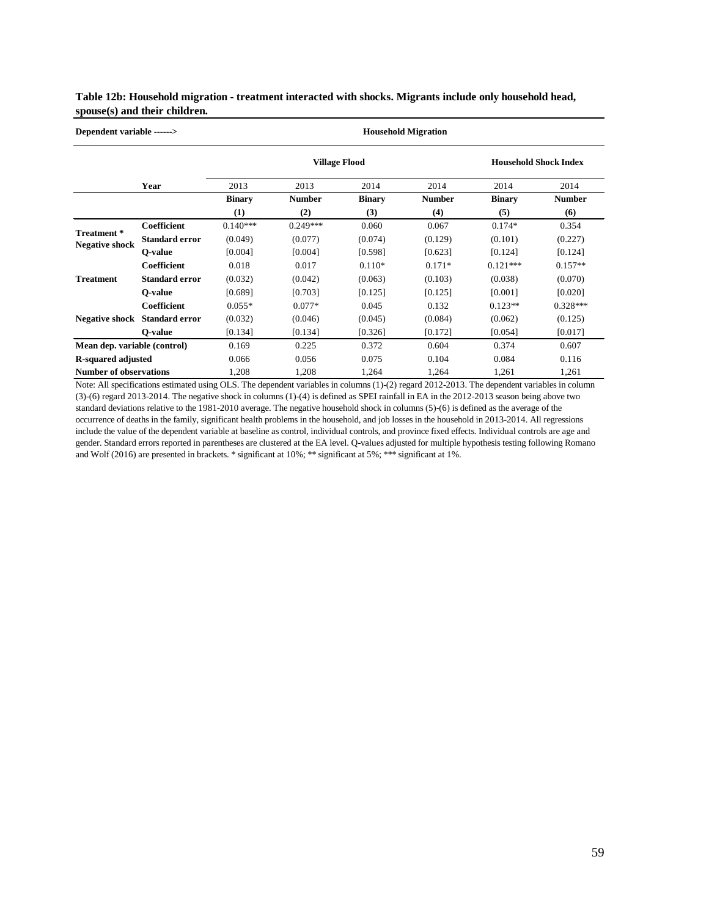**Table 12b: Household migration - treatment interacted with shocks. Migrants include only household head, spouse(s) and their children.**

| Dependent variable ------> | | Household Migration | | | | | |
|---|---|---|---|---|---|---|---|
| | | Village Flood | | | | Household Shock Index | |
| | Year | 2013 | 2013 | 2014 | 2014 | 2014 | 2014 |
| | | **Binary** | **Number** | **Binary** | **Number** | **Binary** | **Number** |
| | | **(1)** | **(2)** | **(3)** | **(4)** | **(5)** | **(6)** |
| **Treatment * Negative shock** | **Coefficient** | 0.140*** | 0.249*** | 0.060 | 0.067 | 0.174* | 0.354 |
| | **Standard error** | (0.049) | (0.077) | (0.074) | (0.129) | (0.101) | (0.227) |
| | **Q-value** | [0.004] | [0.004] | [0.598] | [0.623] | [0.124] | [0.124] |
| **Treatment** | **Coefficient** | 0.018 | 0.017 | 0.110* | 0.171* | 0.121*** | 0.157** |
| | **Standard error** | (0.032) | (0.042) | (0.063) | (0.103) | (0.038) | (0.070) |
| | **Q-value** | [0.689] | [0.703] | [0.125] | [0.125] | [0.001] | [0.020] |
| **Negative shock** | **Coefficient** | 0.055* | 0.077* | 0.045 | 0.132 | 0.123** | 0.328*** |
| | **Standard error** | (0.032) | (0.046) | (0.045) | (0.084) | (0.062) | (0.125) |
| | **Q-value** | [0.134] | [0.134] | [0.326] | [0.172] | [0.054] | [0.017] |
| **Mean dep. variable (control)** | | 0.169 | 0.225 | 0.372 | 0.604 | 0.374 | 0.607 |
| **R-squared adjusted** | | 0.066 | 0.056 | 0.075 | 0.104 | 0.084 | 0.116 |
| **Number of observations** | | 1,208 | 1,208 | 1,264 | 1,264 | 1,261 | 1,261 |

Note: All specifications estimated using OLS. The dependent variables in columns (1)-(2) regard 2012-2013. The dependent variables in column (3)-(6) regard 2013-2014. The negative shock in columns (1)-(4) is defined as SPEI rainfall in EA in the 2012-2013 season being above two standard deviations relative to the 1981-2010 average. The negative household shock in columns (5)-(6) is defined as the average of the occurrence of deaths in the family, significant health problems in the household, and job losses in the household in 2013-2014. All regressions include the value of the dependent variable at baseline as control, individual controls, and province fixed effects. Individual controls are age and gender. Standard errors reported in parentheses are clustered at the EA level. Q-values adjusted for multiple hypothesis testing following Romano and Wolf (2016) are presented in brackets. * significant at 10%; ** significant at 5%; *** significant at 1%.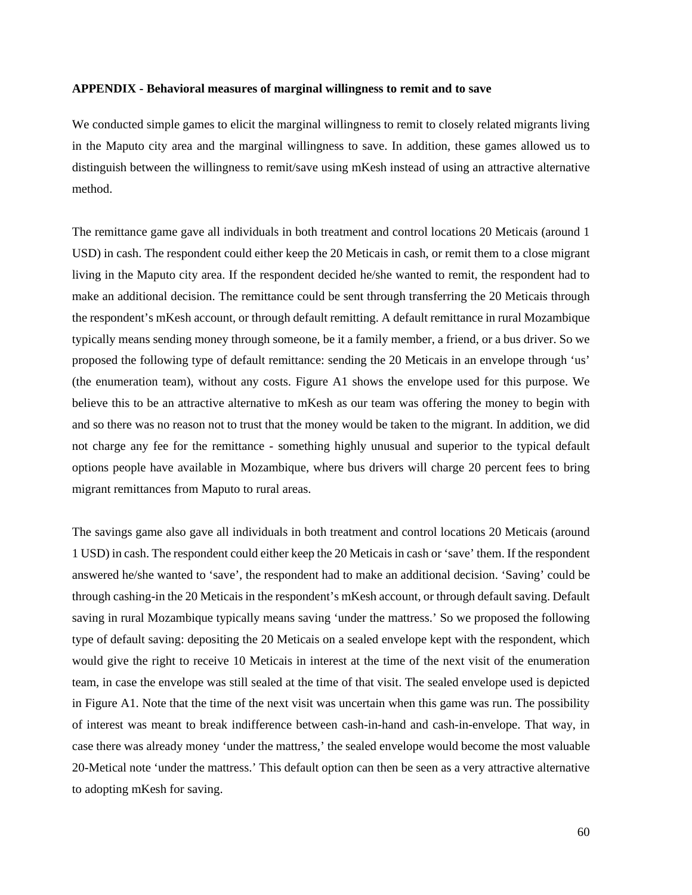**APPENDIX - Behavioral measures of marginal willingness to remit and to save**

We conducted simple games to elicit the marginal willingness to remit to closely related migrants living in the Maputo city area and the marginal willingness to save. In addition, these games allowed us to distinguish between the willingness to remit/save using mKesh instead of using an attractive alternative method.

The remittance game gave all individuals in both treatment and control locations 20 Meticais (around 1 USD) in cash. The respondent could either keep the 20 Meticais in cash, or remit them to a close migrant living in the Maputo city area. If the respondent decided he/she wanted to remit, the respondent had to make an additional decision. The remittance could be sent through transferring the 20 Meticais through the respondent's mKesh account, or through default remitting. A default remittance in rural Mozambique typically means sending money through someone, be it a family member, a friend, or a bus driver. So we proposed the following type of default remittance: sending the 20 Meticais in an envelope through 'us' (the enumeration team), without any costs. Figure A1 shows the envelope used for this purpose. We believe this to be an attractive alternative to mKesh as our team was offering the money to begin with and so there was no reason not to trust that the money would be taken to the migrant. In addition, we did not charge any fee for the remittance - something highly unusual and superior to the typical default options people have available in Mozambique, where bus drivers will charge 20 percent fees to bring migrant remittances from Maputo to rural areas.

The savings game also gave all individuals in both treatment and control locations 20 Meticais (around 1 USD) in cash. The respondent could either keep the 20 Meticais in cash or 'save' them. If the respondent answered he/she wanted to 'save', the respondent had to make an additional decision. 'Saving' could be through cashing-in the 20 Meticais in the respondent's mKesh account, or through default saving. Default saving in rural Mozambique typically means saving 'under the mattress.' So we proposed the following type of default saving: depositing the 20 Meticais on a sealed envelope kept with the respondent, which would give the right to receive 10 Meticais in interest at the time of the next visit of the enumeration team, in case the envelope was still sealed at the time of that visit. The sealed envelope used is depicted in Figure A1. Note that the time of the next visit was uncertain when this game was run. The possibility of interest was meant to break indifference between cash-in-hand and cash-in-envelope. That way, in case there was already money 'under the mattress,' the sealed envelope would become the most valuable 20-Metical note 'under the mattress.' This default option can then be seen as a very attractive alternative to adopting mKesh for saving.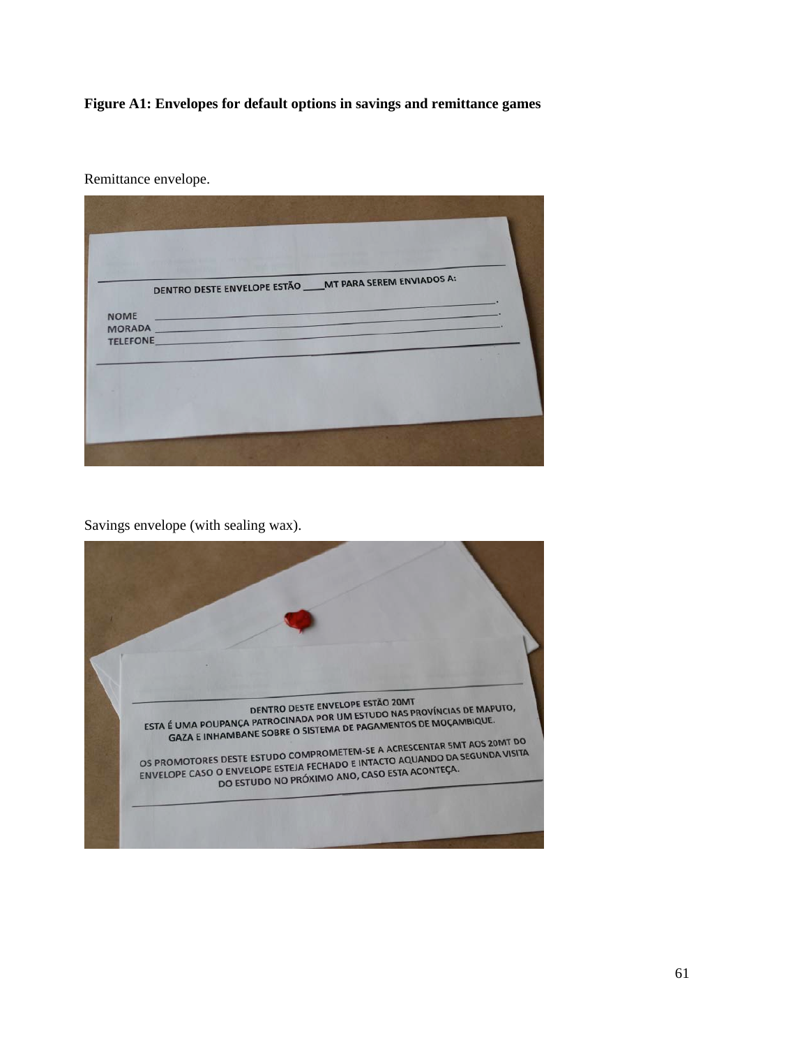**Figure A1: Envelopes for default options in savings and remittance games**

Remittance envelope.

DENTRO DESTE ENVELOPE ESTÃO ____MT PARA SEREM ENVIADOS A:

NOME

MORADA

TELEFONE

Savings envelope (with sealing wax).

DENTRO DESTE ENVELOPE ESTÃO 20MT

ESTA É UMA POUPANÇA PATROCINADA POR UM ESTUDO NAS PROVÍNCIAS DE MAPUTO, GAZA E INHAMBANE SOBRE O SISTEMA DE PAGAMENTOS DE MOÇAMBIQUE.

OS PROMOTORES DESTE ESTUDO COMPROMETEM-SE A ACRESCENTAR 5MT AOS 20MT DO ENVELOPE CASO O ENVELOPE ESTEJA FECHADO E INTACTO AQUANDO DA SEGUNDA VISITA DO ESTUDO NO PRÓXIMO ANO, CASO ESTA ACONTEÇA.